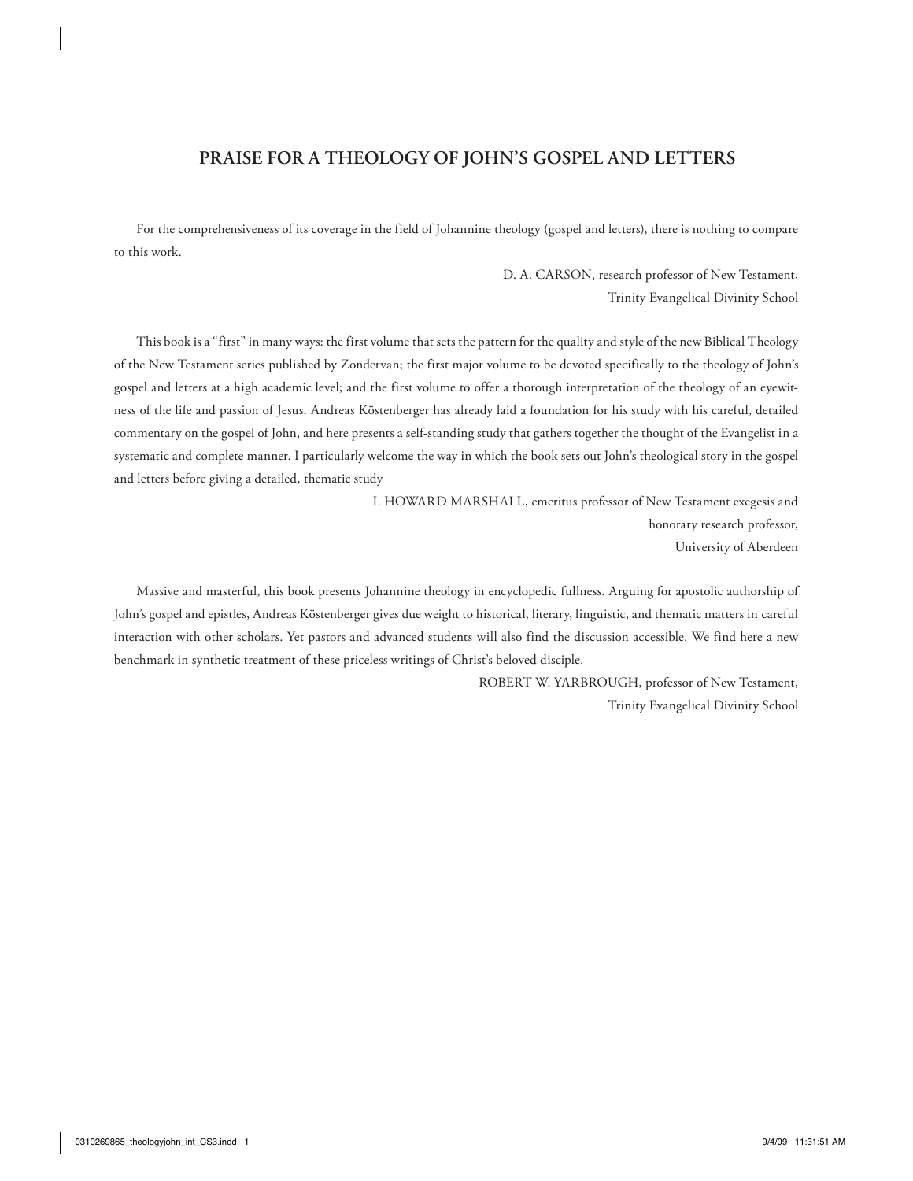## PRAISE FOR A THEOLOGY OF JOHN'S GOSPEL AND LETTERS

For the comprehensiveness of its coverage in the field of Johannine theology (gospel and letters), there is nothing to compare to this work.

D. A. CARSON, research professor of New Testament,
Trinity Evangelical Divinity School

This book is a "first" in many ways: the first volume that sets the pattern for the quality and style of the new Biblical Theology of the New Testament series published by Zondervan; the first major volume to be devoted specifically to the theology of John's gospel and letters at a high academic level; and the first volume to offer a thorough interpretation of the theology of an eyewitness of the life and passion of Jesus. Andreas Köstenberger has already laid a foundation for his study with his careful, detailed commentary on the gospel of John, and here presents a self-standing study that gathers together the thought of the Evangelist in a systematic and complete manner. I particularly welcome the way in which the book sets out John's theological story in the gospel and letters before giving a detailed, thematic study

I. HOWARD MARSHALL, emeritus professor of New Testament exegesis and
honorary research professor,
University of Aberdeen

Massive and masterful, this book presents Johannine theology in encyclopedic fullness. Arguing for apostolic authorship of John's gospel and epistles, Andreas Köstenberger gives due weight to historical, literary, linguistic, and thematic matters in careful interaction with other scholars. Yet pastors and advanced students will also find the discussion accessible. We find here a new benchmark in synthetic treatment of these priceless writings of Christ's beloved disciple.

ROBERT W. YARBROUGH, professor of New Testament,
Trinity Evangelical Divinity School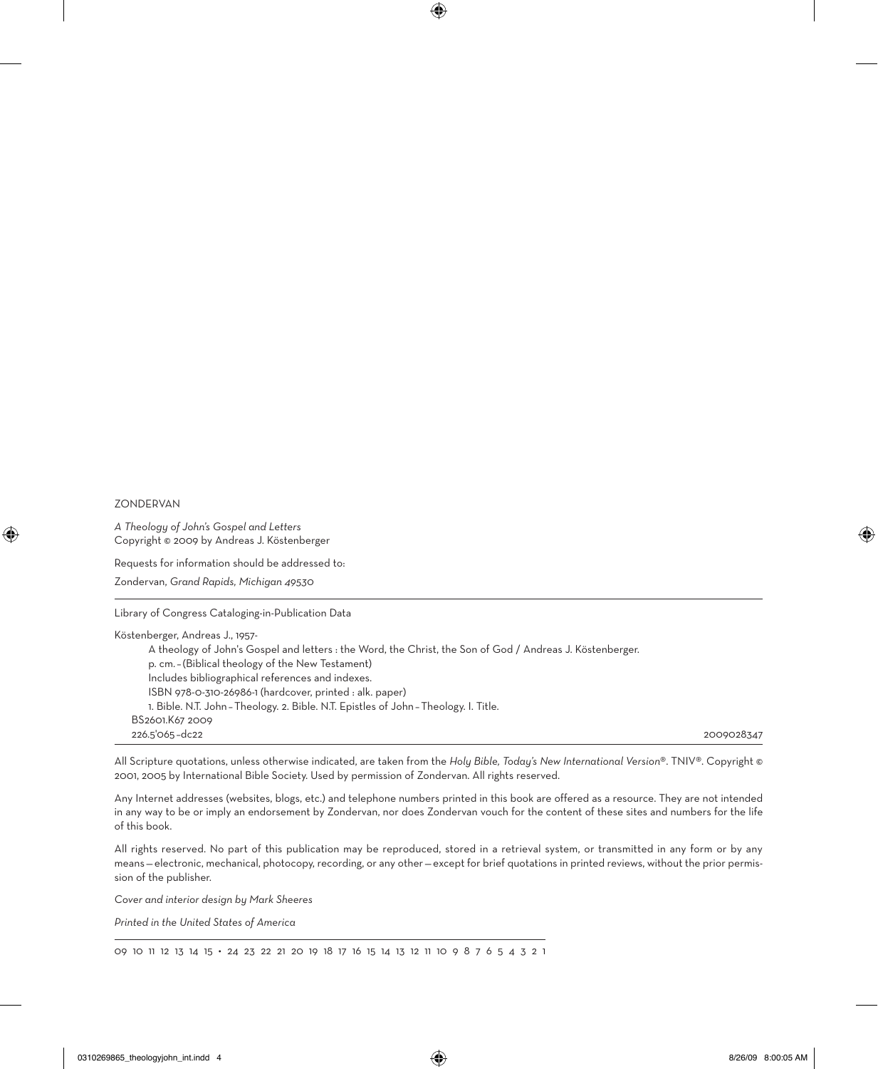ZONDERVAN

*A Theology of John's Gospel and Letters*
Copyright © 2009 by Andreas J. Köstenberger

Requests for information should be addressed to:

Zondervan, *Grand Rapids, Michigan 49530*

---

Library of Congress Cataloging-in-Publication Data

Köstenberger, Andreas J., 1957-
 A theology of John's Gospel and letters : the Word, the Christ, the Son of God / Andreas J. Köstenberger.
 p. cm. – (Biblical theology of the New Testament)
 Includes bibliographical references and indexes.
 ISBN 978-0-310-26986-1 (hardcover, printed : alk. paper)
 1. Bible. N.T. John – Theology. 2. Bible. N.T. Epistles of John – Theology. I. Title.
 BS2601.K67 2009
 226.5'065 – dc22 2009028347

---

All Scripture quotations, unless otherwise indicated, are taken from the *Holy Bible, Today's New International Version*®. TNIV®. Copyright © 2001, 2005 by International Bible Society. Used by permission of Zondervan. All rights reserved.

Any Internet addresses (websites, blogs, etc.) and telephone numbers printed in this book are offered as a resource. They are not intended in any way to be or imply an endorsement by Zondervan, nor does Zondervan vouch for the content of these sites and numbers for the life of this book.

All rights reserved. No part of this publication may be reproduced, stored in a retrieval system, or transmitted in any form or by any means — electronic, mechanical, photocopy, recording, or any other — except for brief quotations in printed reviews, without the prior permission of the publisher.

*Cover and interior design by Mark Sheeres*

*Printed in the United States of America*

---

09 10 11 12 13 14 15 • 24 23 22 21 20 19 18 17 16 15 14 13 12 11 10 9 8 7 6 5 4 3 2 1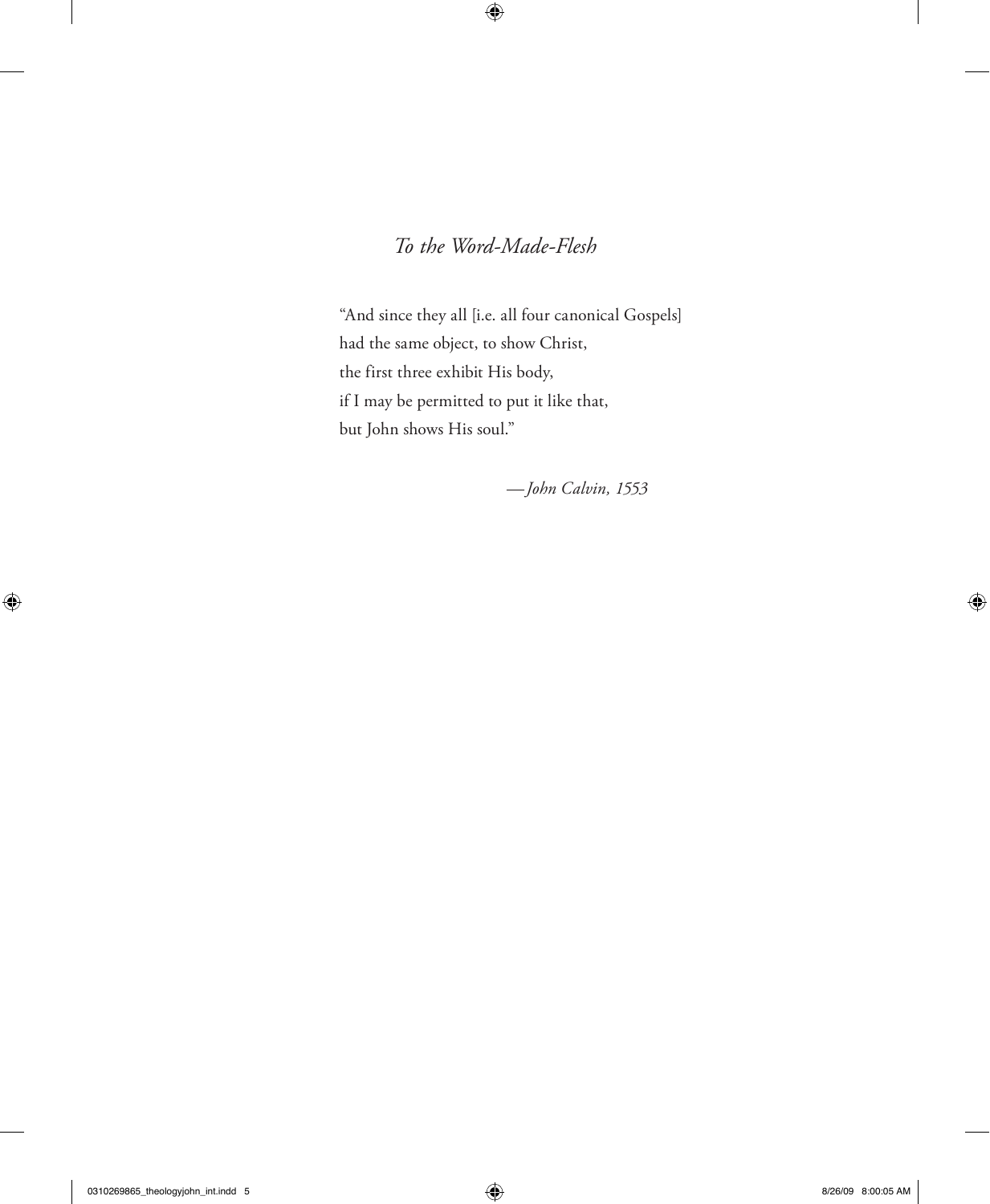*To the Word-Made-Flesh*

"And since they all [i.e. all four canonical Gospels]
had the same object, to show Christ,
the first three exhibit His body,
if I may be permitted to put it like that,
but John shows His soul."

—*John Calvin, 1553*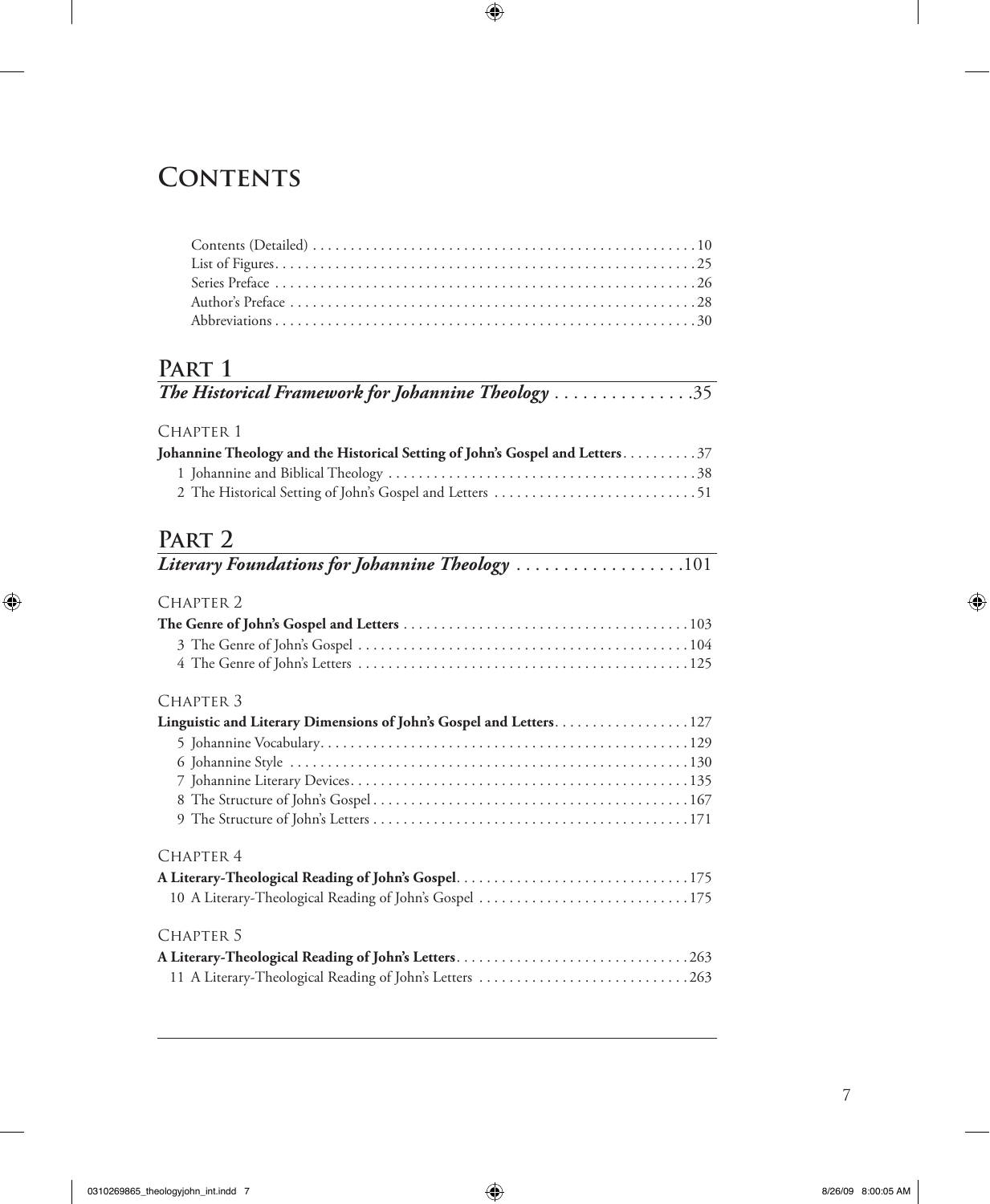# Contents

Contents (Detailed) . . . . . . . . . . . . . . . . . . . . . . . . . . . . . . . . . . . . . . . . . . . . . . . . . . 10
List of Figures . . . . . . . . . . . . . . . . . . . . . . . . . . . . . . . . . . . . . . . . . . . . . . . . . . . . . 25
Series Preface . . . . . . . . . . . . . . . . . . . . . . . . . . . . . . . . . . . . . . . . . . . . . . . . . . . . . 26
Author's Preface . . . . . . . . . . . . . . . . . . . . . . . . . . . . . . . . . . . . . . . . . . . . . . . . . . . 28
Abbreviations . . . . . . . . . . . . . . . . . . . . . . . . . . . . . . . . . . . . . . . . . . . . . . . . . . . . . 30

## Part 1

### *The Historical Framework for Johannine Theology* . . . . . . . . . . . . . . . 35

Chapter 1

**Johannine Theology and the Historical Setting of John's Gospel and Letters** . . . . . . . . . . 37
1 Johannine and Biblical Theology . . . . . . . . . . . . . . . . . . . . . . . . . . . . . . . . . . . . . . . . 38
2 The Historical Setting of John's Gospel and Letters . . . . . . . . . . . . . . . . . . . . . . . . . . . 51

## Part 2

### *Literary Foundations for Johannine Theology* . . . . . . . . . . . . . . . . . . 101

Chapter 2

**The Genre of John's Gospel and Letters** . . . . . . . . . . . . . . . . . . . . . . . . . . . . . . . . . . . . . 103
3 The Genre of John's Gospel . . . . . . . . . . . . . . . . . . . . . . . . . . . . . . . . . . . . . . . . . . . 104
4 The Genre of John's Letters . . . . . . . . . . . . . . . . . . . . . . . . . . . . . . . . . . . . . . . . . . . 125

Chapter 3

**Linguistic and Literary Dimensions of John's Gospel and Letters** . . . . . . . . . . . . . . . . . . 127
5 Johannine Vocabulary . . . . . . . . . . . . . . . . . . . . . . . . . . . . . . . . . . . . . . . . . . . . . . . 129
6 Johannine Style . . . . . . . . . . . . . . . . . . . . . . . . . . . . . . . . . . . . . . . . . . . . . . . . . . . 130
7 Johannine Literary Devices . . . . . . . . . . . . . . . . . . . . . . . . . . . . . . . . . . . . . . . . . . . . 135
8 The Structure of John's Gospel . . . . . . . . . . . . . . . . . . . . . . . . . . . . . . . . . . . . . . . . . 167
9 The Structure of John's Letters . . . . . . . . . . . . . . . . . . . . . . . . . . . . . . . . . . . . . . . . . 171

Chapter 4

**A Literary-Theological Reading of John's Gospel** . . . . . . . . . . . . . . . . . . . . . . . . . . . . . . 175
10 A Literary-Theological Reading of John's Gospel . . . . . . . . . . . . . . . . . . . . . . . . . . . . 175

Chapter 5

**A Literary-Theological Reading of John's Letters** . . . . . . . . . . . . . . . . . . . . . . . . . . . . . . 263
11 A Literary-Theological Reading of John's Letters . . . . . . . . . . . . . . . . . . . . . . . . . . . . 263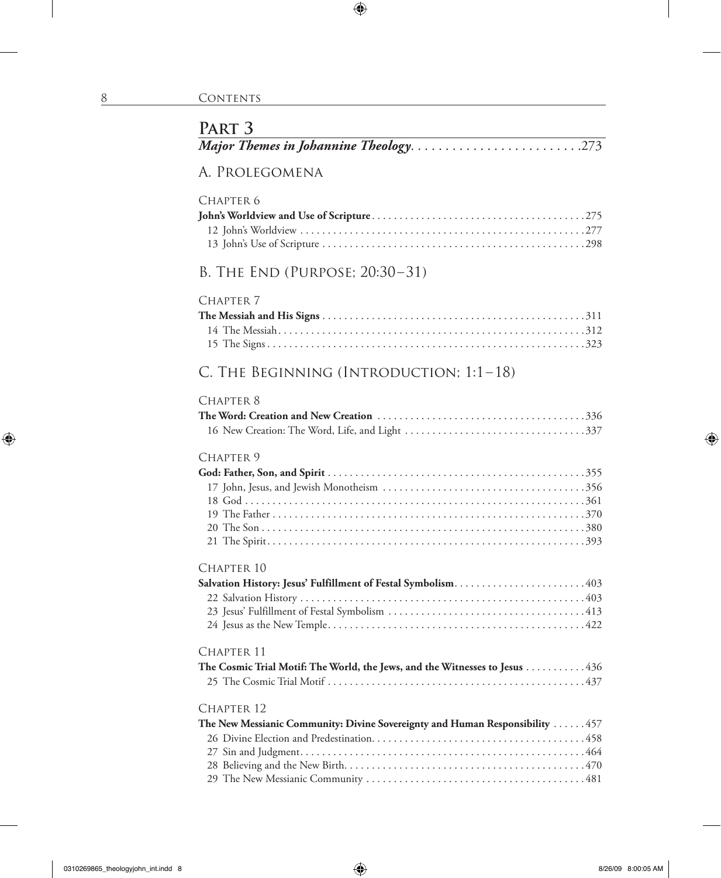# Part 3

## *Major Themes in Johannine Theology* . . . 273

### A. Prolegomena

Chapter 6

**John's Worldview and Use of Scripture** . . . 275
- 12 John's Worldview . . . 277
- 13 John's Use of Scripture . . . 298

### B. The End (Purpose; 20:30–31)

Chapter 7

**The Messiah and His Signs** . . . 311
- 14 The Messiah . . . 312
- 15 The Signs . . . 323

### C. The Beginning (Introduction; 1:1–18)

Chapter 8

**The Word: Creation and New Creation** . . . 336
- 16 New Creation: The Word, Life, and Light . . . 337

Chapter 9

**God: Father, Son, and Spirit** . . . 355
- 17 John, Jesus, and Jewish Monotheism . . . 356
- 18 God . . . 361
- 19 The Father . . . 370
- 20 The Son . . . 380
- 21 The Spirit . . . 393

Chapter 10

**Salvation History: Jesus' Fulfillment of Festal Symbolism** . . . 403
- 22 Salvation History . . . 403
- 23 Jesus' Fulfillment of Festal Symbolism . . . 413
- 24 Jesus as the New Temple . . . 422

Chapter 11

**The Cosmic Trial Motif: The World, the Jews, and the Witnesses to Jesus** . . . 436
- 25 The Cosmic Trial Motif . . . 437

Chapter 12

**The New Messianic Community: Divine Sovereignty and Human Responsibility** . . . 457
- 26 Divine Election and Predestination . . . 458
- 27 Sin and Judgment . . . 464
- 28 Believing and the New Birth . . . 470
- 29 The New Messianic Community . . . 481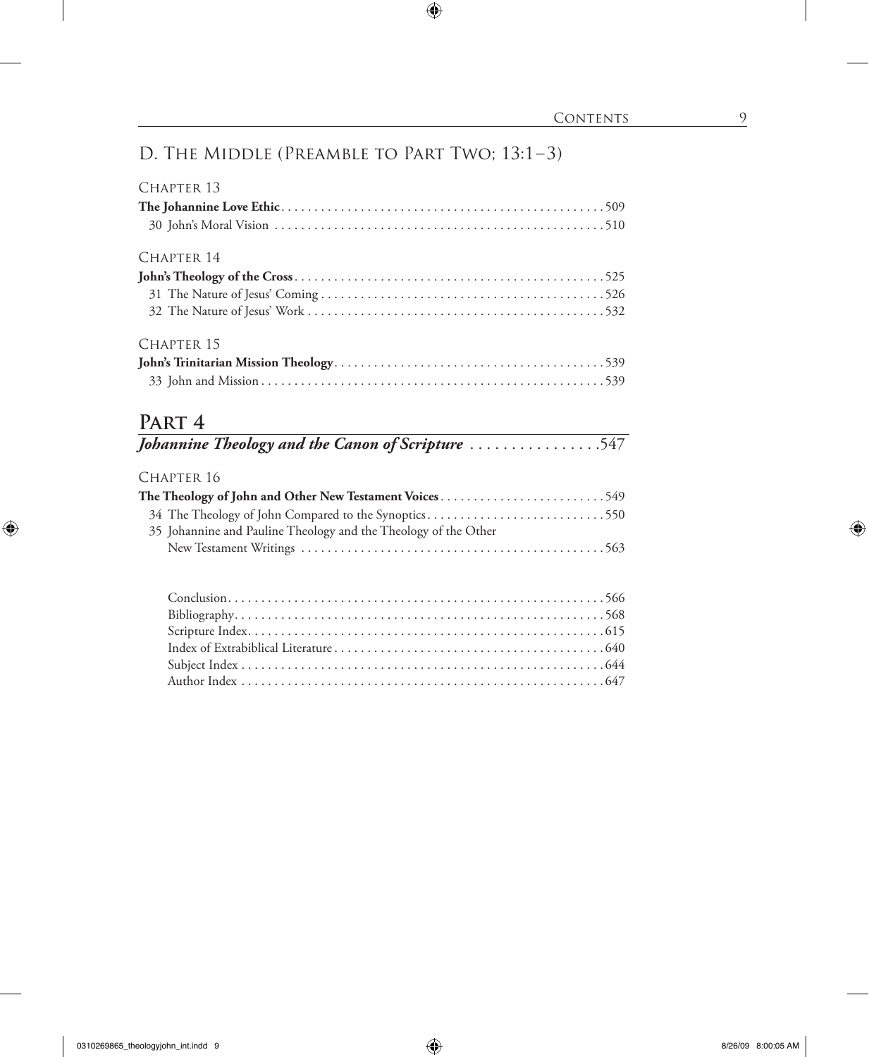## D. The Middle (Preamble to Part Two; 13:1–3)

Chapter 13

**The Johannine Love Ethic** . . . . . . . . . . 509

30 John's Moral Vision . . . . . . . . . . 510

Chapter 14

**John's Theology of the Cross** . . . . . . . . . . 525

31 The Nature of Jesus' Coming . . . . . . . . . . 526

32 The Nature of Jesus' Work . . . . . . . . . . 532

Chapter 15

**John's Trinitarian Mission Theology** . . . . . . . . . . 539

33 John and Mission . . . . . . . . . . 539

# Part 4

***Johannine Theology and the Canon of Scripture*** . . . . . . . . . . 547

Chapter 16

**The Theology of John and Other New Testament Voices** . . . . . . . . . . 549

34 The Theology of John Compared to the Synoptics . . . . . . . . . . 550

35 Johannine and Pauline Theology and the Theology of the Other New Testament Writings . . . . . . . . . . 563

Conclusion . . . . . . . . . . 566

Bibliography . . . . . . . . . . 568

Scripture Index . . . . . . . . . . 615

Index of Extrabiblical Literature . . . . . . . . . . 640

Subject Index . . . . . . . . . . 644

Author Index . . . . . . . . . . 647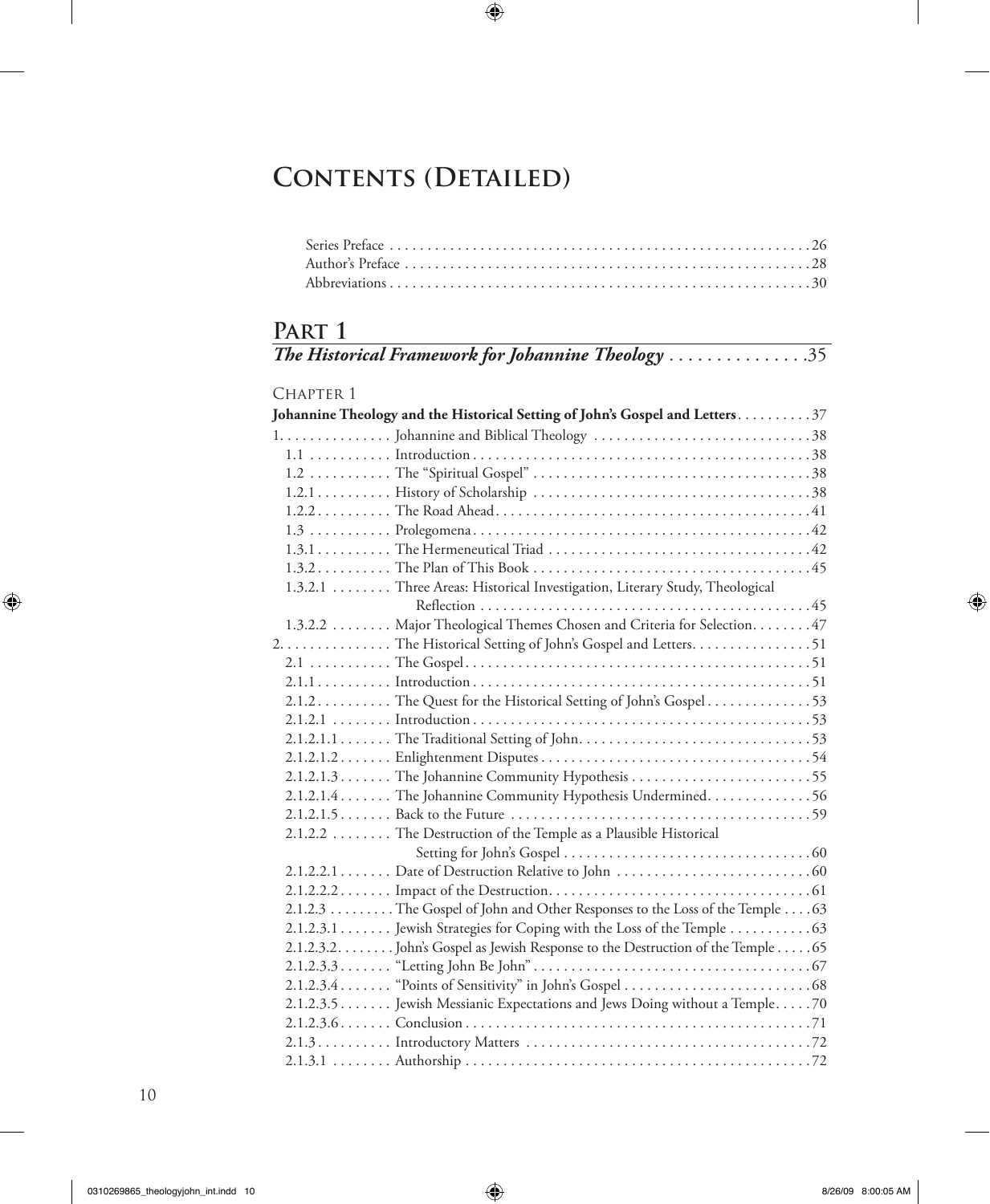# Contents (Detailed)

Series Preface . . . . . . . . . . . . . . . . . . . . . . . . . . . . . . . . . . . . . . . . . . . . . . . . . . . . . . . 26
Author's Preface . . . . . . . . . . . . . . . . . . . . . . . . . . . . . . . . . . . . . . . . . . . . . . . . . . . . . . 28
Abbreviations . . . . . . . . . . . . . . . . . . . . . . . . . . . . . . . . . . . . . . . . . . . . . . . . . . . . . . . 30

## Part 1
### *The Historical Framework for Johannine Theology* . . . . . . . . . . . . . . . 35

Chapter 1

**Johannine Theology and the Historical Setting of John's Gospel and Letters** . . . . . . . . . . 37

1. . . . . . . . . . . . . . . Johannine and Biblical Theology . . . . . . . . . . . . . . . . . . . . . . . . . . . . 38
1.1 . . . . . . . . . . . Introduction . . . . . . . . . . . . . . . . . . . . . . . . . . . . . . . . . . . . . . . . . . . . 38
1.2 . . . . . . . . . . . The "Spiritual Gospel" . . . . . . . . . . . . . . . . . . . . . . . . . . . . . . . . . . . . 38
1.2.1 . . . . . . . . . . History of Scholarship . . . . . . . . . . . . . . . . . . . . . . . . . . . . . . . . . . . . 38
1.2.2 . . . . . . . . . . The Road Ahead . . . . . . . . . . . . . . . . . . . . . . . . . . . . . . . . . . . . . . . . . 41
1.3 . . . . . . . . . . . Prolegomena . . . . . . . . . . . . . . . . . . . . . . . . . . . . . . . . . . . . . . . . . . . 42
1.3.1 . . . . . . . . . . The Hermeneutical Triad . . . . . . . . . . . . . . . . . . . . . . . . . . . . . . . . . . 42
1.3.2 . . . . . . . . . . The Plan of This Book . . . . . . . . . . . . . . . . . . . . . . . . . . . . . . . . . . . . 45
1.3.2.1 . . . . . . . . Three Areas: Historical Investigation, Literary Study, Theological Reflection . . . . . . . . . . . . . . . . . . . . . . . . . . . . . . . . . . . . . . . . . . . 45
1.3.2.2 . . . . . . . . Major Theological Themes Chosen and Criteria for Selection . . . . . . . . 47
2. . . . . . . . . . . . . . . The Historical Setting of John's Gospel and Letters . . . . . . . . . . . . . . . . 51
2.1 . . . . . . . . . . . The Gospel . . . . . . . . . . . . . . . . . . . . . . . . . . . . . . . . . . . . . . . . . . . . . 51
2.1.1 . . . . . . . . . . Introduction . . . . . . . . . . . . . . . . . . . . . . . . . . . . . . . . . . . . . . . . . . . . 51
2.1.2 . . . . . . . . . . The Quest for the Historical Setting of John's Gospel . . . . . . . . . . . . . . 53
2.1.2.1 . . . . . . . . Introduction . . . . . . . . . . . . . . . . . . . . . . . . . . . . . . . . . . . . . . . . . . . . 53
2.1.2.1.1 . . . . . . . The Traditional Setting of John . . . . . . . . . . . . . . . . . . . . . . . . . . . . . . 53
2.1.2.1.2 . . . . . . . Enlightenment Disputes . . . . . . . . . . . . . . . . . . . . . . . . . . . . . . . . . . . 54
2.1.2.1.3 . . . . . . . The Johannine Community Hypothesis . . . . . . . . . . . . . . . . . . . . . . . . 55
2.1.2.1.4 . . . . . . . The Johannine Community Hypothesis Undermined . . . . . . . . . . . . . . 56
2.1.2.1.5 . . . . . . . Back to the Future . . . . . . . . . . . . . . . . . . . . . . . . . . . . . . . . . . . . . . . . 59
2.1.2.2 . . . . . . . . The Destruction of the Temple as a Plausible Historical Setting for John's Gospel . . . . . . . . . . . . . . . . . . . . . . . . . . . . . . . . . 60
2.1.2.2.1 . . . . . . . Date of Destruction Relative to John . . . . . . . . . . . . . . . . . . . . . . . . . . 60
2.1.2.2.2 . . . . . . . Impact of the Destruction . . . . . . . . . . . . . . . . . . . . . . . . . . . . . . . . . . 61
2.1.2.3 . . . . . . . . The Gospel of John and Other Responses to the Loss of the Temple . . . . 63
2.1.2.3.1 . . . . . . . Jewish Strategies for Coping with the Loss of the Temple . . . . . . . . . . . 63
2.1.2.3.2 . . . . . . . John's Gospel as Jewish Response to the Destruction of the Temple . . . . . 65
2.1.2.3.3 . . . . . . . "Letting John Be John" . . . . . . . . . . . . . . . . . . . . . . . . . . . . . . . . . . . . 67
2.1.2.3.4 . . . . . . . "Points of Sensitivity" in John's Gospel . . . . . . . . . . . . . . . . . . . . . . . . . 68
2.1.2.3.5 . . . . . . . Jewish Messianic Expectations and Jews Doing without a Temple . . . . . 70
2.1.2.3.6 . . . . . . . Conclusion . . . . . . . . . . . . . . . . . . . . . . . . . . . . . . . . . . . . . . . . . . . . . 71
2.1.3 . . . . . . . . . . Introductory Matters . . . . . . . . . . . . . . . . . . . . . . . . . . . . . . . . . . . . . . 72
2.1.3.1 . . . . . . . . Authorship . . . . . . . . . . . . . . . . . . . . . . . . . . . . . . . . . . . . . . . . . . . . . 72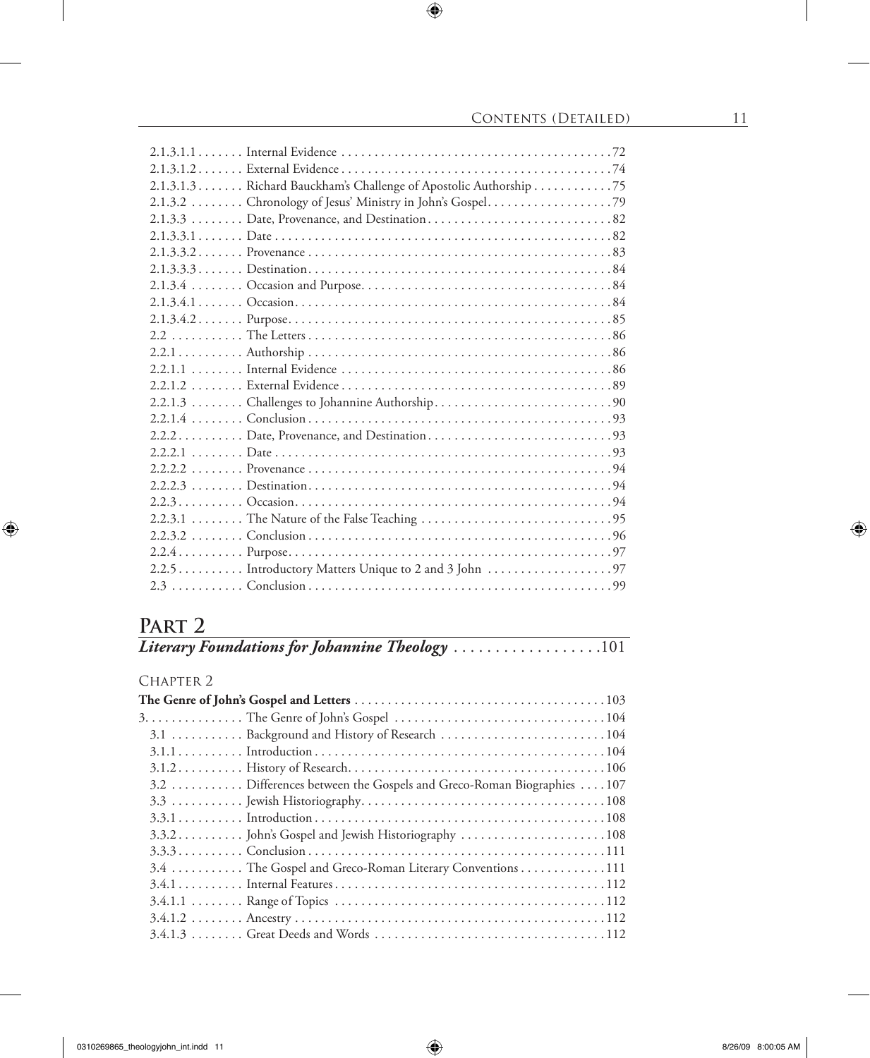2.1.3.1.1 . . . . . . . Internal Evidence . . . . . . . . . . . . . . . . . . . . . . . . . . . . . . . . . . . . . . . . .72
2.1.3.1.2 . . . . . . . External Evidence . . . . . . . . . . . . . . . . . . . . . . . . . . . . . . . . . . . . . . . . .74
2.1.3.1.3 . . . . . . . Richard Bauckham's Challenge of Apostolic Authorship . . . . . . . . . . . .75
2.1.3.2 . . . . . . . . Chronology of Jesus' Ministry in John's Gospel. . . . . . . . . . . . . . . . . . .79
2.1.3.3 . . . . . . . . Date, Provenance, and Destination. . . . . . . . . . . . . . . . . . . . . . . . . . . .82
2.1.3.3.1 . . . . . . . Date . . . . . . . . . . . . . . . . . . . . . . . . . . . . . . . . . . . . . . . . . . . . . . . . . .82
2.1.3.3.2 . . . . . . . Provenance . . . . . . . . . . . . . . . . . . . . . . . . . . . . . . . . . . . . . . . . . . . . .83
2.1.3.3.3 . . . . . . . Destination. . . . . . . . . . . . . . . . . . . . . . . . . . . . . . . . . . . . . . . . . . . . .84
2.1.3.4 . . . . . . . . Occasion and Purpose. . . . . . . . . . . . . . . . . . . . . . . . . . . . . . . . . . . . .84
2.1.3.4.1 . . . . . . . Occasion. . . . . . . . . . . . . . . . . . . . . . . . . . . . . . . . . . . . . . . . . . . . . . .84
2.1.3.4.2 . . . . . . . Purpose. . . . . . . . . . . . . . . . . . . . . . . . . . . . . . . . . . . . . . . . . . . . . . . .85
2.2 . . . . . . . . . . . The Letters . . . . . . . . . . . . . . . . . . . . . . . . . . . . . . . . . . . . . . . . . . . . .86
2.2.1 . . . . . . . . . . Authorship . . . . . . . . . . . . . . . . . . . . . . . . . . . . . . . . . . . . . . . . . . . . .86
2.2.1.1 . . . . . . . . Internal Evidence . . . . . . . . . . . . . . . . . . . . . . . . . . . . . . . . . . . . . . . . .86
2.2.1.2 . . . . . . . . External Evidence . . . . . . . . . . . . . . . . . . . . . . . . . . . . . . . . . . . . . . . . .89
2.2.1.3 . . . . . . . . Challenges to Johannine Authorship. . . . . . . . . . . . . . . . . . . . . . . . . . .90
2.2.1.4 . . . . . . . . Conclusion . . . . . . . . . . . . . . . . . . . . . . . . . . . . . . . . . . . . . . . . . . . . .93
2.2.2 . . . . . . . . . . Date, Provenance, and Destination. . . . . . . . . . . . . . . . . . . . . . . . . . . .93
2.2.2.1 . . . . . . . . Date . . . . . . . . . . . . . . . . . . . . . . . . . . . . . . . . . . . . . . . . . . . . . . . . . .93
2.2.2.2 . . . . . . . . Provenance . . . . . . . . . . . . . . . . . . . . . . . . . . . . . . . . . . . . . . . . . . . . .94
2.2.2.3 . . . . . . . . Destination. . . . . . . . . . . . . . . . . . . . . . . . . . . . . . . . . . . . . . . . . . . . .94
2.2.3 . . . . . . . . . . Occasion. . . . . . . . . . . . . . . . . . . . . . . . . . . . . . . . . . . . . . . . . . . . . . .94
2.2.3.1 . . . . . . . . The Nature of the False Teaching . . . . . . . . . . . . . . . . . . . . . . . . . . . . .95
2.2.3.2 . . . . . . . . Conclusion . . . . . . . . . . . . . . . . . . . . . . . . . . . . . . . . . . . . . . . . . . . . .96
2.2.4 . . . . . . . . . . Purpose. . . . . . . . . . . . . . . . . . . . . . . . . . . . . . . . . . . . . . . . . . . . . . . .97
2.2.5 . . . . . . . . . . Introductory Matters Unique to 2 and 3 John . . . . . . . . . . . . . . . . . . .97
2.3 . . . . . . . . . . . Conclusion . . . . . . . . . . . . . . . . . . . . . . . . . . . . . . . . . . . . . . . . . . . . . .99

# Part 2

## *Literary Foundations for Johannine Theology* . . . . . . . . . . . . . . . . . .101

### Chapter 2

**The Genre of John's Gospel and Letters** . . . . . . . . . . . . . . . . . . . . . . . . . . . . . . . . . . . . . .103
3. . . . . . . . . . . . . . The Genre of John's Gospel . . . . . . . . . . . . . . . . . . . . . . . . . . . . . . .104
3.1 . . . . . . . . . . Background and History of Research . . . . . . . . . . . . . . . . . . . . . . . . .104
3.1.1 . . . . . . . . . Introduction . . . . . . . . . . . . . . . . . . . . . . . . . . . . . . . . . . . . . . . . . . .104
3.1.2 . . . . . . . . . History of Research. . . . . . . . . . . . . . . . . . . . . . . . . . . . . . . . . . . . . .106
3.2 . . . . . . . . . . Differences between the Gospels and Greco-Roman Biographies . . . .107
3.3 . . . . . . . . . . Jewish Historiography. . . . . . . . . . . . . . . . . . . . . . . . . . . . . . . . . . . .108
3.3.1 . . . . . . . . . Introduction . . . . . . . . . . . . . . . . . . . . . . . . . . . . . . . . . . . . . . . . . . .108
3.3.2 . . . . . . . . . John's Gospel and Jewish Historiography . . . . . . . . . . . . . . . . . . . . . .108
3.3.3 . . . . . . . . . Conclusion . . . . . . . . . . . . . . . . . . . . . . . . . . . . . . . . . . . . . . . . . . . .111
3.4 . . . . . . . . . . The Gospel and Greco-Roman Literary Conventions . . . . . . . . . . . . .111
3.4.1 . . . . . . . . . Internal Features . . . . . . . . . . . . . . . . . . . . . . . . . . . . . . . . . . . . . . . .112
3.4.1.1 . . . . . . . . Range of Topics . . . . . . . . . . . . . . . . . . . . . . . . . . . . . . . . . . . . . . . .112
3.4.1.2 . . . . . . . . Ancestry . . . . . . . . . . . . . . . . . . . . . . . . . . . . . . . . . . . . . . . . . . . . . .112
3.4.1.3 . . . . . . . . Great Deeds and Words . . . . . . . . . . . . . . . . . . . . . . . . . . . . . . . . . .112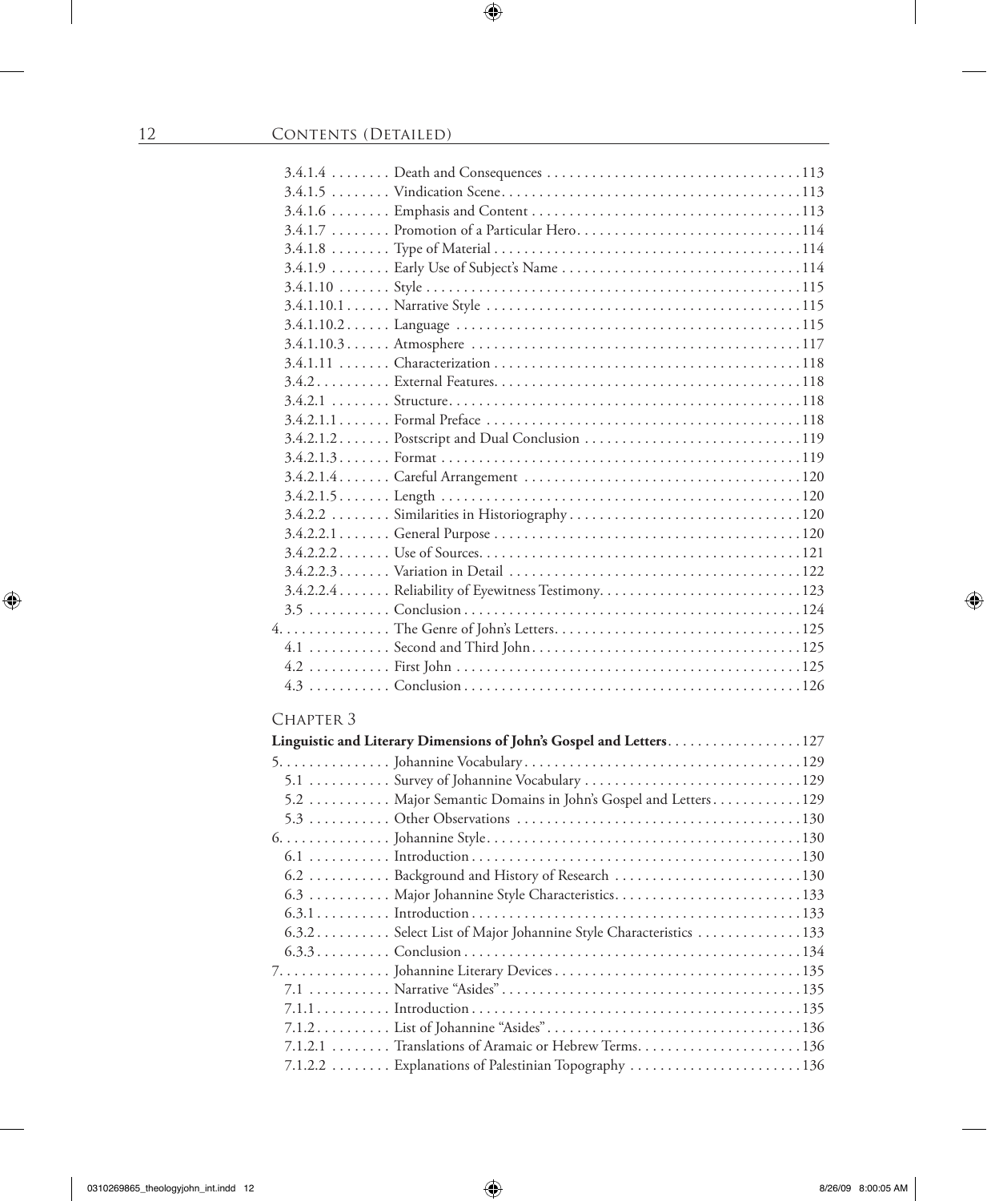3.4.1.4 . . . . . . . . Death and Consequences . . . . . . . . . . . . . . . . . . . . . . . . . . . . . . . . . .113
3.4.1.5 . . . . . . . . Vindication Scene . . . . . . . . . . . . . . . . . . . . . . . . . . . . . . . . . . . . . . .113
3.4.1.6 . . . . . . . . Emphasis and Content . . . . . . . . . . . . . . . . . . . . . . . . . . . . . . . . . . . .113
3.4.1.7 . . . . . . . . Promotion of a Particular Hero . . . . . . . . . . . . . . . . . . . . . . . . . . . . . .114
3.4.1.8 . . . . . . . . Type of Material . . . . . . . . . . . . . . . . . . . . . . . . . . . . . . . . . . . . . . . . .114
3.4.1.9 . . . . . . . . Early Use of Subject's Name . . . . . . . . . . . . . . . . . . . . . . . . . . . . . . . .114
3.4.1.10 . . . . . . . Style . . . . . . . . . . . . . . . . . . . . . . . . . . . . . . . . . . . . . . . . . . . . . . . . . .115
3.4.1.10.1 . . . . . . Narrative Style . . . . . . . . . . . . . . . . . . . . . . . . . . . . . . . . . . . . . . . . . .115
3.4.1.10.2 . . . . . . Language . . . . . . . . . . . . . . . . . . . . . . . . . . . . . . . . . . . . . . . . . . . . . .115
3.4.1.10.3 . . . . . . Atmosphere . . . . . . . . . . . . . . . . . . . . . . . . . . . . . . . . . . . . . . . . . . . .117
3.4.1.11 . . . . . . . Characterization . . . . . . . . . . . . . . . . . . . . . . . . . . . . . . . . . . . . . . . . .118
3.4.2 . . . . . . . . . . External Features . . . . . . . . . . . . . . . . . . . . . . . . . . . . . . . . . . . . . . . . .118
3.4.2.1 . . . . . . . . Structure . . . . . . . . . . . . . . . . . . . . . . . . . . . . . . . . . . . . . . . . . . . . . . .118
3.4.2.1.1 . . . . . . . Formal Preface . . . . . . . . . . . . . . . . . . . . . . . . . . . . . . . . . . . . . . . . . .118
3.4.2.1.2 . . . . . . . Postscript and Dual Conclusion . . . . . . . . . . . . . . . . . . . . . . . . . . . . .119
3.4.2.1.3 . . . . . . . Format . . . . . . . . . . . . . . . . . . . . . . . . . . . . . . . . . . . . . . . . . . . . . . . .119
3.4.2.1.4 . . . . . . . Careful Arrangement . . . . . . . . . . . . . . . . . . . . . . . . . . . . . . . . . . . . .120
3.4.2.1.5 . . . . . . . Length . . . . . . . . . . . . . . . . . . . . . . . . . . . . . . . . . . . . . . . . . . . . . . . .120
3.4.2.2 . . . . . . . . Similarities in Historiography . . . . . . . . . . . . . . . . . . . . . . . . . . . . . . .120
3.4.2.2.1 . . . . . . . General Purpose . . . . . . . . . . . . . . . . . . . . . . . . . . . . . . . . . . . . . . . . .120
3.4.2.2.2 . . . . . . . Use of Sources . . . . . . . . . . . . . . . . . . . . . . . . . . . . . . . . . . . . . . . . . . .121
3.4.2.2.3 . . . . . . . Variation in Detail . . . . . . . . . . . . . . . . . . . . . . . . . . . . . . . . . . . . . . .122
3.4.2.2.4 . . . . . . . Reliability of Eyewitness Testimony . . . . . . . . . . . . . . . . . . . . . . . . . .123
3.5 . . . . . . . . . . Conclusion . . . . . . . . . . . . . . . . . . . . . . . . . . . . . . . . . . . . . . . . . . . . . .124
4. . . . . . . . . . . . . . The Genre of John's Letters . . . . . . . . . . . . . . . . . . . . . . . . . . . . . . . . .125
4.1 . . . . . . . . . . Second and Third John . . . . . . . . . . . . . . . . . . . . . . . . . . . . . . . . . . . .125
4.2 . . . . . . . . . . First John . . . . . . . . . . . . . . . . . . . . . . . . . . . . . . . . . . . . . . . . . . . . . .125
4.3 . . . . . . . . . . Conclusion . . . . . . . . . . . . . . . . . . . . . . . . . . . . . . . . . . . . . . . . . . . . . .126

## Chapter 3

**Linguistic and Literary Dimensions of John's Gospel and Letters** . . . . . . . . . . . . . . . . . .127

5. . . . . . . . . . . . . . Johannine Vocabulary . . . . . . . . . . . . . . . . . . . . . . . . . . . . . . . . . . . . .129
5.1 . . . . . . . . . . Survey of Johannine Vocabulary . . . . . . . . . . . . . . . . . . . . . . . . . . . . .129
5.2 . . . . . . . . . . Major Semantic Domains in John's Gospel and Letters . . . . . . . . . . . .129
5.3 . . . . . . . . . . Other Observations . . . . . . . . . . . . . . . . . . . . . . . . . . . . . . . . . . . . . .130
6. . . . . . . . . . . . . . Johannine Style . . . . . . . . . . . . . . . . . . . . . . . . . . . . . . . . . . . . . . . . . .130
6.1 . . . . . . . . . . Introduction . . . . . . . . . . . . . . . . . . . . . . . . . . . . . . . . . . . . . . . . . . . . .130
6.2 . . . . . . . . . . Background and History of Research . . . . . . . . . . . . . . . . . . . . . . . . .130
6.3 . . . . . . . . . . Major Johannine Style Characteristics . . . . . . . . . . . . . . . . . . . . . . . . .133
6.3.1 . . . . . . . . . Introduction . . . . . . . . . . . . . . . . . . . . . . . . . . . . . . . . . . . . . . . . . . . . .133
6.3.2 . . . . . . . . . Select List of Major Johannine Style Characteristics . . . . . . . . . . . . . .133
6.3.3 . . . . . . . . . Conclusion . . . . . . . . . . . . . . . . . . . . . . . . . . . . . . . . . . . . . . . . . . . . . .134
7. . . . . . . . . . . . . . Johannine Literary Devices . . . . . . . . . . . . . . . . . . . . . . . . . . . . . . . . .135
7.1 . . . . . . . . . . Narrative "Asides" . . . . . . . . . . . . . . . . . . . . . . . . . . . . . . . . . . . . . . . .135
7.1.1 . . . . . . . . . Introduction . . . . . . . . . . . . . . . . . . . . . . . . . . . . . . . . . . . . . . . . . . . . .135
7.1.2 . . . . . . . . . List of Johannine "Asides" . . . . . . . . . . . . . . . . . . . . . . . . . . . . . . . . . .136
7.1.2.1 . . . . . . . . Translations of Aramaic or Hebrew Terms . . . . . . . . . . . . . . . . . . . . . .136
7.1.2.2 . . . . . . . . Explanations of Palestinian Topography . . . . . . . . . . . . . . . . . . . . . . .136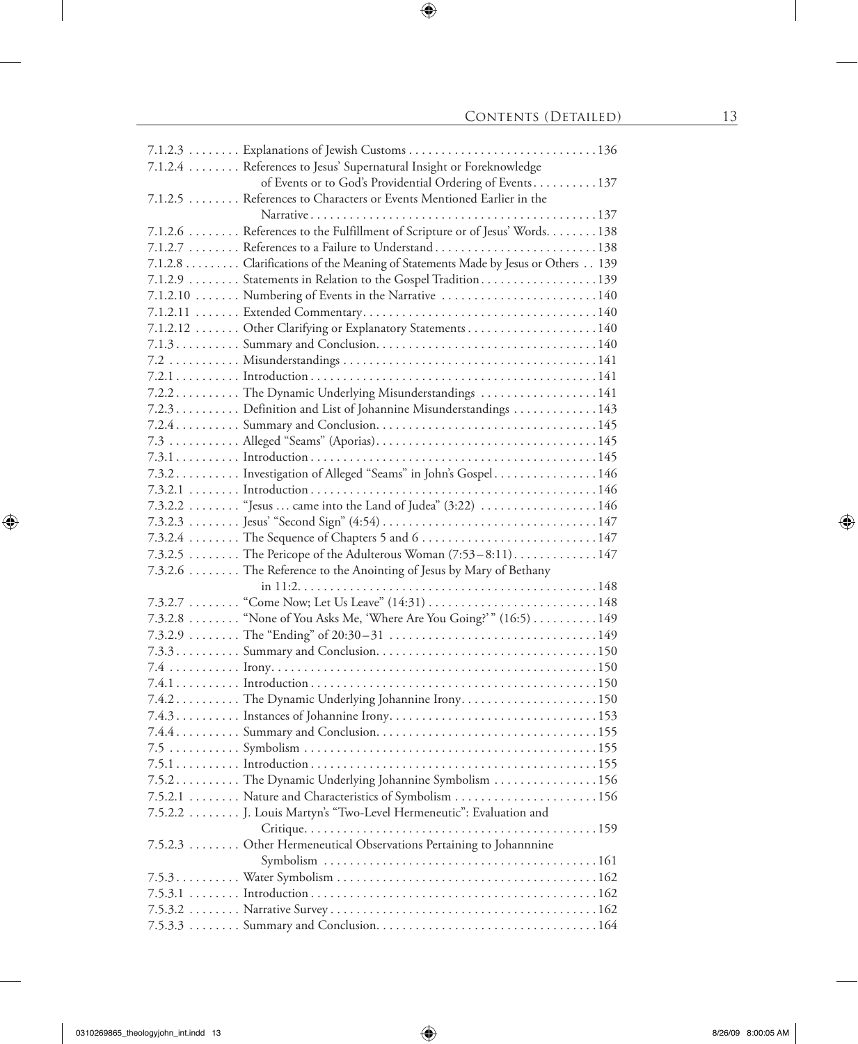7.1.2.3 . . . . . . . . Explanations of Jewish Customs . . . . . . . . . . . . . . . . . . . . . . . . . . . . . 136
7.1.2.4 . . . . . . . . References to Jesus' Supernatural Insight or Foreknowledge of Events or to God's Providential Ordering of Events . . . . . . . . . . 137
7.1.2.5 . . . . . . . . References to Characters or Events Mentioned Earlier in the Narrative . . . . . . . . . . . . . . . . . . . . . . . . . . . . . . . . . . . . . . . . . . . . 137
7.1.2.6 . . . . . . . . References to the Fulfillment of Scripture or of Jesus' Words. . . . . . . . 138
7.1.2.7 . . . . . . . . References to a Failure to Understand . . . . . . . . . . . . . . . . . . . . . . . . . 138
7.1.2.8 . . . . . . . . . Clarifications of the Meaning of Statements Made by Jesus or Others . . 139
7.1.2.9 . . . . . . . . Statements in Relation to the Gospel Tradition . . . . . . . . . . . . . . . . . . 139
7.1.2.10 . . . . . . . Numbering of Events in the Narrative . . . . . . . . . . . . . . . . . . . . . . . . 140
7.1.2.11 . . . . . . . Extended Commentary. . . . . . . . . . . . . . . . . . . . . . . . . . . . . . . . . . . . 140
7.1.2.12 . . . . . . . Other Clarifying or Explanatory Statements . . . . . . . . . . . . . . . . . . . . 140
7.1.3 . . . . . . . . . Summary and Conclusion. . . . . . . . . . . . . . . . . . . . . . . . . . . . . . . . . . 140
7.2 . . . . . . . . . . . Misunderstandings . . . . . . . . . . . . . . . . . . . . . . . . . . . . . . . . . . . . . . 141
7.2.1 . . . . . . . . . Introduction . . . . . . . . . . . . . . . . . . . . . . . . . . . . . . . . . . . . . . . . . . . . 141
7.2.2 . . . . . . . . . The Dynamic Underlying Misunderstandings . . . . . . . . . . . . . . . . . . 141
7.2.3 . . . . . . . . . Definition and List of Johannine Misunderstandings . . . . . . . . . . . . . 143
7.2.4 . . . . . . . . . Summary and Conclusion. . . . . . . . . . . . . . . . . . . . . . . . . . . . . . . . . . 145
7.3 . . . . . . . . . . . Alleged "Seams" (Aporias). . . . . . . . . . . . . . . . . . . . . . . . . . . . . . . . . . 145
7.3.1 . . . . . . . . . Introduction . . . . . . . . . . . . . . . . . . . . . . . . . . . . . . . . . . . . . . . . . . . . 145
7.3.2 . . . . . . . . . Investigation of Alleged "Seams" in John's Gospel . . . . . . . . . . . . . . . . 146
7.3.2.1 . . . . . . . . Introduction . . . . . . . . . . . . . . . . . . . . . . . . . . . . . . . . . . . . . . . . . . . . 146
7.3.2.2 . . . . . . . . "Jesus ... came into the Land of Judea" (3:22) . . . . . . . . . . . . . . . . . . 146
7.3.2.3 . . . . . . . . Jesus' "Second Sign" (4:54) . . . . . . . . . . . . . . . . . . . . . . . . . . . . . . . . . 147
7.3.2.4 . . . . . . . . The Sequence of Chapters 5 and 6 . . . . . . . . . . . . . . . . . . . . . . . . . . . 147
7.3.2.5 . . . . . . . . The Pericope of the Adulterous Woman (7:53–8:11) . . . . . . . . . . . . . 147
7.3.2.6 . . . . . . . . The Reference to the Anointing of Jesus by Mary of Bethany in 11:2. . . . . . . . . . . . . . . . . . . . . . . . . . . . . . . . . . . . . . . . . . . . . 148
7.3.2.7 . . . . . . . . "Come Now; Let Us Leave" (14:31) . . . . . . . . . . . . . . . . . . . . . . . . . . 148
7.3.2.8 . . . . . . . . "None of You Asks Me, 'Where Are You Going?' " (16:5) . . . . . . . . . . 149
7.3.2.9 . . . . . . . . The "Ending" of 20:30–31 . . . . . . . . . . . . . . . . . . . . . . . . . . . . . . . . 149
7.3.3 . . . . . . . . . Summary and Conclusion. . . . . . . . . . . . . . . . . . . . . . . . . . . . . . . . . . 150
7.4 . . . . . . . . . . . Irony. . . . . . . . . . . . . . . . . . . . . . . . . . . . . . . . . . . . . . . . . . . . . . . . . . 150
7.4.1 . . . . . . . . . Introduction . . . . . . . . . . . . . . . . . . . . . . . . . . . . . . . . . . . . . . . . . . . . 150
7.4.2 . . . . . . . . . The Dynamic Underlying Johannine Irony. . . . . . . . . . . . . . . . . . . . . 150
7.4.3 . . . . . . . . . Instances of Johannine Irony. . . . . . . . . . . . . . . . . . . . . . . . . . . . . . . . 153
7.4.4 . . . . . . . . . Summary and Conclusion. . . . . . . . . . . . . . . . . . . . . . . . . . . . . . . . . . 155
7.5 . . . . . . . . . . . Symbolism . . . . . . . . . . . . . . . . . . . . . . . . . . . . . . . . . . . . . . . . . . . . . 155
7.5.1 . . . . . . . . . Introduction . . . . . . . . . . . . . . . . . . . . . . . . . . . . . . . . . . . . . . . . . . . . 155
7.5.2 . . . . . . . . . The Dynamic Underlying Johannine Symbolism . . . . . . . . . . . . . . . . 156
7.5.2.1 . . . . . . . . Nature and Characteristics of Symbolism . . . . . . . . . . . . . . . . . . . . . . 156
7.5.2.2 . . . . . . . . J. Louis Martyn's "Two-Level Hermeneutic": Evaluation and Critique. . . . . . . . . . . . . . . . . . . . . . . . . . . . . . . . . . . . . . . . . . . . . 159
7.5.2.3 . . . . . . . . Other Hermeneutical Observations Pertaining to Johannnine Symbolism . . . . . . . . . . . . . . . . . . . . . . . . . . . . . . . . . . . . . . . . . . 161
7.5.3 . . . . . . . . . Water Symbolism . . . . . . . . . . . . . . . . . . . . . . . . . . . . . . . . . . . . . . . . 162
7.5.3.1 . . . . . . . . Introduction . . . . . . . . . . . . . . . . . . . . . . . . . . . . . . . . . . . . . . . . . . . . 162
7.5.3.2 . . . . . . . . Narrative Survey . . . . . . . . . . . . . . . . . . . . . . . . . . . . . . . . . . . . . . . . . 162
7.5.3.3 . . . . . . . . Summary and Conclusion. . . . . . . . . . . . . . . . . . . . . . . . . . . . . . . . . . 164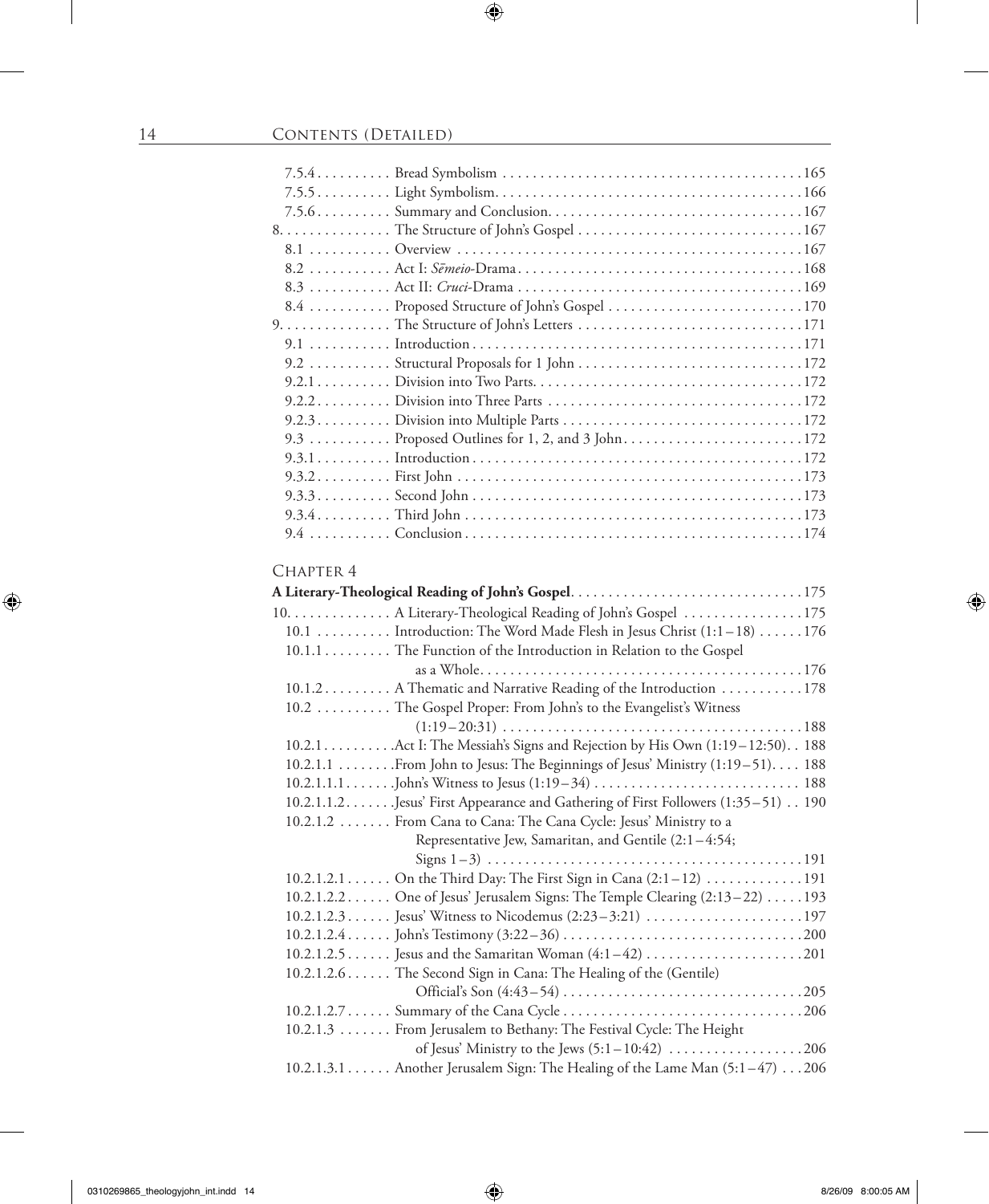7.5.4 . . . . . . . . . . Bread Symbolism . . . . . . . . . . . . . . . . . . . . . . . . . . . . . . . . . . . . . . . . 165
7.5.5 . . . . . . . . . . Light Symbolism. . . . . . . . . . . . . . . . . . . . . . . . . . . . . . . . . . . . . . . . 166
7.5.6 . . . . . . . . . . Summary and Conclusion. . . . . . . . . . . . . . . . . . . . . . . . . . . . . . . . . 167
8. . . . . . . . . . . . . . The Structure of John's Gospel . . . . . . . . . . . . . . . . . . . . . . . . . . . . . 167
8.1 . . . . . . . . . . . Overview . . . . . . . . . . . . . . . . . . . . . . . . . . . . . . . . . . . . . . . . . . . . . 167
8.2 . . . . . . . . . . . Act I: *Sēmeio*-Drama . . . . . . . . . . . . . . . . . . . . . . . . . . . . . . . . . . . . . . 168
8.3 . . . . . . . . . . . Act II: *Cruci*-Drama . . . . . . . . . . . . . . . . . . . . . . . . . . . . . . . . . . . . . . 169
8.4 . . . . . . . . . . . Proposed Structure of John's Gospel . . . . . . . . . . . . . . . . . . . . . . . . . . 170
9. . . . . . . . . . . . . . The Structure of John's Letters . . . . . . . . . . . . . . . . . . . . . . . . . . . . . 171
9.1 . . . . . . . . . . . Introduction . . . . . . . . . . . . . . . . . . . . . . . . . . . . . . . . . . . . . . . . . . . . 171
9.2 . . . . . . . . . . . Structural Proposals for 1 John . . . . . . . . . . . . . . . . . . . . . . . . . . . . . 172
9.2.1 . . . . . . . . . . Division into Two Parts. . . . . . . . . . . . . . . . . . . . . . . . . . . . . . . . . . . 172
9.2.2 . . . . . . . . . . Division into Three Parts . . . . . . . . . . . . . . . . . . . . . . . . . . . . . . . . . 172
9.2.3 . . . . . . . . . . Division into Multiple Parts . . . . . . . . . . . . . . . . . . . . . . . . . . . . . . . 172
9.3 . . . . . . . . . . . Proposed Outlines for 1, 2, and 3 John. . . . . . . . . . . . . . . . . . . . . . . . 172
9.3.1 . . . . . . . . . . Introduction . . . . . . . . . . . . . . . . . . . . . . . . . . . . . . . . . . . . . . . . . . . . 172
9.3.2 . . . . . . . . . . First John . . . . . . . . . . . . . . . . . . . . . . . . . . . . . . . . . . . . . . . . . . . . . 173
9.3.3 . . . . . . . . . . Second John . . . . . . . . . . . . . . . . . . . . . . . . . . . . . . . . . . . . . . . . . . . 173
9.3.4 . . . . . . . . . . Third John . . . . . . . . . . . . . . . . . . . . . . . . . . . . . . . . . . . . . . . . . . . . 173
9.4 . . . . . . . . . . . Conclusion . . . . . . . . . . . . . . . . . . . . . . . . . . . . . . . . . . . . . . . . . . . . 174

## Chapter 4

**A Literary-Theological Reading of John's Gospel**. . . . . . . . . . . . . . . . . . . . . . . . . . . . . . 175
10. . . . . . . . . . . . . A Literary-Theological Reading of John's Gospel . . . . . . . . . . . . . . . . 175
10.1 . . . . . . . . . . Introduction: The Word Made Flesh in Jesus Christ (1:1–18) . . . . . . 176
10.1.1 . . . . . . . . . The Function of the Introduction in Relation to the Gospel as a Whole. . . . . . . . . . . . . . . . . . . . . . . . . . . . . . . . . . . . . . . . . . 176
10.1.2 . . . . . . . . . A Thematic and Narrative Reading of the Introduction . . . . . . . . . . . 178
10.2 . . . . . . . . . . The Gospel Proper: From John's to the Evangelist's Witness (1:19–20:31) . . . . . . . . . . . . . . . . . . . . . . . . . . . . . . . . . . . . . . . . 188
10.2.1 . . . . . . . . . .Act I: The Messiah's Signs and Rejection by His Own (1:19–12:50). . 188
10.2.1.1 . . . . . . . .From John to Jesus: The Beginnings of Jesus' Ministry (1:19–51). . . . 188
10.2.1.1.1 . . . . . . .John's Witness to Jesus (1:19–34) . . . . . . . . . . . . . . . . . . . . . . . . . . . 188
10.2.1.1.2 . . . . . . .Jesus' First Appearance and Gathering of First Followers (1:35–51) . . 190
10.2.1.2 . . . . . . . From Cana to Cana: The Cana Cycle: Jesus' Ministry to a Representative Jew, Samaritan, and Gentile (2:1–4:54; Signs 1–3) . . . . . . . . . . . . . . . . . . . . . . . . . . . . . . . . . . . . . . . . . 191
10.2.1.2.1 . . . . . . On the Third Day: The First Sign in Cana (2:1–12) . . . . . . . . . . . . . 191
10.2.1.2.2 . . . . . . One of Jesus' Jerusalem Signs: The Temple Clearing (2:13–22) . . . . . 193
10.2.1.2.3 . . . . . . Jesus' Witness to Nicodemus (2:23–3:21) . . . . . . . . . . . . . . . . . . . . . 197
10.2.1.2.4 . . . . . . John's Testimony (3:22–36) . . . . . . . . . . . . . . . . . . . . . . . . . . . . . . . 200
10.2.1.2.5 . . . . . . Jesus and the Samaritan Woman (4:1–42) . . . . . . . . . . . . . . . . . . . . . 201
10.2.1.2.6 . . . . . . The Second Sign in Cana: The Healing of the (Gentile) Official's Son (4:43–54) . . . . . . . . . . . . . . . . . . . . . . . . . . . . . . . 205
10.2.1.2.7 . . . . . . Summary of the Cana Cycle . . . . . . . . . . . . . . . . . . . . . . . . . . . . . . . 206
10.2.1.3 . . . . . . . From Jerusalem to Bethany: The Festival Cycle: The Height of Jesus' Ministry to the Jews (5:1–10:42) . . . . . . . . . . . . . . . . . . 206
10.2.1.3.1 . . . . . . Another Jerusalem Sign: The Healing of the Lame Man (5:1–47) . . . 206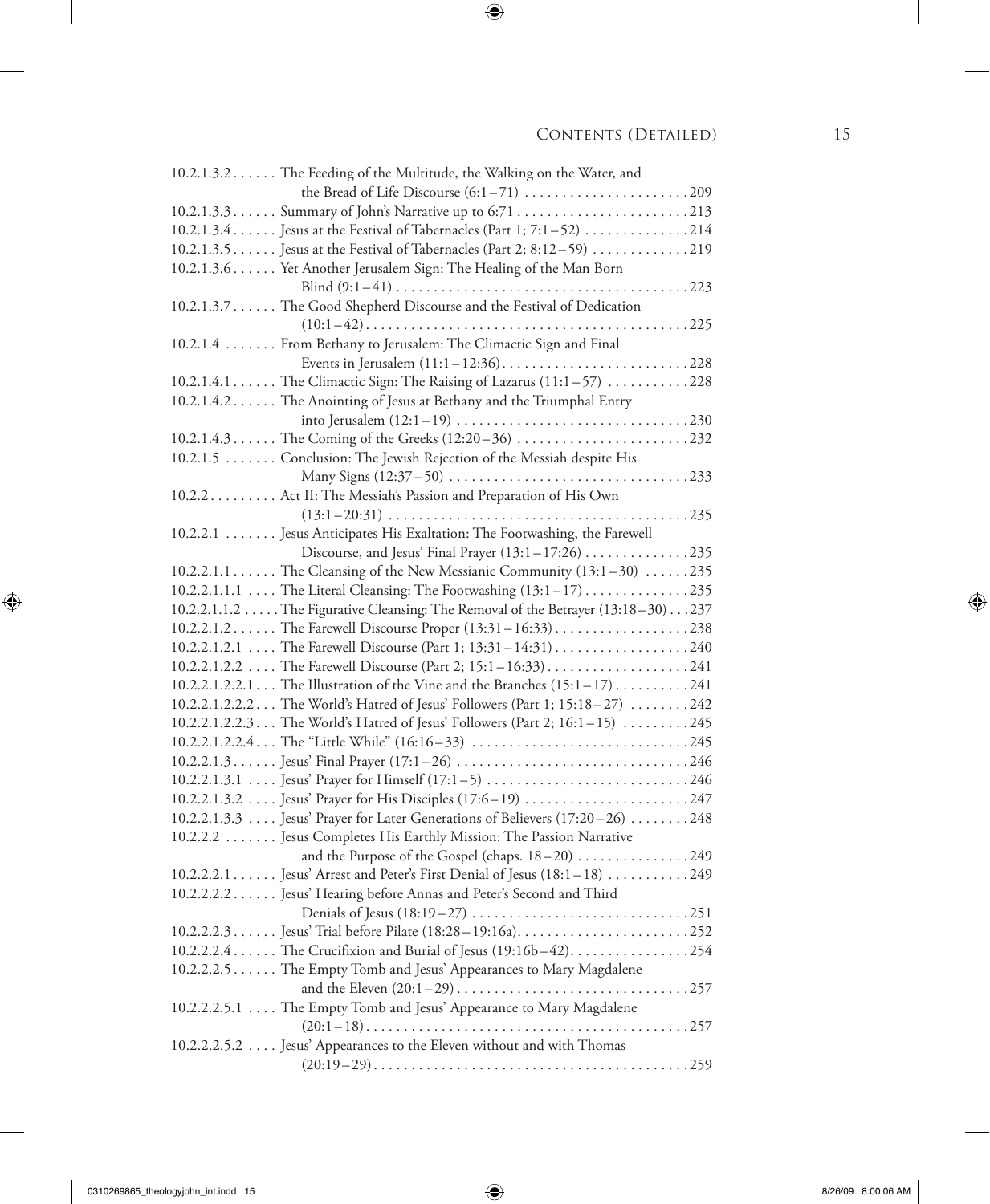10.2.1.3.2 . . . . . . The Feeding of the Multitude, the Walking on the Water, and the Bread of Life Discourse (6:1–71) . . . . . . . . . . . . . . . . . . . . . .209
10.2.1.3.3 . . . . . . Summary of John's Narrative up to 6:71 . . . . . . . . . . . . . . . . . . . . . . .213
10.2.1.3.4 . . . . . . Jesus at the Festival of Tabernacles (Part 1; 7:1–52) . . . . . . . . . . . . . .214
10.2.1.3.5 . . . . . . Jesus at the Festival of Tabernacles (Part 2; 8:12–59) . . . . . . . . . . . . .219
10.2.1.3.6 . . . . . . Yet Another Jerusalem Sign: The Healing of the Man Born Blind (9:1–41) . . . . . . . . . . . . . . . . . . . . . . . . . . . . . . . . . . . . . . .223
10.2.1.3.7 . . . . . . The Good Shepherd Discourse and the Festival of Dedication (10:1–42) . . . . . . . . . . . . . . . . . . . . . . . . . . . . . . . . . . . . . . . . . . .225
10.2.1.4 . . . . . . . From Bethany to Jerusalem: The Climactic Sign and Final Events in Jerusalem (11:1–12:36) . . . . . . . . . . . . . . . . . . . . . . . . .228
10.2.1.4.1 . . . . . . The Climactic Sign: The Raising of Lazarus (11:1–57) . . . . . . . . . . .228
10.2.1.4.2 . . . . . . The Anointing of Jesus at Bethany and the Triumphal Entry into Jerusalem (12:1–19) . . . . . . . . . . . . . . . . . . . . . . . . . . . . . . .230
10.2.1.4.3 . . . . . . The Coming of the Greeks (12:20–36) . . . . . . . . . . . . . . . . . . . . . . .232
10.2.1.5 . . . . . . . Conclusion: The Jewish Rejection of the Messiah despite His Many Signs (12:37–50) . . . . . . . . . . . . . . . . . . . . . . . . . . . . . . . .233
10.2.2 . . . . . . . . . Act II: The Messiah's Passion and Preparation of His Own (13:1–20:31) . . . . . . . . . . . . . . . . . . . . . . . . . . . . . . . . . . . . . . . .235
10.2.2.1 . . . . . . . Jesus Anticipates His Exaltation: The Footwashing, the Farewell Discourse, and Jesus' Final Prayer (13:1–17:26) . . . . . . . . . . . . . .235
10.2.2.1.1 . . . . . . The Cleansing of the New Messianic Community (13:1–30) . . . . . .235
10.2.2.1.1.1 . . . . The Literal Cleansing: The Footwashing (13:1–17) . . . . . . . . . . . . . .235
10.2.2.1.1.2 . . . . . The Figurative Cleansing: The Removal of the Betrayer (13:18–30) . . .237
10.2.2.1.2 . . . . . . The Farewell Discourse Proper (13:31–16:33) . . . . . . . . . . . . . . . . . .238
10.2.2.1.2.1 . . . . The Farewell Discourse (Part 1; 13:31–14:31) . . . . . . . . . . . . . . . . . .240
10.2.2.1.2.2 . . . . The Farewell Discourse (Part 2; 15:1–16:33) . . . . . . . . . . . . . . . . . . .241
10.2.2.1.2.2.1 . . . The Illustration of the Vine and the Branches (15:1–17) . . . . . . . . . .241
10.2.2.1.2.2.2 . . . The World's Hatred of Jesus' Followers (Part 1; 15:18–27) . . . . . . . .242
10.2.2.1.2.2.3 . . . The World's Hatred of Jesus' Followers (Part 2; 16:1–15) . . . . . . . . .245
10.2.2.1.2.2.4 . . . The "Little While" (16:16–33) . . . . . . . . . . . . . . . . . . . . . . . . . . . . .245
10.2.2.1.3 . . . . . . Jesus' Final Prayer (17:1–26) . . . . . . . . . . . . . . . . . . . . . . . . . . . . . . .246
10.2.2.1.3.1 . . . . Jesus' Prayer for Himself (17:1–5) . . . . . . . . . . . . . . . . . . . . . . . . . . .246
10.2.2.1.3.2 . . . . Jesus' Prayer for His Disciples (17:6–19) . . . . . . . . . . . . . . . . . . . . . .247
10.2.2.1.3.3 . . . . Jesus' Prayer for Later Generations of Believers (17:20–26) . . . . . . . .248
10.2.2.2 . . . . . . . Jesus Completes His Earthly Mission: The Passion Narrative and the Purpose of the Gospel (chaps. 18–20) . . . . . . . . . . . . . . .249
10.2.2.2.1 . . . . . . Jesus' Arrest and Peter's First Denial of Jesus (18:1–18) . . . . . . . . . . .249
10.2.2.2.2 . . . . . . Jesus' Hearing before Annas and Peter's Second and Third Denials of Jesus (18:19–27) . . . . . . . . . . . . . . . . . . . . . . . . . . . . .251
10.2.2.2.3 . . . . . . Jesus' Trial before Pilate (18:28–19:16a). . . . . . . . . . . . . . . . . . . . . . .252
10.2.2.2.4 . . . . . . The Crucifixion and Burial of Jesus (19:16b–42). . . . . . . . . . . . . . . .254
10.2.2.2.5 . . . . . . The Empty Tomb and Jesus' Appearances to Mary Magdalene and the Eleven (20:1–29) . . . . . . . . . . . . . . . . . . . . . . . . . . . . . . .257
10.2.2.2.5.1 . . . . The Empty Tomb and Jesus' Appearance to Mary Magdalene (20:1–18) . . . . . . . . . . . . . . . . . . . . . . . . . . . . . . . . . . . . . . . . . . .257
10.2.2.2.5.2 . . . . Jesus' Appearances to the Eleven without and with Thomas (20:19–29) . . . . . . . . . . . . . . . . . . . . . . . . . . . . . . . . . . . . . . . . . .259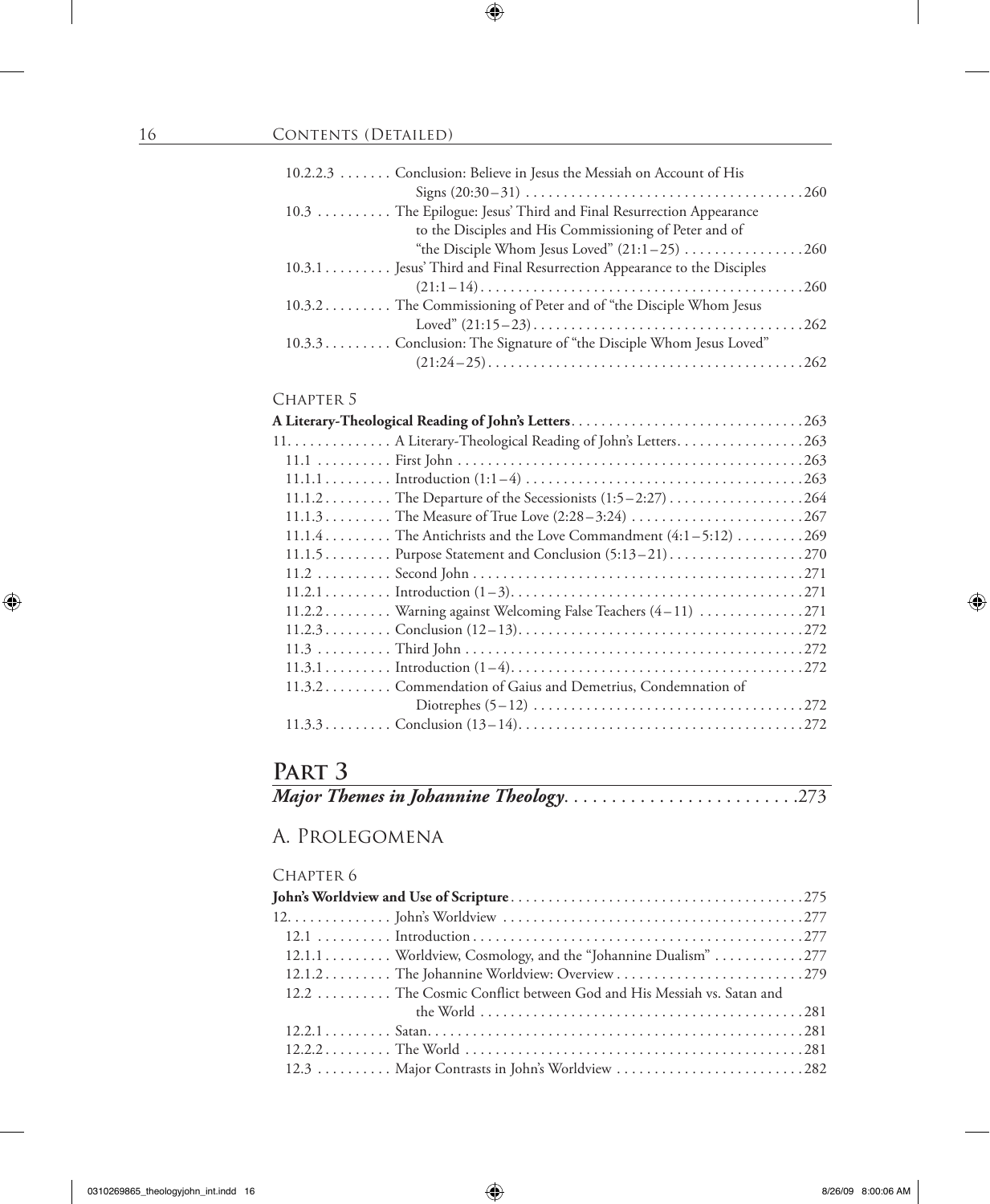10.2.2.3 ....... Conclusion: Believe in Jesus the Messiah on Account of His Signs (20:30–31) ..................................... 260

10.3 .......... The Epilogue: Jesus' Third and Final Resurrection Appearance to the Disciples and His Commissioning of Peter and of "the Disciple Whom Jesus Loved" (21:1–25) ................ 260

10.3.1 ......... Jesus' Third and Final Resurrection Appearance to the Disciples (21:1–14) .......................................... 260

10.3.2 ......... The Commissioning of Peter and of "the Disciple Whom Jesus Loved" (21:15–23) .................................... 262

10.3.3 ......... Conclusion: The Signature of "the Disciple Whom Jesus Loved" (21:24–25) .......................................... 262

Chapter 5

**A Literary-Theological Reading of John's Letters** ............................... 263

11. ............. A Literary-Theological Reading of John's Letters ................. 263

11.1 .......... First John ............................................. 263

11.1.1 ......... Introduction (1:1–4) ..................................... 263

11.1.2 ......... The Departure of the Secessionists (1:5–2:27) .................. 264

11.1.3 ......... The Measure of True Love (2:28–3:24) ....................... 267

11.1.4 ......... The Antichrists and the Love Commandment (4:1–5:12) ......... 269

11.1.5 ......... Purpose Statement and Conclusion (5:13–21) .................. 270

11.2 .......... Second John ............................................ 271

11.2.1 ......... Introduction (1–3) ....................................... 271

11.2.2 ......... Warning against Welcoming False Teachers (4–11) ............. 271

11.2.3 ......... Conclusion (12–13) ...................................... 272

11.3 .......... Third John ............................................. 272

11.3.1 ......... Introduction (1–4) ....................................... 272

11.3.2 ......... Commendation of Gaius and Demetrius, Condemnation of Diotrephes (5–12) .................................... 272

11.3.3 ......... Conclusion (13–14) ...................................... 272

# Part 3

***Major Themes in Johannine Theology*** ......................... 273

## A. Prolegomena

Chapter 6

**John's Worldview and Use of Scripture** ....................................... 275

12. ............. John's Worldview ........................................ 277

12.1 .......... Introduction ............................................ 277

12.1.1 ......... Worldview, Cosmology, and the "Johannine Dualism" ............ 277

12.1.2 ......... The Johannine Worldview: Overview ......................... 279

12.2 .......... The Cosmic Conflict between God and His Messiah vs. Satan and the World ........................................... 281

12.2.1 ......... Satan .................................................. 281

12.2.2 ......... The World ............................................. 281

12.3 .......... Major Contrasts in John's Worldview ......................... 282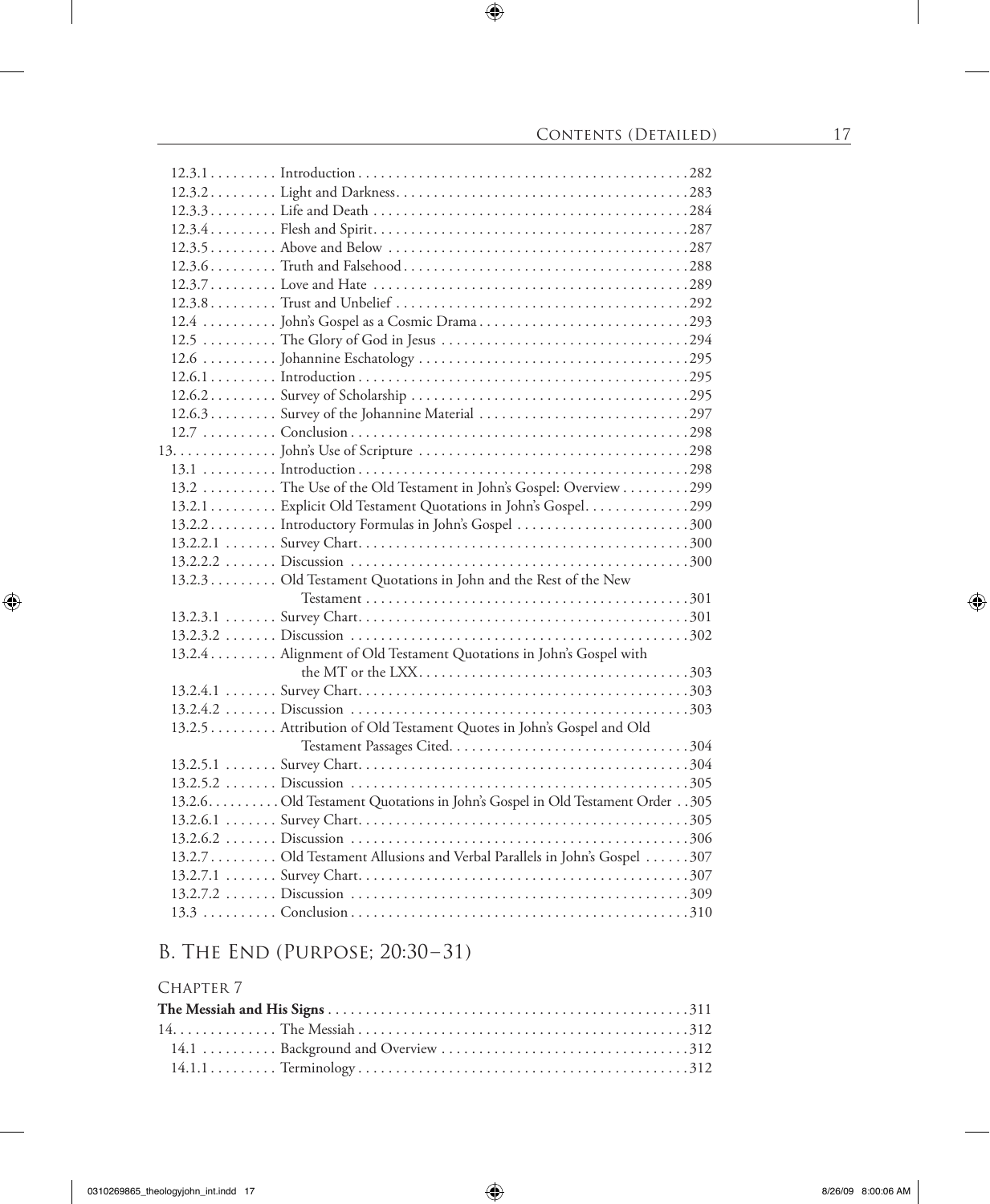12.3.1 . . . . . . . . . Introduction . . . . . . . . . . . . . . . . . . . . . . . . . . . . . . . . . . . . . . . . . . .282
12.3.2 . . . . . . . . . Light and Darkness . . . . . . . . . . . . . . . . . . . . . . . . . . . . . . . . . . . . . .283
12.3.3 . . . . . . . . . Life and Death . . . . . . . . . . . . . . . . . . . . . . . . . . . . . . . . . . . . . . . . . .284
12.3.4 . . . . . . . . . Flesh and Spirit . . . . . . . . . . . . . . . . . . . . . . . . . . . . . . . . . . . . . . . . .287
12.3.5 . . . . . . . . . Above and Below . . . . . . . . . . . . . . . . . . . . . . . . . . . . . . . . . . . . . . .287
12.3.6 . . . . . . . . . Truth and Falsehood . . . . . . . . . . . . . . . . . . . . . . . . . . . . . . . . . . . . .288
12.3.7 . . . . . . . . . Love and Hate . . . . . . . . . . . . . . . . . . . . . . . . . . . . . . . . . . . . . . . . .289
12.3.8 . . . . . . . . . Trust and Unbelief . . . . . . . . . . . . . . . . . . . . . . . . . . . . . . . . . . . . . .292
12.4 . . . . . . . . . John's Gospel as a Cosmic Drama . . . . . . . . . . . . . . . . . . . . . . . . . . .293
12.5 . . . . . . . . . The Glory of God in Jesus . . . . . . . . . . . . . . . . . . . . . . . . . . . . . . . .294
12.6 . . . . . . . . . Johannine Eschatology . . . . . . . . . . . . . . . . . . . . . . . . . . . . . . . . . . .295
12.6.1 . . . . . . . . . Introduction . . . . . . . . . . . . . . . . . . . . . . . . . . . . . . . . . . . . . . . . . . .295
12.6.2 . . . . . . . . . Survey of Scholarship . . . . . . . . . . . . . . . . . . . . . . . . . . . . . . . . . . . .295
12.6.3 . . . . . . . . . Survey of the Johannine Material . . . . . . . . . . . . . . . . . . . . . . . . . . .297
12.7 . . . . . . . . . Conclusion . . . . . . . . . . . . . . . . . . . . . . . . . . . . . . . . . . . . . . . . . . . .298
13. . . . . . . . . . . . . John's Use of Scripture . . . . . . . . . . . . . . . . . . . . . . . . . . . . . . . . . . .298
13.1 . . . . . . . . . Introduction . . . . . . . . . . . . . . . . . . . . . . . . . . . . . . . . . . . . . . . . . . .298
13.2 . . . . . . . . . The Use of the Old Testament in John's Gospel: Overview . . . . . . . . .299
13.2.1 . . . . . . . . . Explicit Old Testament Quotations in John's Gospel . . . . . . . . . . . . .299
13.2.2 . . . . . . . . . Introductory Formulas in John's Gospel . . . . . . . . . . . . . . . . . . . . . .300
13.2.2.1 . . . . . . . Survey Chart . . . . . . . . . . . . . . . . . . . . . . . . . . . . . . . . . . . . . . . . . . .300
13.2.2.2 . . . . . . . Discussion . . . . . . . . . . . . . . . . . . . . . . . . . . . . . . . . . . . . . . . . . . . .300
13.2.3 . . . . . . . . . Old Testament Quotations in John and the Rest of the New Testament . . . . . . . . . . . . . . . . . . . . . . . . . . . . . . . . . . . . . . . . . .301
13.2.3.1 . . . . . . . Survey Chart . . . . . . . . . . . . . . . . . . . . . . . . . . . . . . . . . . . . . . . . . . .301
13.2.3.2 . . . . . . . Discussion . . . . . . . . . . . . . . . . . . . . . . . . . . . . . . . . . . . . . . . . . . . .302
13.2.4 . . . . . . . . . Alignment of Old Testament Quotations in John's Gospel with the MT or the LXX . . . . . . . . . . . . . . . . . . . . . . . . . . . . . . . . . . .303
13.2.4.1 . . . . . . . Survey Chart . . . . . . . . . . . . . . . . . . . . . . . . . . . . . . . . . . . . . . . . . . .303
13.2.4.2 . . . . . . . Discussion . . . . . . . . . . . . . . . . . . . . . . . . . . . . . . . . . . . . . . . . . . . .303
13.2.5 . . . . . . . . . Attribution of Old Testament Quotes in John's Gospel and Old Testament Passages Cited . . . . . . . . . . . . . . . . . . . . . . . . . . . . . . .304
13.2.5.1 . . . . . . . Survey Chart . . . . . . . . . . . . . . . . . . . . . . . . . . . . . . . . . . . . . . . . . . .304
13.2.5.2 . . . . . . . Discussion . . . . . . . . . . . . . . . . . . . . . . . . . . . . . . . . . . . . . . . . . . . .305
13.2.6 . . . . . . . . . Old Testament Quotations in John's Gospel in Old Testament Order . .305
13.2.6.1 . . . . . . . Survey Chart . . . . . . . . . . . . . . . . . . . . . . . . . . . . . . . . . . . . . . . . . . .305
13.2.6.2 . . . . . . . Discussion . . . . . . . . . . . . . . . . . . . . . . . . . . . . . . . . . . . . . . . . . . . .306
13.2.7 . . . . . . . . . Old Testament Allusions and Verbal Parallels in John's Gospel . . . . . .307
13.2.7.1 . . . . . . . Survey Chart . . . . . . . . . . . . . . . . . . . . . . . . . . . . . . . . . . . . . . . . . . .307
13.2.7.2 . . . . . . . Discussion . . . . . . . . . . . . . . . . . . . . . . . . . . . . . . . . . . . . . . . . . . . .309
13.3 . . . . . . . . . Conclusion . . . . . . . . . . . . . . . . . . . . . . . . . . . . . . . . . . . . . . . . . . . .310

## B. The End (Purpose; 20:30–31)

### Chapter 7

**The Messiah and His Signs** . . . . . . . . . . . . . . . . . . . . . . . . . . . . . . . . . . . . . . . . . . . . . .311
14. . . . . . . . . . . . . The Messiah . . . . . . . . . . . . . . . . . . . . . . . . . . . . . . . . . . . . . . . . . . .312
14.1 . . . . . . . . . Background and Overview . . . . . . . . . . . . . . . . . . . . . . . . . . . . . . . .312
14.1.1 . . . . . . . . . Terminology . . . . . . . . . . . . . . . . . . . . . . . . . . . . . . . . . . . . . . . . . . .312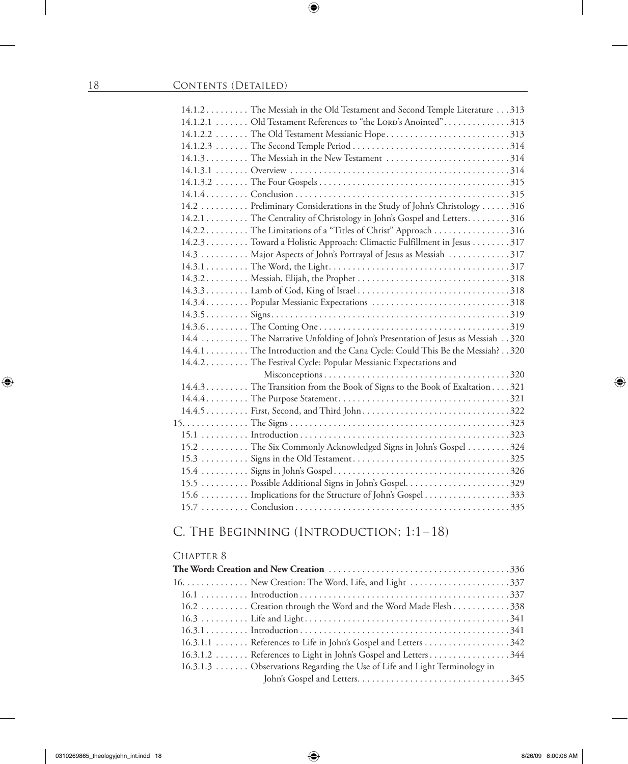14.1.2 . . . . . . . . . The Messiah in the Old Testament and Second Temple Literature . . . 313
14.1.2.1 . . . . . . . Old Testament References to "the Lord's Anointed" . . . . . . . . . . . . . . 313
14.1.2.2 . . . . . . . The Old Testament Messianic Hope . . . . . . . . . . . . . . . . . . . . . . . . . 313
14.1.2.3 . . . . . . . The Second Temple Period . . . . . . . . . . . . . . . . . . . . . . . . . . . . . . . . 314
14.1.3 . . . . . . . . . The Messiah in the New Testament . . . . . . . . . . . . . . . . . . . . . . . . . 314
14.1.3.1 . . . . . . . Overview . . . . . . . . . . . . . . . . . . . . . . . . . . . . . . . . . . . . . . . . . . . . 314
14.1.3.2 . . . . . . . The Four Gospels . . . . . . . . . . . . . . . . . . . . . . . . . . . . . . . . . . . . . . 315
14.1.4 . . . . . . . . . Conclusion . . . . . . . . . . . . . . . . . . . . . . . . . . . . . . . . . . . . . . . . . . . 315
14.2 . . . . . . . . . . Preliminary Considerations in the Study of John's Christology . . . . . . 316
14.2.1 . . . . . . . . . The Centrality of Christology in John's Gospel and Letters . . . . . . . . . 316
14.2.2 . . . . . . . . . The Limitations of a "Titles of Christ" Approach . . . . . . . . . . . . . . . . 316
14.2.3 . . . . . . . . . Toward a Holistic Approach: Climactic Fulfillment in Jesus . . . . . . . . 317
14.3 . . . . . . . . . . Major Aspects of John's Portrayal of Jesus as Messiah . . . . . . . . . . . . 317
14.3.1 . . . . . . . . . The Word, the Light . . . . . . . . . . . . . . . . . . . . . . . . . . . . . . . . . . . . 317
14.3.2 . . . . . . . . . Messiah, Elijah, the Prophet . . . . . . . . . . . . . . . . . . . . . . . . . . . . . . . 318
14.3.3 . . . . . . . . . Lamb of God, King of Israel . . . . . . . . . . . . . . . . . . . . . . . . . . . . . . . 318
14.3.4 . . . . . . . . . Popular Messianic Expectations . . . . . . . . . . . . . . . . . . . . . . . . . . . . 318
14.3.5 . . . . . . . . . Signs . . . . . . . . . . . . . . . . . . . . . . . . . . . . . . . . . . . . . . . . . . . . . . . . 319
14.3.6 . . . . . . . . . The Coming One . . . . . . . . . . . . . . . . . . . . . . . . . . . . . . . . . . . . . . . 319
14.4 . . . . . . . . . . The Narrative Unfolding of John's Presentation of Jesus as Messiah . . 320
14.4.1 . . . . . . . . . The Introduction and the Cana Cycle: Could This Be the Messiah? . . 320
14.4.2 . . . . . . . . . The Festival Cycle: Popular Messianic Expectations and Misconceptions . . . . . . . . . . . . . . . . . . . . . . . . . . . . . . . . . . . . . . . 320
14.4.3 . . . . . . . . . The Transition from the Book of Signs to the Book of Exaltation . . . . 321
14.4.4 . . . . . . . . . The Purpose Statement . . . . . . . . . . . . . . . . . . . . . . . . . . . . . . . . . . . 321
14.4.5 . . . . . . . . . First, Second, and Third John . . . . . . . . . . . . . . . . . . . . . . . . . . . . . . 322
15. . . . . . . . . . . . . The Signs . . . . . . . . . . . . . . . . . . . . . . . . . . . . . . . . . . . . . . . . . . . . 323
15.1 . . . . . . . . . . Introduction . . . . . . . . . . . . . . . . . . . . . . . . . . . . . . . . . . . . . . . . . . 323
15.2 . . . . . . . . . . The Six Commonly Acknowledged Signs in John's Gospel . . . . . . . . . 324
15.3 . . . . . . . . . . Signs in the Old Testament . . . . . . . . . . . . . . . . . . . . . . . . . . . . . . . . 325
15.4 . . . . . . . . . . Signs in John's Gospel . . . . . . . . . . . . . . . . . . . . . . . . . . . . . . . . . . . . 326
15.5 . . . . . . . . . . Possible Additional Signs in John's Gospel . . . . . . . . . . . . . . . . . . . . . 329
15.6 . . . . . . . . . . Implications for the Structure of John's Gospel . . . . . . . . . . . . . . . . . . 333
15.7 . . . . . . . . . . Conclusion . . . . . . . . . . . . . . . . . . . . . . . . . . . . . . . . . . . . . . . . . . . . 335

## C. The Beginning (Introduction; 1:1–18)

### Chapter 8

**The Word: Creation and New Creation** . . . . . . . . . . . . . . . . . . . . . . . . . . . . . . . . . . . . . 336
16. . . . . . . . . . . . . New Creation: The Word, Life, and Light . . . . . . . . . . . . . . . . . . . . . 337
16.1 . . . . . . . . . . Introduction . . . . . . . . . . . . . . . . . . . . . . . . . . . . . . . . . . . . . . . . . . 337
16.2 . . . . . . . . . . Creation through the Word and the Word Made Flesh . . . . . . . . . . . 338
16.3 . . . . . . . . . . Life and Light . . . . . . . . . . . . . . . . . . . . . . . . . . . . . . . . . . . . . . . . . 341
16.3.1 . . . . . . . . . Introduction . . . . . . . . . . . . . . . . . . . . . . . . . . . . . . . . . . . . . . . . . . 341
16.3.1.1 . . . . . . . References to Life in John's Gospel and Letters . . . . . . . . . . . . . . . . . 342
16.3.1.2 . . . . . . . References to Light in John's Gospel and Letters . . . . . . . . . . . . . . . . 344
16.3.1.3 . . . . . . . Observations Regarding the Use of Life and Light Terminology in John's Gospel and Letters . . . . . . . . . . . . . . . . . . . . . . . . . . . . . . . 345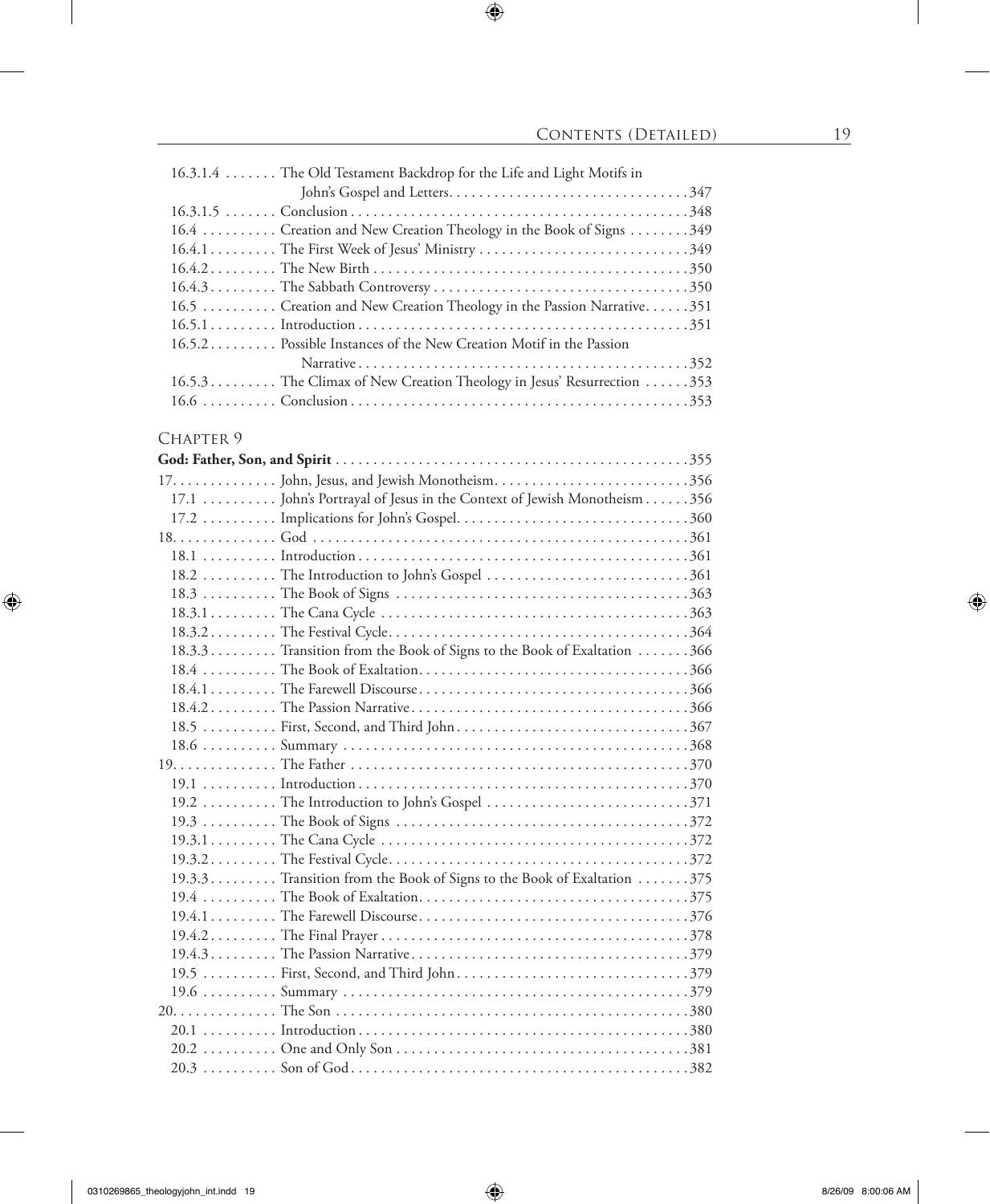16.3.1.4 ....... The Old Testament Backdrop for the Life and Light Motifs in John's Gospel and Letters................................347
16.3.1.5 ....... Conclusion.............................................348
16.4 .......... Creation and New Creation Theology in the Book of Signs ........349
16.4.1......... The First Week of Jesus' Ministry ............................349
16.4.2......... The New Birth ..........................................350
16.4.3......... The Sabbath Controversy ..................................350
16.5 .......... Creation and New Creation Theology in the Passion Narrative......351
16.5.1......... Introduction............................................351
16.5.2......... Possible Instances of the New Creation Motif in the Passion Narrative...........................................352
16.5.3......... The Climax of New Creation Theology in Jesus' Resurrection ......353
16.6 .......... Conclusion.............................................353

## Chapter 9

**God: Father, Son, and Spirit** ...............................................355

17............. John, Jesus, and Jewish Monotheism..........................356
17.1 .......... John's Portrayal of Jesus in the Context of Jewish Monotheism......356
17.2 .......... Implications for John's Gospel...............................360
18............. God ..................................................361
18.1 .......... Introduction............................................361
18.2 .......... The Introduction to John's Gospel ...........................361
18.3 .......... The Book of Signs .......................................363
18.3.1......... The Cana Cycle .........................................363
18.3.2......... The Festival Cycle........................................364
18.3.3......... Transition from the Book of Signs to the Book of Exaltation .......366
18.4 .......... The Book of Exaltation....................................366
18.4.1......... The Farewell Discourse....................................366
18.4.2......... The Passion Narrative.....................................366
18.5 .......... First, Second, and Third John...............................367
18.6 .......... Summary ..............................................368
19............. The Father .............................................370
19.1 .......... Introduction............................................370
19.2 .......... The Introduction to John's Gospel ...........................371
19.3 .......... The Book of Signs .......................................372
19.3.1......... The Cana Cycle .........................................372
19.3.2......... The Festival Cycle........................................372
19.3.3......... Transition from the Book of Signs to the Book of Exaltation .......375
19.4 .......... The Book of Exaltation....................................375
19.4.1......... The Farewell Discourse....................................376
19.4.2......... The Final Prayer .........................................378
19.4.3......... The Passion Narrative.....................................379
19.5 .......... First, Second, and Third John...............................379
19.6 .......... Summary ..............................................379
20............. The Son ...............................................380
20.1 .......... Introduction............................................380
20.2 .......... One and Only Son .......................................381
20.3 .......... Son of God.............................................382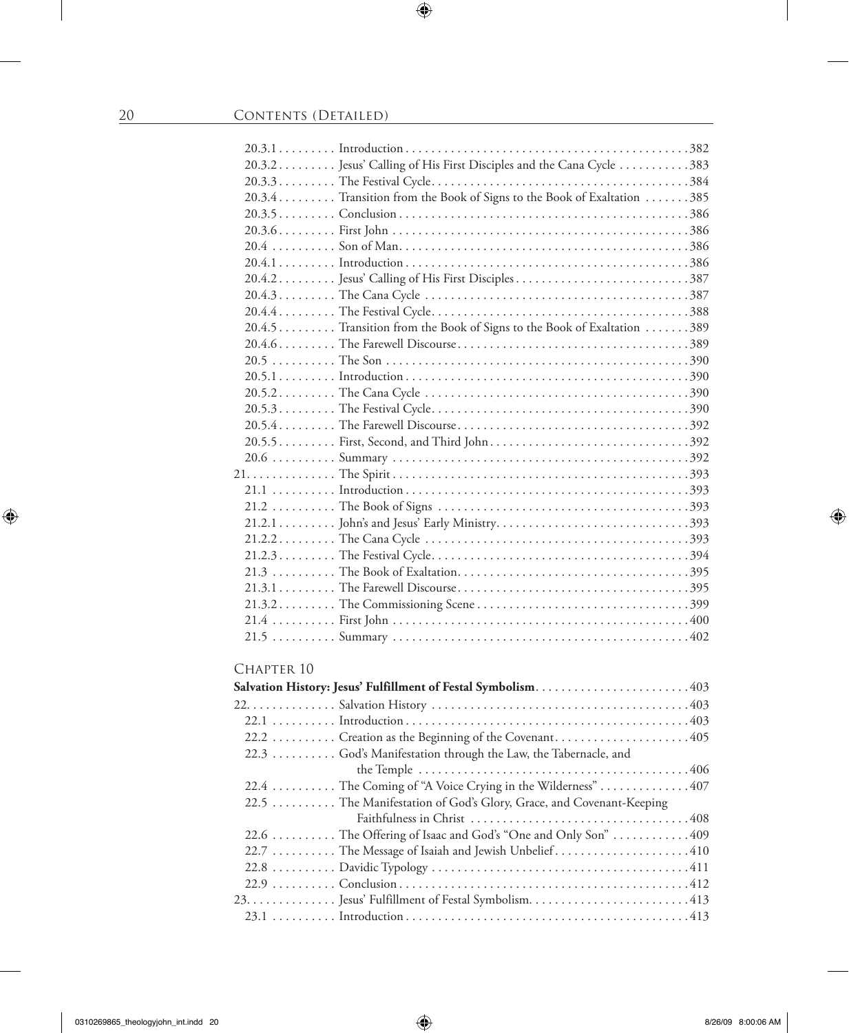20.3.1 . . . . . . . . . Introduction . . . . . . . . . . . . . . . . . . . . . . . . . . . . . . . . . . . . . . . . . . . 382
20.3.2 . . . . . . . . . Jesus' Calling of His First Disciples and the Cana Cycle . . . . . . . . . . . 383
20.3.3 . . . . . . . . . The Festival Cycle. . . . . . . . . . . . . . . . . . . . . . . . . . . . . . . . . . . . . . . 384
20.3.4 . . . . . . . . . Transition from the Book of Signs to the Book of Exaltation . . . . . . . 385
20.3.5 . . . . . . . . . Conclusion . . . . . . . . . . . . . . . . . . . . . . . . . . . . . . . . . . . . . . . . . . . . 386
20.3.6 . . . . . . . . . First John . . . . . . . . . . . . . . . . . . . . . . . . . . . . . . . . . . . . . . . . . . . . . 386
20.4 . . . . . . . . . . Son of Man. . . . . . . . . . . . . . . . . . . . . . . . . . . . . . . . . . . . . . . . . . . . . 386
20.4.1 . . . . . . . . . Introduction . . . . . . . . . . . . . . . . . . . . . . . . . . . . . . . . . . . . . . . . . . . 386
20.4.2 . . . . . . . . . Jesus' Calling of His First Disciples . . . . . . . . . . . . . . . . . . . . . . . . . . 387
20.4.3 . . . . . . . . . The Cana Cycle . . . . . . . . . . . . . . . . . . . . . . . . . . . . . . . . . . . . . . . . 387
20.4.4 . . . . . . . . . The Festival Cycle. . . . . . . . . . . . . . . . . . . . . . . . . . . . . . . . . . . . . . . 388
20.4.5 . . . . . . . . . Transition from the Book of Signs to the Book of Exaltation . . . . . . . 389
20.4.6 . . . . . . . . . The Farewell Discourse. . . . . . . . . . . . . . . . . . . . . . . . . . . . . . . . . . . 389
20.5 . . . . . . . . . . The Son . . . . . . . . . . . . . . . . . . . . . . . . . . . . . . . . . . . . . . . . . . . . . . . 390
20.5.1 . . . . . . . . . Introduction . . . . . . . . . . . . . . . . . . . . . . . . . . . . . . . . . . . . . . . . . . . 390
20.5.2 . . . . . . . . . The Cana Cycle . . . . . . . . . . . . . . . . . . . . . . . . . . . . . . . . . . . . . . . . 390
20.5.3 . . . . . . . . . The Festival Cycle. . . . . . . . . . . . . . . . . . . . . . . . . . . . . . . . . . . . . . . 390
20.5.4 . . . . . . . . . The Farewell Discourse. . . . . . . . . . . . . . . . . . . . . . . . . . . . . . . . . . . 392
20.5.5 . . . . . . . . . First, Second, and Third John . . . . . . . . . . . . . . . . . . . . . . . . . . . . . 392
20.6 . . . . . . . . . . Summary . . . . . . . . . . . . . . . . . . . . . . . . . . . . . . . . . . . . . . . . . . . . . 392
21. . . . . . . . . . . . . . The Spirit . . . . . . . . . . . . . . . . . . . . . . . . . . . . . . . . . . . . . . . . . . . . . 393
21.1 . . . . . . . . . . Introduction . . . . . . . . . . . . . . . . . . . . . . . . . . . . . . . . . . . . . . . . . . . 393
21.2 . . . . . . . . . . The Book of Signs . . . . . . . . . . . . . . . . . . . . . . . . . . . . . . . . . . . . . . 393
21.2.1 . . . . . . . . . John's and Jesus' Early Ministry. . . . . . . . . . . . . . . . . . . . . . . . . . . . 393
21.2.2 . . . . . . . . . The Cana Cycle . . . . . . . . . . . . . . . . . . . . . . . . . . . . . . . . . . . . . . . . 393
21.2.3 . . . . . . . . . The Festival Cycle. . . . . . . . . . . . . . . . . . . . . . . . . . . . . . . . . . . . . . . 394
21.3 . . . . . . . . . . The Book of Exaltation. . . . . . . . . . . . . . . . . . . . . . . . . . . . . . . . . . . 395
21.3.1 . . . . . . . . . The Farewell Discourse. . . . . . . . . . . . . . . . . . . . . . . . . . . . . . . . . . . 395
21.3.2 . . . . . . . . . The Commissioning Scene . . . . . . . . . . . . . . . . . . . . . . . . . . . . . . . . 399
21.4 . . . . . . . . . . First John . . . . . . . . . . . . . . . . . . . . . . . . . . . . . . . . . . . . . . . . . . . . . 400
21.5 . . . . . . . . . . Summary . . . . . . . . . . . . . . . . . . . . . . . . . . . . . . . . . . . . . . . . . . . . . 402

## Chapter 10

**Salvation History: Jesus' Fulfillment of Festal Symbolism. . . . . . . . . . . . . . . . . . . . . . . 403**

22. . . . . . . . . . . . . . Salvation History . . . . . . . . . . . . . . . . . . . . . . . . . . . . . . . . . . . . . . 403
22.1 . . . . . . . . . . Introduction . . . . . . . . . . . . . . . . . . . . . . . . . . . . . . . . . . . . . . . . . . . 403
22.2 . . . . . . . . . . Creation as the Beginning of the Covenant. . . . . . . . . . . . . . . . . . . . 405
22.3 . . . . . . . . . . God's Manifestation through the Law, the Tabernacle, and the Temple . . . . . . . . . . . . . . . . . . . . . . . . . . . . . . . . . . . . . . . . . 406
22.4 . . . . . . . . . . The Coming of "A Voice Crying in the Wilderness" . . . . . . . . . . . . . 407
22.5 . . . . . . . . . . The Manifestation of God's Glory, Grace, and Covenant-Keeping Faithfulness in Christ . . . . . . . . . . . . . . . . . . . . . . . . . . . . . . . . 408
22.6 . . . . . . . . . . The Offering of Isaac and God's "One and Only Son" . . . . . . . . . . . 409
22.7 . . . . . . . . . . The Message of Isaiah and Jewish Unbelief. . . . . . . . . . . . . . . . . . . . 410
22.8 . . . . . . . . . . Davidic Typology . . . . . . . . . . . . . . . . . . . . . . . . . . . . . . . . . . . . . . . 411
22.9 . . . . . . . . . . Conclusion . . . . . . . . . . . . . . . . . . . . . . . . . . . . . . . . . . . . . . . . . . . . 412
23. . . . . . . . . . . . . . Jesus' Fulfillment of Festal Symbolism. . . . . . . . . . . . . . . . . . . . . . . 413
23.1 . . . . . . . . . . Introduction . . . . . . . . . . . . . . . . . . . . . . . . . . . . . . . . . . . . . . . . . . . 413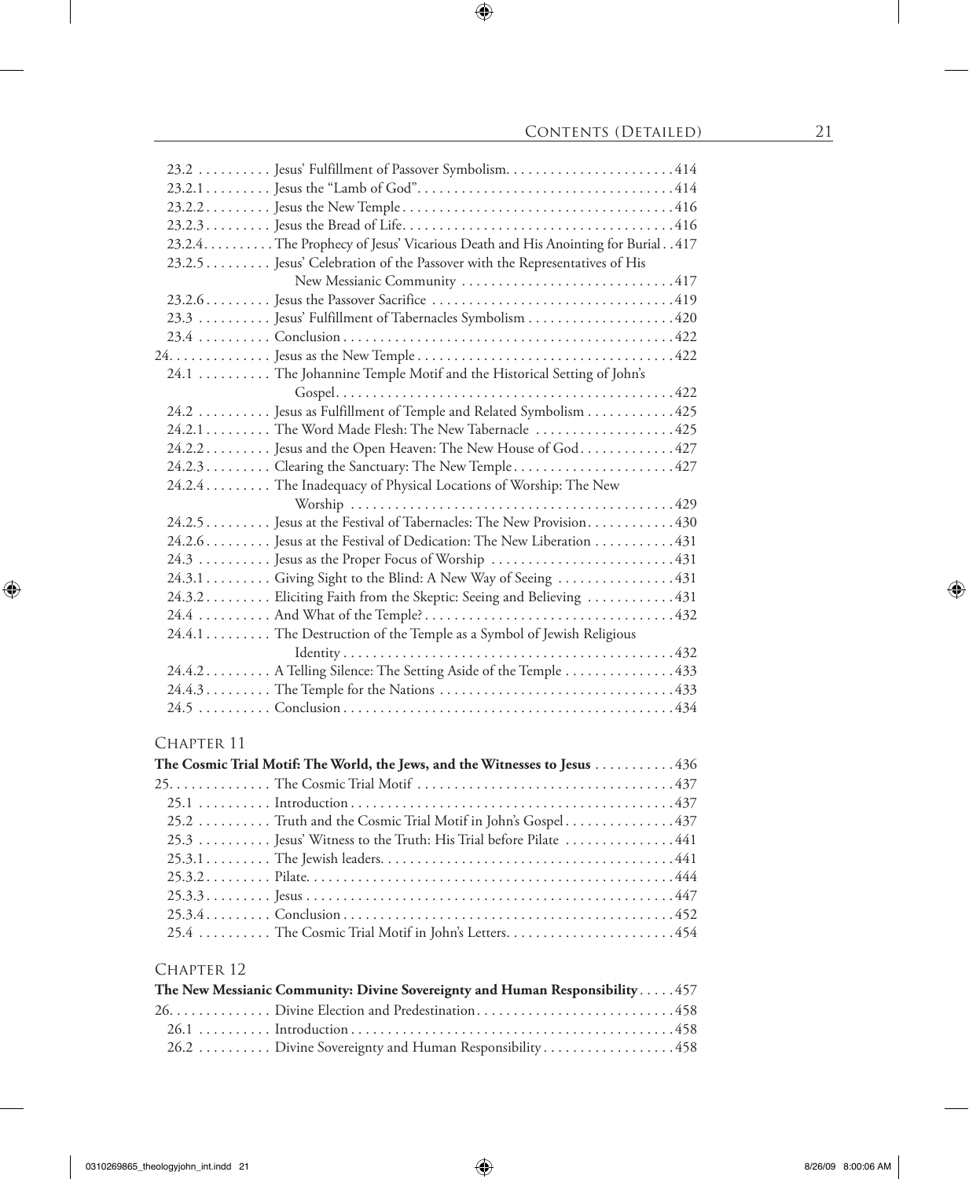23.2 . . . . . . . . . Jesus' Fulfillment of Passover Symbolism. . . . . . . . . . . . . . . . . . . . . . 414
23.2.1 . . . . . . . . Jesus the "Lamb of God". . . . . . . . . . . . . . . . . . . . . . . . . . . . . . . . . . 414
23.2.2 . . . . . . . . Jesus the New Temple . . . . . . . . . . . . . . . . . . . . . . . . . . . . . . . . . . . . 416
23.2.3 . . . . . . . . Jesus the Bread of Life. . . . . . . . . . . . . . . . . . . . . . . . . . . . . . . . . . . . 416
23.2.4. . . . . . . . . The Prophecy of Jesus' Vicarious Death and His Anointing for Burial . . 417
23.2.5 . . . . . . . . Jesus' Celebration of the Passover with the Representatives of His New Messianic Community . . . . . . . . . . . . . . . . . . . . . . . . . . . . 417
23.2.6 . . . . . . . . Jesus the Passover Sacrifice . . . . . . . . . . . . . . . . . . . . . . . . . . . . . . . . 419
23.3 . . . . . . . . . Jesus' Fulfillment of Tabernacles Symbolism . . . . . . . . . . . . . . . . . . . 420
23.4 . . . . . . . . . Conclusion . . . . . . . . . . . . . . . . . . . . . . . . . . . . . . . . . . . . . . . . . . . 422
24. . . . . . . . . . . . . Jesus as the New Temple . . . . . . . . . . . . . . . . . . . . . . . . . . . . . . . . . 422
24.1 . . . . . . . . . The Johannine Temple Motif and the Historical Setting of John's Gospel. . . . . . . . . . . . . . . . . . . . . . . . . . . . . . . . . . . . . . . . . . . . . 422
24.2 . . . . . . . . . Jesus as Fulfillment of Temple and Related Symbolism . . . . . . . . . . . 425
24.2.1 . . . . . . . . The Word Made Flesh: The New Tabernacle . . . . . . . . . . . . . . . . . . 425
24.2.2 . . . . . . . . Jesus and the Open Heaven: The New House of God. . . . . . . . . . . . 427
24.2.3 . . . . . . . . Clearing the Sanctuary: The New Temple . . . . . . . . . . . . . . . . . . . . . 427
24.2.4 . . . . . . . . The Inadequacy of Physical Locations of Worship: The New Worship . . . . . . . . . . . . . . . . . . . . . . . . . . . . . . . . . . . . . . . . . . 429
24.2.5 . . . . . . . . Jesus at the Festival of Tabernacles: The New Provision. . . . . . . . . . . 430
24.2.6 . . . . . . . . Jesus at the Festival of Dedication: The New Liberation . . . . . . . . . . 431
24.3 . . . . . . . . . Jesus as the Proper Focus of Worship . . . . . . . . . . . . . . . . . . . . . . . . 431
24.3.1 . . . . . . . . Giving Sight to the Blind: A New Way of Seeing . . . . . . . . . . . . . . . 431
24.3.2 . . . . . . . . Eliciting Faith from the Skeptic: Seeing and Believing . . . . . . . . . . . 431
24.4 . . . . . . . . . And What of the Temple? . . . . . . . . . . . . . . . . . . . . . . . . . . . . . . . . 432
24.4.1 . . . . . . . . The Destruction of the Temple as a Symbol of Jewish Religious Identity . . . . . . . . . . . . . . . . . . . . . . . . . . . . . . . . . . . . . . . . . . . 432
24.4.2 . . . . . . . . A Telling Silence: The Setting Aside of the Temple . . . . . . . . . . . . . . 433
24.4.3 . . . . . . . . The Temple for the Nations . . . . . . . . . . . . . . . . . . . . . . . . . . . . . . . 433
24.5 . . . . . . . . . Conclusion . . . . . . . . . . . . . . . . . . . . . . . . . . . . . . . . . . . . . . . . . . . 434

Chapter 11

**The Cosmic Trial Motif: The World, the Jews, and the Witnesses to Jesus** . . . . . . . . . . . 436

25. . . . . . . . . . . . . The Cosmic Trial Motif . . . . . . . . . . . . . . . . . . . . . . . . . . . . . . . . . . 437
25.1 . . . . . . . . . Introduction . . . . . . . . . . . . . . . . . . . . . . . . . . . . . . . . . . . . . . . . . . 437
25.2 . . . . . . . . . Truth and the Cosmic Trial Motif in John's Gospel . . . . . . . . . . . . . . 437
25.3 . . . . . . . . . Jesus' Witness to the Truth: His Trial before Pilate . . . . . . . . . . . . . . 441
25.3.1 . . . . . . . . The Jewish leaders. . . . . . . . . . . . . . . . . . . . . . . . . . . . . . . . . . . . . . 441
25.3.2 . . . . . . . . Pilate. . . . . . . . . . . . . . . . . . . . . . . . . . . . . . . . . . . . . . . . . . . . . . . 444
25.3.3 . . . . . . . . Jesus . . . . . . . . . . . . . . . . . . . . . . . . . . . . . . . . . . . . . . . . . . . . . . . 447
25.3.4 . . . . . . . . Conclusion . . . . . . . . . . . . . . . . . . . . . . . . . . . . . . . . . . . . . . . . . . . 452
25.4 . . . . . . . . . The Cosmic Trial Motif in John's Letters. . . . . . . . . . . . . . . . . . . . . . 454

Chapter 12

**The New Messianic Community: Divine Sovereignty and Human Responsibility** . . . . . 457

26. . . . . . . . . . . . . Divine Election and Predestination. . . . . . . . . . . . . . . . . . . . . . . . . . 458
26.1 . . . . . . . . . Introduction . . . . . . . . . . . . . . . . . . . . . . . . . . . . . . . . . . . . . . . . . . 458
26.2 . . . . . . . . . Divine Sovereignty and Human Responsibility . . . . . . . . . . . . . . . . . 458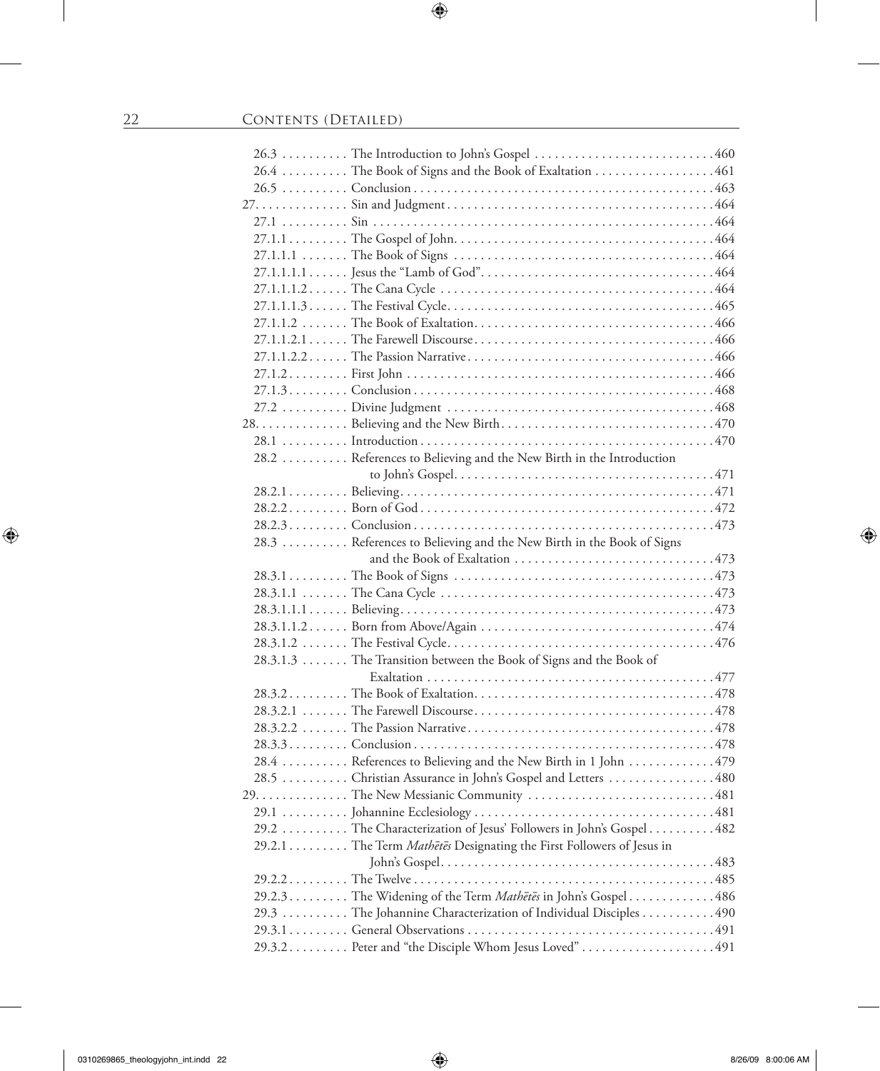26.3 . . . . . . . . . . The Introduction to John's Gospel . . . . . . . . . . . . . . . . . . . . . . . . . . 460
26.4 . . . . . . . . . . The Book of Signs and the Book of Exaltation . . . . . . . . . . . . . . . . . 461
26.5 . . . . . . . . . . Conclusion . . . . . . . . . . . . . . . . . . . . . . . . . . . . . . . . . . . . . . . . . . . . 463
27. . . . . . . . . . . . . Sin and Judgment . . . . . . . . . . . . . . . . . . . . . . . . . . . . . . . . . . . . . . . 464
27.1 . . . . . . . . . . Sin . . . . . . . . . . . . . . . . . . . . . . . . . . . . . . . . . . . . . . . . . . . . . . . . . . 464
27.1.1 . . . . . . . . . The Gospel of John. . . . . . . . . . . . . . . . . . . . . . . . . . . . . . . . . . . . . . 464
27.1.1.1 . . . . . . . The Book of Signs . . . . . . . . . . . . . . . . . . . . . . . . . . . . . . . . . . . . . . 464
27.1.1.1.1 . . . . . . Jesus the "Lamb of God". . . . . . . . . . . . . . . . . . . . . . . . . . . . . . . . . . 464
27.1.1.1.2 . . . . . . The Cana Cycle . . . . . . . . . . . . . . . . . . . . . . . . . . . . . . . . . . . . . . . . 464
27.1.1.1.3 . . . . . . The Festival Cycle. . . . . . . . . . . . . . . . . . . . . . . . . . . . . . . . . . . . . . . 465
27.1.1.2 . . . . . . . The Book of Exaltation. . . . . . . . . . . . . . . . . . . . . . . . . . . . . . . . . . . 466
27.1.1.2.1 . . . . . . The Farewell Discourse. . . . . . . . . . . . . . . . . . . . . . . . . . . . . . . . . . . 466
27.1.1.2.2 . . . . . . The Passion Narrative . . . . . . . . . . . . . . . . . . . . . . . . . . . . . . . . . . . 466
27.1.2 . . . . . . . . . First John . . . . . . . . . . . . . . . . . . . . . . . . . . . . . . . . . . . . . . . . . . . . . 466
27.1.3 . . . . . . . . . Conclusion . . . . . . . . . . . . . . . . . . . . . . . . . . . . . . . . . . . . . . . . . . . . 468
27.2 . . . . . . . . . . Divine Judgment . . . . . . . . . . . . . . . . . . . . . . . . . . . . . . . . . . . . . . . 468
28. . . . . . . . . . . . . Believing and the New Birth. . . . . . . . . . . . . . . . . . . . . . . . . . . . . . . 470
28.1 . . . . . . . . . . Introduction . . . . . . . . . . . . . . . . . . . . . . . . . . . . . . . . . . . . . . . . . . . 470
28.2 . . . . . . . . . . References to Believing and the New Birth in the Introduction to John's Gospel. . . . . . . . . . . . . . . . . . . . . . . . . . . . . . . . . . . . . . . 471
28.2.1 . . . . . . . . . Believing. . . . . . . . . . . . . . . . . . . . . . . . . . . . . . . . . . . . . . . . . . . . . . 471
28.2.2 . . . . . . . . . Born of God . . . . . . . . . . . . . . . . . . . . . . . . . . . . . . . . . . . . . . . . . . . 472
28.2.3 . . . . . . . . . Conclusion . . . . . . . . . . . . . . . . . . . . . . . . . . . . . . . . . . . . . . . . . . . . 473
28.3 . . . . . . . . . . References to Believing and the New Birth in the Book of Signs and the Book of Exaltation . . . . . . . . . . . . . . . . . . . . . . . . . . . . . 473
28.3.1 . . . . . . . . . The Book of Signs . . . . . . . . . . . . . . . . . . . . . . . . . . . . . . . . . . . . . . 473
28.3.1.1 . . . . . . . The Cana Cycle . . . . . . . . . . . . . . . . . . . . . . . . . . . . . . . . . . . . . . . . 473
28.3.1.1.1 . . . . . . Believing. . . . . . . . . . . . . . . . . . . . . . . . . . . . . . . . . . . . . . . . . . . . . . 473
28.3.1.1.2 . . . . . . Born from Above/Again . . . . . . . . . . . . . . . . . . . . . . . . . . . . . . . . . . 474
28.3.1.2 . . . . . . . The Festival Cycle. . . . . . . . . . . . . . . . . . . . . . . . . . . . . . . . . . . . . . . 476
28.3.1.3 . . . . . . . The Transition between the Book of Signs and the Book of Exaltation . . . . . . . . . . . . . . . . . . . . . . . . . . . . . . . . . . . . . . . . . . . . 477
28.3.2 . . . . . . . . . The Book of Exaltation. . . . . . . . . . . . . . . . . . . . . . . . . . . . . . . . . . . 478
28.3.2.1 . . . . . . . The Farewell Discourse. . . . . . . . . . . . . . . . . . . . . . . . . . . . . . . . . . . 478
28.3.2.2 . . . . . . . The Passion Narrative . . . . . . . . . . . . . . . . . . . . . . . . . . . . . . . . . . . 478
28.3.3 . . . . . . . . . Conclusion . . . . . . . . . . . . . . . . . . . . . . . . . . . . . . . . . . . . . . . . . . . . 478
28.4 . . . . . . . . . . References to Believing and the New Birth in 1 John . . . . . . . . . . . . 479
28.5 . . . . . . . . . . Christian Assurance in John's Gospel and Letters . . . . . . . . . . . . . . . 480
29. . . . . . . . . . . . . The New Messianic Community . . . . . . . . . . . . . . . . . . . . . . . . . . . 481
29.1 . . . . . . . . . . Johannine Ecclesiology . . . . . . . . . . . . . . . . . . . . . . . . . . . . . . . . . . . 481
29.2 . . . . . . . . . . The Characterization of Jesus' Followers in John's Gospel . . . . . . . . . . 482
29.2.1 . . . . . . . . . The Term *Mathētēs* Designating the First Followers of Jesus in John's Gospel. . . . . . . . . . . . . . . . . . . . . . . . . . . . . . . . . . . . . . . . . 483
29.2.2 . . . . . . . . . The Twelve . . . . . . . . . . . . . . . . . . . . . . . . . . . . . . . . . . . . . . . . . . . . 485
29.2.3 . . . . . . . . . The Widening of the Term *Mathētēs* in John's Gospel . . . . . . . . . . . . 486
29.3 . . . . . . . . . . The Johannine Characterization of Individual Disciples . . . . . . . . . . 490
29.3.1 . . . . . . . . . General Observations . . . . . . . . . . . . . . . . . . . . . . . . . . . . . . . . . . . . 491
29.3.2 . . . . . . . . . Peter and "the Disciple Whom Jesus Loved" . . . . . . . . . . . . . . . . . . . 491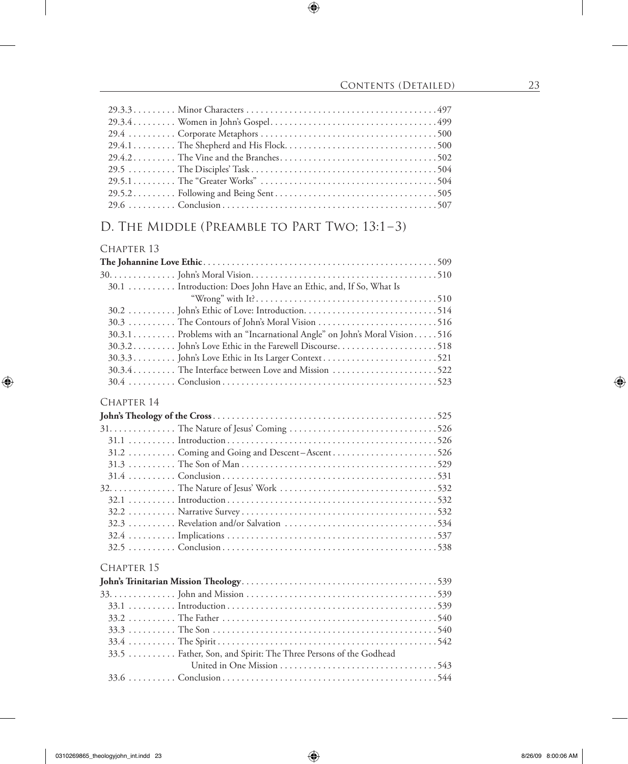29.3.3 . . . . . . . . . Minor Characters . . . . . . . . . . . . . . . . . . . . . . . . . . . . . . . . . . . . . . . 497
29.3.4 . . . . . . . . . Women in John's Gospel . . . . . . . . . . . . . . . . . . . . . . . . . . . . . . . . . . 499
29.4 . . . . . . . . . Corporate Metaphors . . . . . . . . . . . . . . . . . . . . . . . . . . . . . . . . . . . . 500
29.4.1 . . . . . . . . . The Shepherd and His Flock . . . . . . . . . . . . . . . . . . . . . . . . . . . . . . . 500
29.4.2 . . . . . . . . . The Vine and the Branches . . . . . . . . . . . . . . . . . . . . . . . . . . . . . . . . 502
29.5 . . . . . . . . . The Disciples' Task . . . . . . . . . . . . . . . . . . . . . . . . . . . . . . . . . . . . . . 504
29.5.1 . . . . . . . . . The "Greater Works" . . . . . . . . . . . . . . . . . . . . . . . . . . . . . . . . . . . . 504
29.5.2 . . . . . . . . . Following and Being Sent . . . . . . . . . . . . . . . . . . . . . . . . . . . . . . . . . 505
29.6 . . . . . . . . . Conclusion . . . . . . . . . . . . . . . . . . . . . . . . . . . . . . . . . . . . . . . . . . . . 507

## D. The Middle (Preamble to Part Two; 13:1–3)

### Chapter 13

**The Johannine Love Ethic** . . . . . . . . . . . . . . . . . . . . . . . . . . . . . . . . . . . . . . . . . . . . . . . . 509
30. . . . . . . . . . . . . . John's Moral Vision . . . . . . . . . . . . . . . . . . . . . . . . . . . . . . . . . . . . . . 510
30.1 . . . . . . . . . Introduction: Does John Have an Ethic, and, If So, What Is "Wrong" with It? . . . . . . . . . . . . . . . . . . . . . . . . . . . . . . . . . . . . . . 510
30.2 . . . . . . . . . John's Ethic of Love: Introduction . . . . . . . . . . . . . . . . . . . . . . . . . . . 514
30.3 . . . . . . . . . The Contours of John's Moral Vision . . . . . . . . . . . . . . . . . . . . . . . . . 516
30.3.1 . . . . . . . . . Problems with an "Incarnational Angle" on John's Moral Vision . . . . . 516
30.3.2 . . . . . . . . . John's Love Ethic in the Farewell Discourse . . . . . . . . . . . . . . . . . . . . 518
30.3.3 . . . . . . . . . John's Love Ethic in Its Larger Context . . . . . . . . . . . . . . . . . . . . . . . 521
30.3.4 . . . . . . . . . The Interface between Love and Mission . . . . . . . . . . . . . . . . . . . . . 522
30.4 . . . . . . . . . Conclusion . . . . . . . . . . . . . . . . . . . . . . . . . . . . . . . . . . . . . . . . . . . . 523

### Chapter 14

**John's Theology of the Cross** . . . . . . . . . . . . . . . . . . . . . . . . . . . . . . . . . . . . . . . . . . . . . . 525
31. . . . . . . . . . . . . . The Nature of Jesus' Coming . . . . . . . . . . . . . . . . . . . . . . . . . . . . . . 526
31.1 . . . . . . . . . Introduction . . . . . . . . . . . . . . . . . . . . . . . . . . . . . . . . . . . . . . . . . . . 526
31.2 . . . . . . . . . Coming and Going and Descent–Ascent . . . . . . . . . . . . . . . . . . . . . . 526
31.3 . . . . . . . . . The Son of Man . . . . . . . . . . . . . . . . . . . . . . . . . . . . . . . . . . . . . . . . 529
31.4 . . . . . . . . . Conclusion . . . . . . . . . . . . . . . . . . . . . . . . . . . . . . . . . . . . . . . . . . . . 531
32. . . . . . . . . . . . . . The Nature of Jesus' Work . . . . . . . . . . . . . . . . . . . . . . . . . . . . . . . . 532
32.1 . . . . . . . . . Introduction . . . . . . . . . . . . . . . . . . . . . . . . . . . . . . . . . . . . . . . . . . . 532
32.2 . . . . . . . . . Narrative Survey . . . . . . . . . . . . . . . . . . . . . . . . . . . . . . . . . . . . . . . . 532
32.3 . . . . . . . . . Revelation and/or Salvation . . . . . . . . . . . . . . . . . . . . . . . . . . . . . . . 534
32.4 . . . . . . . . . Implications . . . . . . . . . . . . . . . . . . . . . . . . . . . . . . . . . . . . . . . . . . . 537
32.5 . . . . . . . . . Conclusion . . . . . . . . . . . . . . . . . . . . . . . . . . . . . . . . . . . . . . . . . . . . 538

### Chapter 15

**John's Trinitarian Mission Theology** . . . . . . . . . . . . . . . . . . . . . . . . . . . . . . . . . . . . . . . . 539
33. . . . . . . . . . . . . . John and Mission . . . . . . . . . . . . . . . . . . . . . . . . . . . . . . . . . . . . . . . 539
33.1 . . . . . . . . . Introduction . . . . . . . . . . . . . . . . . . . . . . . . . . . . . . . . . . . . . . . . . . . 539
33.2 . . . . . . . . . The Father . . . . . . . . . . . . . . . . . . . . . . . . . . . . . . . . . . . . . . . . . . . . 540
33.3 . . . . . . . . . The Son . . . . . . . . . . . . . . . . . . . . . . . . . . . . . . . . . . . . . . . . . . . . . . 540
33.4 . . . . . . . . . The Spirit . . . . . . . . . . . . . . . . . . . . . . . . . . . . . . . . . . . . . . . . . . . . . 542
33.5 . . . . . . . . . Father, Son, and Spirit: The Three Persons of the Godhead United in One Mission . . . . . . . . . . . . . . . . . . . . . . . . . . . . . . . . . 543
33.6 . . . . . . . . . Conclusion . . . . . . . . . . . . . . . . . . . . . . . . . . . . . . . . . . . . . . . . . . . . 544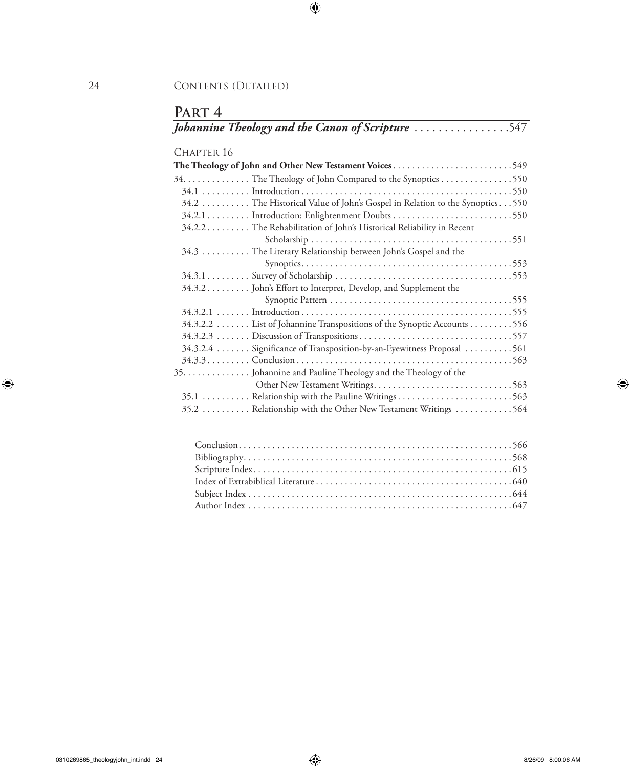# Part 4

## *Johannine Theology and the Canon of Scripture* ................547

### Chapter 16

**The Theology of John and Other New Testament Voices** .........................549

34. ............. The Theology of John Compared to the Synoptics ...............550

34.1 .......... Introduction ..........................................550

34.2 .......... The Historical Value of John's Gospel in Relation to the Synoptics ...550

34.2.1 ......... Introduction: Enlightenment Doubts .........................550

34.2.2 ......... The Rehabilitation of John's Historical Reliability in Recent Scholarship ..........................................551

34.3 .......... The Literary Relationship between John's Gospel and the Synoptics ...........................................553

34.3.1 ......... Survey of Scholarship .....................................553

34.3.2 ......... John's Effort to Interpret, Develop, and Supplement the Synoptic Pattern ......................................555

34.3.2.1 ....... Introduction ..........................................555

34.3.2.2 ....... List of Johannine Transpositions of the Synoptic Accounts .........556

34.3.2.3 ....... Discussion of Transpositions ...............................557

34.3.2.4 ....... Significance of Transposition-by-an-Eyewitness Proposal ..........561

34.3.3 ......... Conclusion ............................................563

35. ............. Johannine and Pauline Theology and the Theology of the Other New Testament Writings ............................563

35.1 .......... Relationship with the Pauline Writings ........................563

35.2 .......... Relationship with the Other New Testament Writings ............564

Conclusion ........................................................566

Bibliography .......................................................568

Scripture Index .....................................................615

Index of Extrabiblical Literature ........................................640

Subject Index .......................................................644

Author Index .......................................................647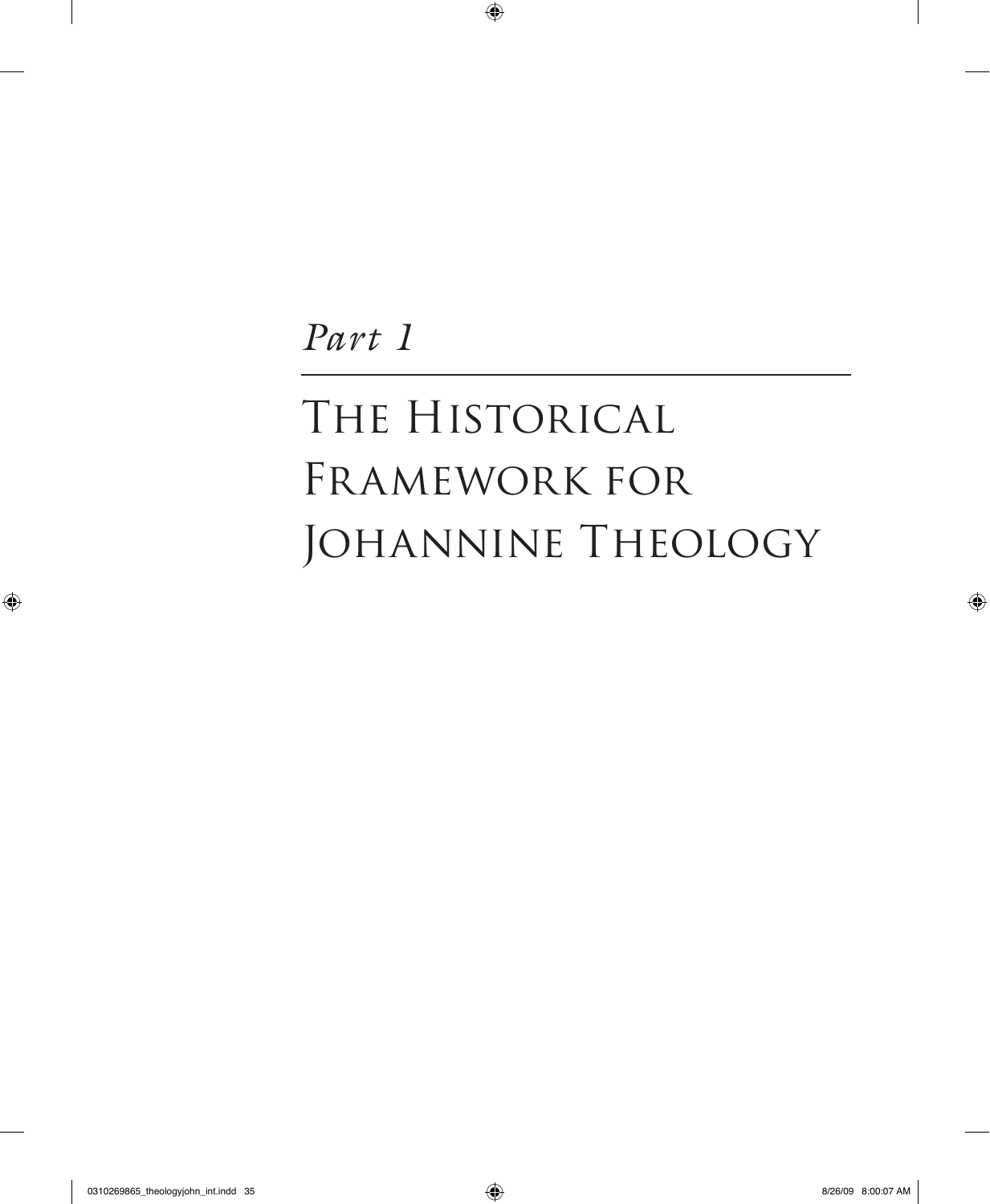*Part 1*

# The Historical Framework for Johannine Theology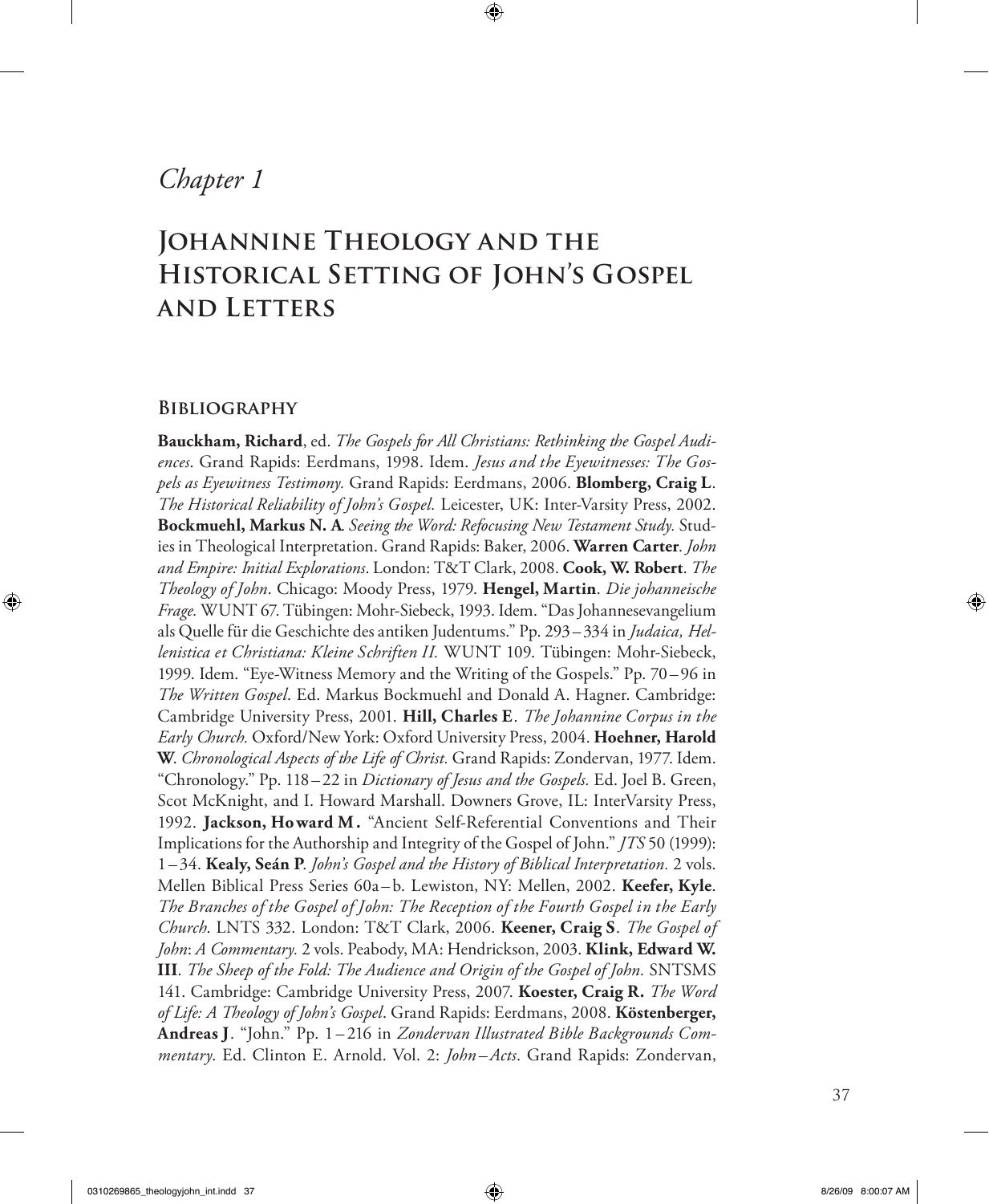*Chapter 1*

# Johannine Theology and the Historical Setting of John's Gospel and Letters

## Bibliography

**Bauckham, Richard**, ed. *The Gospels for All Christians: Rethinking the Gospel Audiences*. Grand Rapids: Eerdmans, 1998. Idem. *Jesus and the Eyewitnesses: The Gospels as Eyewitness Testimony.* Grand Rapids: Eerdmans, 2006. **Blomberg, Craig L**. *The Historical Reliability of John's Gospel.* Leicester, UK: Inter-Varsity Press, 2002. **Bockmuehl, Markus N. A**. *Seeing the Word: Refocusing New Testament Study.* Studies in Theological Interpretation. Grand Rapids: Baker, 2006. **Warren Carter**. *John and Empire: Initial Explorations*. London: T&T Clark, 2008. **Cook, W. Robert**. *The Theology of John*. Chicago: Moody Press, 1979. **Hengel, Martin**. *Die johanneische Frage.* WUNT 67. Tübingen: Mohr-Siebeck, 1993. Idem. "Das Johannesevangelium als Quelle für die Geschichte des antiken Judentums." Pp. 293 – 334 in *Judaica, Hellenistica et Christiana: Kleine Schriften II.* WUNT 109. Tübingen: Mohr-Siebeck, 1999. Idem. "Eye-Witness Memory and the Writing of the Gospels." Pp. 70 – 96 in *The Written Gospel*. Ed. Markus Bockmuehl and Donald A. Hagner. Cambridge: Cambridge University Press, 2001. **Hill, Charles E**. *The Johannine Corpus in the Early Church.* Oxford/New York: Oxford University Press, 2004. **Hoehner, Harold W**. *Chronological Aspects of the Life of Christ.* Grand Rapids: Zondervan, 1977. Idem. "Chronology." Pp. 118 – 22 in *Dictionary of Jesus and the Gospels.* Ed. Joel B. Green, Scot McKnight, and I. Howard Marshall. Downers Grove, IL: InterVarsity Press, 1992. **Jackson, Howard M.** "Ancient Self-Referential Conventions and Their Implications for the Authorship and Integrity of the Gospel of John." *JTS* 50 (1999): 1 – 34. **Kealy, Seán P**. *John's Gospel and the History of Biblical Interpretation.* 2 vols. Mellen Biblical Press Series 60a – b. Lewiston, NY: Mellen, 2002. **Keefer, Kyle**. *The Branches of the Gospel of John: The Reception of the Fourth Gospel in the Early Church.* LNTS 332. London: T&T Clark, 2006. **Keener, Craig S**. *The Gospel of John*: *A Commentary.* 2 vols. Peabody, MA: Hendrickson, 2003. **Klink, Edward W. III**. *The Sheep of the Fold: The Audience and Origin of the Gospel of John.* SNTSMS 141. Cambridge: Cambridge University Press, 2007. **Koester, Craig R.** *The Word of Life: A Theology of John's Gospel*. Grand Rapids: Eerdmans, 2008. **Köstenberger, Andreas J**. "John." Pp. 1 – 216 in *Zondervan Illustrated Bible Backgrounds Commentary*. Ed. Clinton E. Arnold. Vol. 2: *John – Acts*. Grand Rapids: Zondervan,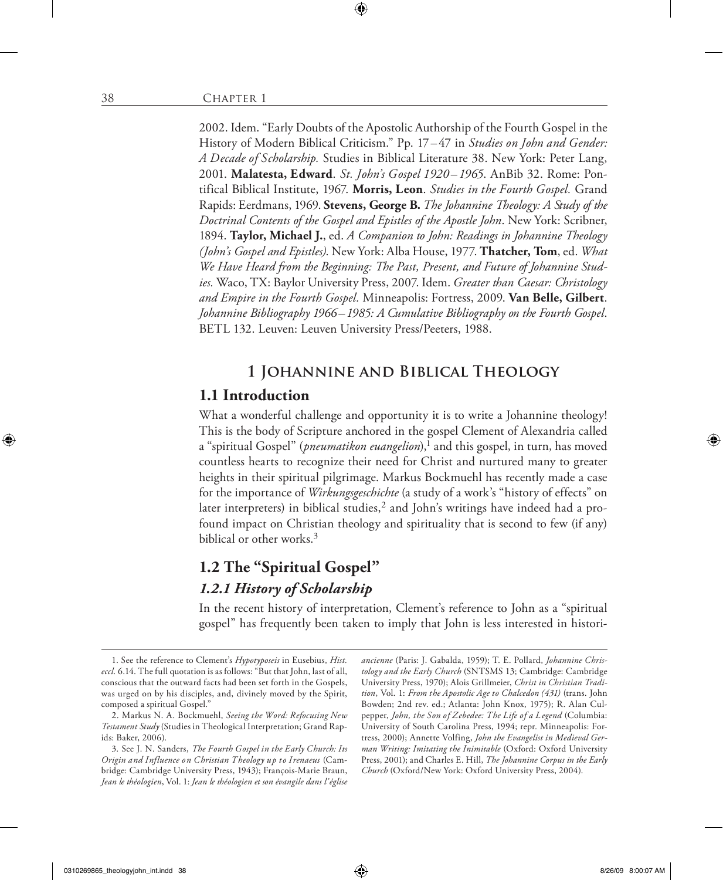2002. Idem. "Early Doubts of the Apostolic Authorship of the Fourth Gospel in the History of Modern Biblical Criticism." Pp. 17–47 in *Studies on John and Gender: A Decade of Scholarship.* Studies in Biblical Literature 38. New York: Peter Lang, 2001. **Malatesta, Edward**. *St. John's Gospel 1920–1965*. AnBib 32. Rome: Pontifical Biblical Institute, 1967. **Morris, Leon**. *Studies in the Fourth Gospel.* Grand Rapids: Eerdmans, 1969. **Stevens, George B.** *The Johannine Theology: A Study of the Doctrinal Contents of the Gospel and Epistles of the Apostle John*. New York: Scribner, 1894. **Taylor, Michael J.**, ed. *A Companion to John: Readings in Johannine Theology (John's Gospel and Epistles)*. New York: Alba House, 1977. **Thatcher, Tom**, ed. *What We Have Heard from the Beginning: The Past, Present, and Future of Johannine Studies.* Waco, TX: Baylor University Press, 2007. Idem. *Greater than Caesar: Christology and Empire in the Fourth Gospel.* Minneapolis: Fortress, 2009. **Van Belle, Gilbert**. *Johannine Bibliography 1966–1985: A Cumulative Bibliography on the Fourth Gospel*. BETL 132. Leuven: Leuven University Press/Peeters, 1988.

# 1 Johannine and Biblical Theology

## 1.1 Introduction

What a wonderful challenge and opportunity it is to write a Johannine theology! This is the body of Scripture anchored in the gospel Clement of Alexandria called a "spiritual Gospel" (*pneumatikon euangelion*),[1] and this gospel, in turn, has moved countless hearts to recognize their need for Christ and nurtured many to greater heights in their spiritual pilgrimage. Markus Bockmuehl has recently made a case for the importance of *Wirkungsgeschichte* (a study of a work's "history of effects" on later interpreters) in biblical studies,[2] and John's writings have indeed had a profound impact on Christian theology and spirituality that is second to few (if any) biblical or other works.[3]

## 1.2 The "Spiritual Gospel"

### *1.2.1 History of Scholarship*

In the recent history of interpretation, Clement's reference to John as a "spiritual gospel" has frequently been taken to imply that John is less interested in histori-

1. See the reference to Clement's *Hypotyposeis* in Eusebius, *Hist. eccl.* 6.14. The full quotation is as follows: "But that John, last of all, conscious that the outward facts had been set forth in the Gospels, was urged on by his disciples, and, divinely moved by the Spirit, composed a spiritual Gospel."

2. Markus N. A. Bockmuehl, *Seeing the Word: Refocusing New Testament Study* (Studies in Theological Interpretation; Grand Rapids: Baker, 2006).

3. See J. N. Sanders, *The Fourth Gospel in the Early Church: Its Origin and Influence on Christian Theology up to Irenaeus* (Cambridge: Cambridge University Press, 1943); François-Marie Braun, *Jean le théologien*, Vol. 1: *Jean le théologien et son évangile dans l'église ancienne* (Paris: J. Gabalda, 1959); T. E. Pollard, *Johannine Christology and the Early Church* (SNTSMS 13; Cambridge: Cambridge University Press, 1970); Alois Grillmeier, *Christ in Christian Tradition*, Vol. 1: *From the Apostolic Age to Chalcedon (431)* (trans. John Bowden; 2nd rev. ed.; Atlanta: John Knox, 1975); R. Alan Culpepper, *John, the Son of Zebedee: The Life of a Legend* (Columbia: University of South Carolina Press, 1994; repr. Minneapolis: Fortress, 2000); Annette Volfing, *John the Evangelist in Medieval German Writing: Imitating the Inimitable* (Oxford: Oxford University Press, 2001); and Charles E. Hill, *The Johannine Corpus in the Early Church* (Oxford/New York: Oxford University Press, 2004).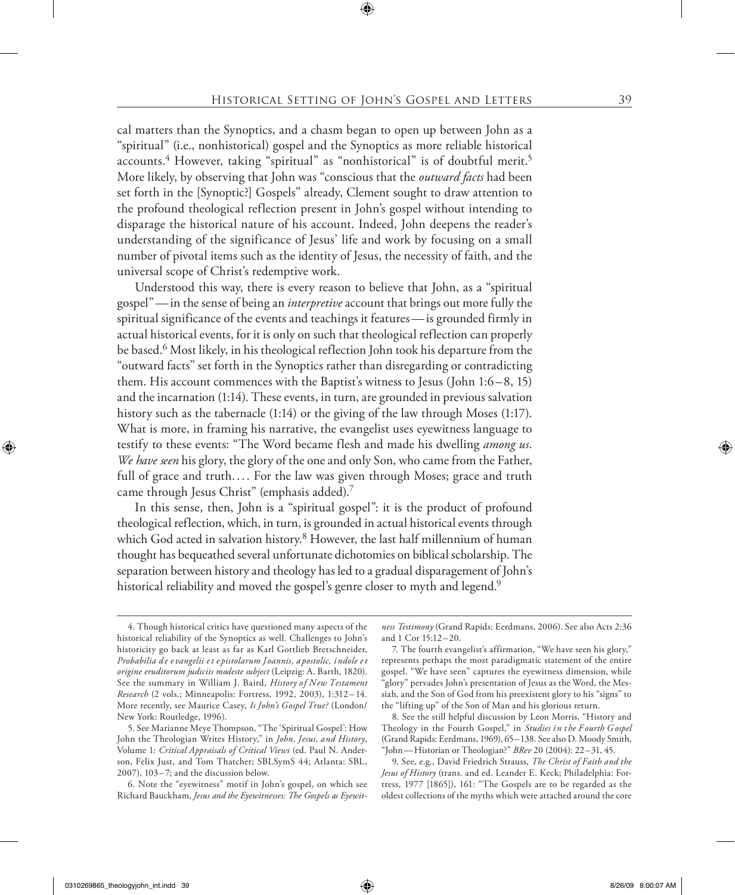cal matters than the Synoptics, and a chasm began to open up between John as a "spiritual" (i.e., nonhistorical) gospel and the Synoptics as more reliable historical accounts.[4] However, taking "spiritual" as "nonhistorical" is of doubtful merit.[5] More likely, by observing that John was "conscious that the *outward facts* had been set forth in the [Synoptic?] Gospels" already, Clement sought to draw attention to the profound theological reflection present in John's gospel without intending to disparage the historical nature of his account. Indeed, John deepens the reader's understanding of the significance of Jesus' life and work by focusing on a small number of pivotal items such as the identity of Jesus, the necessity of faith, and the universal scope of Christ's redemptive work.

Understood this way, there is every reason to believe that John, as a "spiritual gospel"—in the sense of being an *interpretive* account that brings out more fully the spiritual significance of the events and teachings it features—is grounded firmly in actual historical events, for it is only on such that theological reflection can properly be based.[6] Most likely, in his theological reflection John took his departure from the "outward facts" set forth in the Synoptics rather than disregarding or contradicting them. His account commences with the Baptist's witness to Jesus (John 1:6–8, 15) and the incarnation (1:14). These events, in turn, are grounded in previous salvation history such as the tabernacle (1:14) or the giving of the law through Moses (1:17). What is more, in framing his narrative, the evangelist uses eyewitness language to testify to these events: "The Word became flesh and made his dwelling *among us*. *We have seen* his glory, the glory of the one and only Son, who came from the Father, full of grace and truth.... For the law was given through Moses; grace and truth came through Jesus Christ" (emphasis added).[7]

In this sense, then, John is a "spiritual gospel": it is the product of profound theological reflection, which, in turn, is grounded in actual historical events through which God acted in salvation history.[8] However, the last half millennium of human thought has bequeathed several unfortunate dichotomies on biblical scholarship. The separation between history and theology has led to a gradual disparagement of John's historical reliability and moved the gospel's genre closer to myth and legend.[9]

---

4. Though historical critics have questioned many aspects of the historical reliability of the Synoptics as well. Challenges to John's historicity go back at least as far as Karl Gottlieb Bretschneider, *Probabilia de evangelii et epistolarum Joannis, apostolic, indole et origine eruditorum judiciis modeste subject* (Leipzig: A. Barth, 1820). See the summary in William J. Baird, *History of New Testament Research* (2 vols.; Minneapolis: Fortress, 1992, 2003), 1:312–14. More recently, see Maurice Casey, *Is John's Gospel True?* (London/New York: Routledge, 1996).

5. See Marianne Meye Thompson, "The 'Spiritual Gospel': How John the Theologian Writes History," in *John, Jesus, and History*, Volume 1: *Critical Appraisals of Critical Views* (ed. Paul N. Anderson, Felix Just, and Tom Thatcher; SBLSymS 44; Atlanta: SBL, 2007), 103–7; and the discussion below.

6. Note the "eyewitness" motif in John's gospel, on which see Richard Bauckham, *Jesus and the Eyewitnesses: The Gospels as Eyewitness Testimony* (Grand Rapids: Eerdmans, 2006). See also Acts 2:36 and 1 Cor 15:12–20.

7. The fourth evangelist's affirmation, "We have seen his glory," represents perhaps the most paradigmatic statement of the entire gospel. "We have seen" captures the eyewitness dimension, while "glory" pervades John's presentation of Jesus as the Word, the Messiah, and the Son of God from his preexistent glory to his "signs" to the "lifting up" of the Son of Man and his glorious return.

8. See the still helpful discussion by Leon Morris, "History and Theology in the Fourth Gospel," in *Studies in the Fourth Gospel* (Grand Rapids: Eerdmans, 1969), 65–138. See also D. Moody Smith, "John—Historian or Theologian?" *BRev* 20 (2004): 22–31, 45.

9. See, e.g., David Friedrich Strauss, *The Christ of Faith and the Jesus of History* (trans. and ed. Leander E. Keck; Philadelphia: Fortress, 1977 [1865]), 161: "The Gospels are to be regarded as the oldest collections of the myths which were attached around the core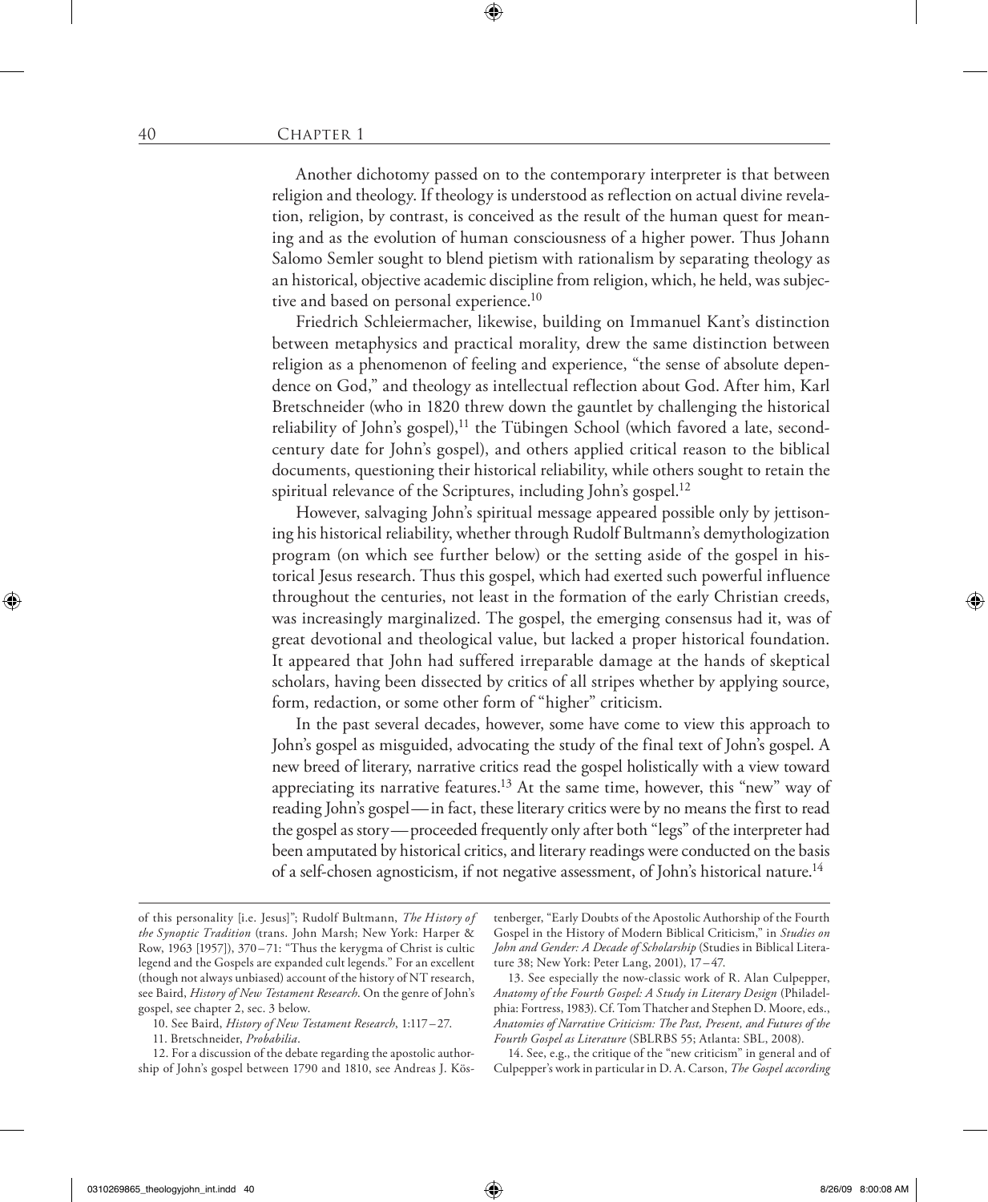Another dichotomy passed on to the contemporary interpreter is that between religion and theology. If theology is understood as reflection on actual divine revelation, religion, by contrast, is conceived as the result of the human quest for meaning and as the evolution of human consciousness of a higher power. Thus Johann Salomo Semler sought to blend pietism with rationalism by separating theology as an historical, objective academic discipline from religion, which, he held, was subjective and based on personal experience.[10]

Friedrich Schleiermacher, likewise, building on Immanuel Kant's distinction between metaphysics and practical morality, drew the same distinction between religion as a phenomenon of feeling and experience, "the sense of absolute dependence on God," and theology as intellectual reflection about God. After him, Karl Bretschneider (who in 1820 threw down the gauntlet by challenging the historical reliability of John's gospel),[11] the Tübingen School (which favored a late, second-century date for John's gospel), and others applied critical reason to the biblical documents, questioning their historical reliability, while others sought to retain the spiritual relevance of the Scriptures, including John's gospel.[12]

However, salvaging John's spiritual message appeared possible only by jettisoning his historical reliability, whether through Rudolf Bultmann's demythologization program (on which see further below) or the setting aside of the gospel in historical Jesus research. Thus this gospel, which had exerted such powerful influence throughout the centuries, not least in the formation of the early Christian creeds, was increasingly marginalized. The gospel, the emerging consensus had it, was of great devotional and theological value, but lacked a proper historical foundation. It appeared that John had suffered irreparable damage at the hands of skeptical scholars, having been dissected by critics of all stripes whether by applying source, form, redaction, or some other form of "higher" criticism.

In the past several decades, however, some have come to view this approach to John's gospel as misguided, advocating the study of the final text of John's gospel. A new breed of literary, narrative critics read the gospel holistically with a view toward appreciating its narrative features.[13] At the same time, however, this "new" way of reading John's gospel — in fact, these literary critics were by no means the first to read the gospel as story — proceeded frequently only after both "legs" of the interpreter had been amputated by historical critics, and literary readings were conducted on the basis of a self-chosen agnosticism, if not negative assessment, of John's historical nature.[14]

---

of this personality [i.e. Jesus]"; Rudolf Bultmann, *The History of the Synoptic Tradition* (trans. John Marsh; New York: Harper & Row, 1963 [1957]), 370 – 71: "Thus the kerygma of Christ is cultic legend and the Gospels are expanded cult legends." For an excellent (though not always unbiased) account of the history of NT research, see Baird, *History of New Testament Research*. On the genre of John's gospel, see chapter 2, sec. 3 below.

10. See Baird, *History of New Testament Research*, 1:117 – 27.

11. Bretschneider, *Probabilia*.

12. For a discussion of the debate regarding the apostolic authorship of John's gospel between 1790 and 1810, see Andreas J. Köstenberger, "Early Doubts of the Apostolic Authorship of the Fourth Gospel in the History of Modern Biblical Criticism," in *Studies on John and Gender: A Decade of Scholarship* (Studies in Biblical Literature 38; New York: Peter Lang, 2001), 17 – 47.

13. See especially the now-classic work of R. Alan Culpepper, *Anatomy of the Fourth Gospel: A Study in Literary Design* (Philadelphia: Fortress, 1983). Cf. Tom Thatcher and Stephen D. Moore, eds., *Anatomies of Narrative Criticism: The Past, Present, and Futures of the Fourth Gospel as Literature* (SBLRBS 55; Atlanta: SBL, 2008).

14. See, e.g., the critique of the "new criticism" in general and of Culpepper's work in particular in D. A. Carson, *The Gospel according*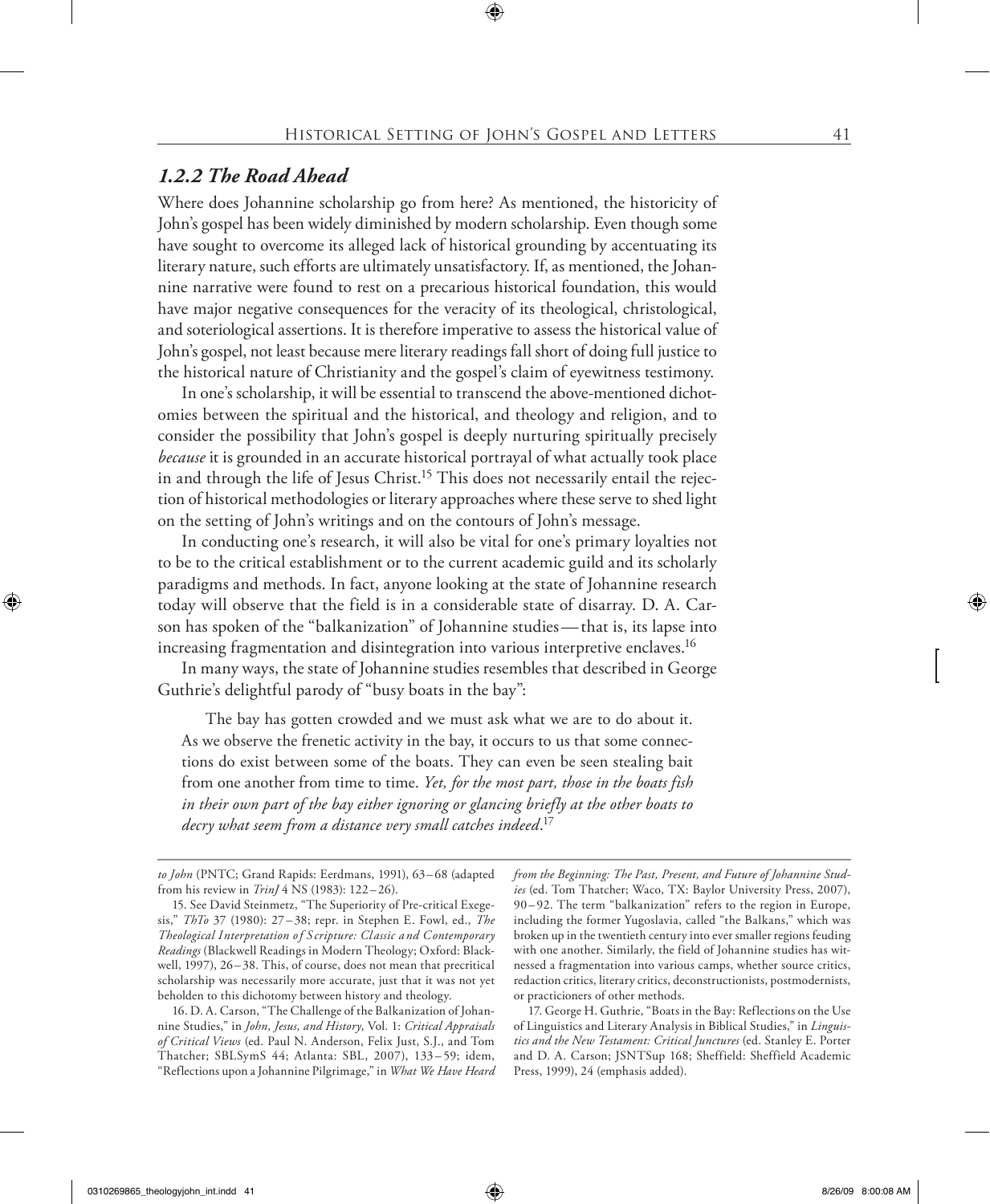### *1.2.2 The Road Ahead*

Where does Johannine scholarship go from here? As mentioned, the historicity of John's gospel has been widely diminished by modern scholarship. Even though some have sought to overcome its alleged lack of historical grounding by accentuating its literary nature, such efforts are ultimately unsatisfactory. If, as mentioned, the Johannine narrative were found to rest on a precarious historical foundation, this would have major negative consequences for the veracity of its theological, christological, and soteriological assertions. It is therefore imperative to assess the historical value of John's gospel, not least because mere literary readings fall short of doing full justice to the historical nature of Christianity and the gospel's claim of eyewitness testimony.

In one's scholarship, it will be essential to transcend the above-mentioned dichotomies between the spiritual and the historical, and theology and religion, and to consider the possibility that John's gospel is deeply nurturing spiritually precisely *because* it is grounded in an accurate historical portrayal of what actually took place in and through the life of Jesus Christ.[15] This does not necessarily entail the rejection of historical methodologies or literary approaches where these serve to shed light on the setting of John's writings and on the contours of John's message.

In conducting one's research, it will also be vital for one's primary loyalties not to be to the critical establishment or to the current academic guild and its scholarly paradigms and methods. In fact, anyone looking at the state of Johannine research today will observe that the field is in a considerable state of disarray. D. A. Carson has spoken of the "balkanization" of Johannine studies — that is, its lapse into increasing fragmentation and disintegration into various interpretive enclaves.[16]

In many ways, the state of Johannine studies resembles that described in George Guthrie's delightful parody of "busy boats in the bay":

> The bay has gotten crowded and we must ask what we are to do about it. As we observe the frenetic activity in the bay, it occurs to us that some connections do exist between some of the boats. They can even be seen stealing bait from one another from time to time. *Yet, for the most part, those in the boats fish in their own part of the bay either ignoring or glancing briefly at the other boats to decry what seem from a distance very small catches indeed*.[17]

---

*to John* (PNTC; Grand Rapids: Eerdmans, 1991), 63 – 68 (adapted from his review in *TrinJ* 4 NS (1983): 122 – 26).

15. See David Steinmetz, "The Superiority of Pre-critical Exegesis," *ThTo* 37 (1980): 27 – 38; repr. in Stephen E. Fowl, ed., *The Theological Interpretation of Scripture: Classic and Contemporary Readings* (Blackwell Readings in Modern Theology; Oxford: Blackwell, 1997), 26 – 38. This, of course, does not mean that precritical scholarship was necessarily more accurate, just that it was not yet beholden to this dichotomy between history and theology.

16. D. A. Carson, "The Challenge of the Balkanization of Johannine Studies," in *John, Jesus, and History*, Vol. 1: *Critical Appraisals of Critical Views* (ed. Paul N. Anderson, Felix Just, S.J., and Tom Thatcher; SBLSymS 44; Atlanta: SBL, 2007), 133 – 59; idem, "Reflections upon a Johannine Pilgrimage," in *What We Have Heard from the Beginning: The Past, Present, and Future of Johannine Studies* (ed. Tom Thatcher; Waco, TX: Baylor University Press, 2007), 90 – 92. The term "balkanization" refers to the region in Europe, including the former Yugoslavia, called "the Balkans," which was broken up in the twentieth century into ever smaller regions feuding with one another. Similarly, the field of Johannine studies has witnessed a fragmentation into various camps, whether source critics, redaction critics, literary critics, deconstructionists, postmodernists, or practicioners of other methods.

17. George H. Guthrie, "Boats in the Bay: Reflections on the Use of Linguistics and Literary Analysis in Biblical Studies," in *Linguistics and the New Testament: Critical Junctures* (ed. Stanley E. Porter and D. A. Carson; JSNTSup 168; Sheffield: Sheffield Academic Press, 1999), 24 (emphasis added).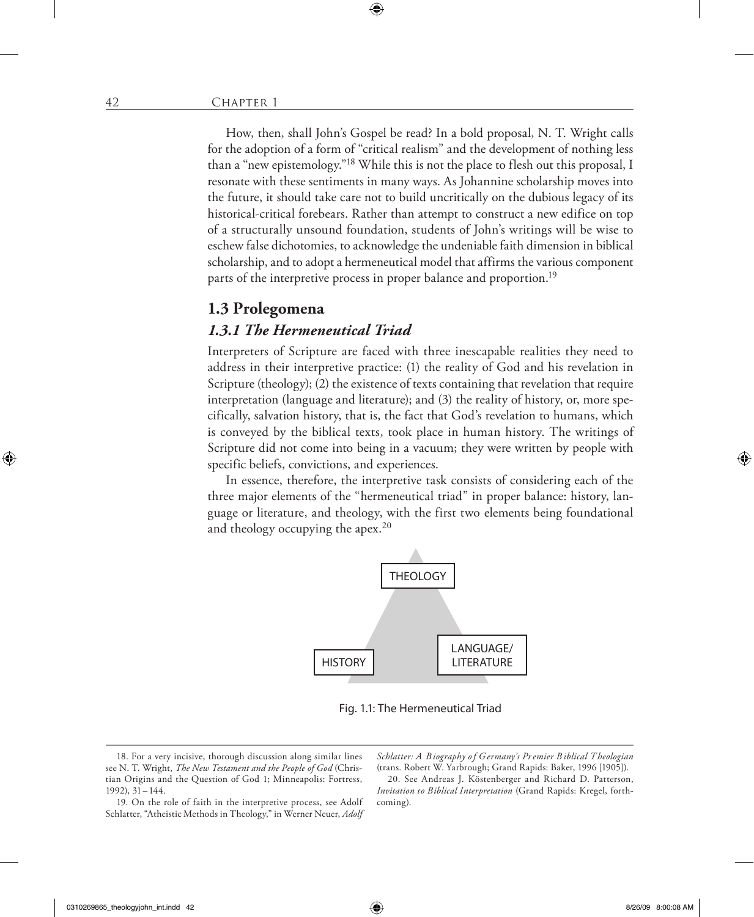How, then, shall John's Gospel be read? In a bold proposal, N. T. Wright calls for the adoption of a form of "critical realism" and the development of nothing less than a "new epistemology."[18] While this is not the place to flesh out this proposal, I resonate with these sentiments in many ways. As Johannine scholarship moves into the future, it should take care not to build uncritically on the dubious legacy of its historical-critical forebears. Rather than attempt to construct a new edifice on top of a structurally unsound foundation, students of John's writings will be wise to eschew false dichotomies, to acknowledge the undeniable faith dimension in biblical scholarship, and to adopt a hermeneutical model that affirms the various component parts of the interpretive process in proper balance and proportion.[19]

## 1.3 Prolegomena

### *1.3.1 The Hermeneutical Triad*

Interpreters of Scripture are faced with three inescapable realities they need to address in their interpretive practice: (1) the reality of God and his revelation in Scripture (theology); (2) the existence of texts containing that revelation that require interpretation (language and literature); and (3) the reality of history, or, more specifically, salvation history, that is, the fact that God's revelation to humans, which is conveyed by the biblical texts, took place in human history. The writings of Scripture did not come into being in a vacuum; they were written by people with specific beliefs, convictions, and experiences.

In essence, therefore, the interpretive task consists of considering each of the three major elements of the "hermeneutical triad" in proper balance: history, language or literature, and theology, with the first two elements being foundational and theology occupying the apex.[20]

THEOLOGY

HISTORY

LANGUAGE/
LITERATURE

Fig. 1.1: The Hermeneutical Triad

18. For a very incisive, thorough discussion along similar lines see N. T. Wright, *The New Testament and the People of God* (Christian Origins and the Question of God 1; Minneapolis: Fortress, 1992), 31 – 144.

19. On the role of faith in the interpretive process, see Adolf Schlatter, "Atheistic Methods in Theology," in Werner Neuer, *Adolf Schlatter: A Biography of Germany's Premier Biblical Theologian* (trans. Robert W. Yarbrough; Grand Rapids: Baker, 1996 [1905]).

20. See Andreas J. Köstenberger and Richard D. Patterson, *Invitation to Biblical Interpretation* (Grand Rapids: Kregel, forthcoming).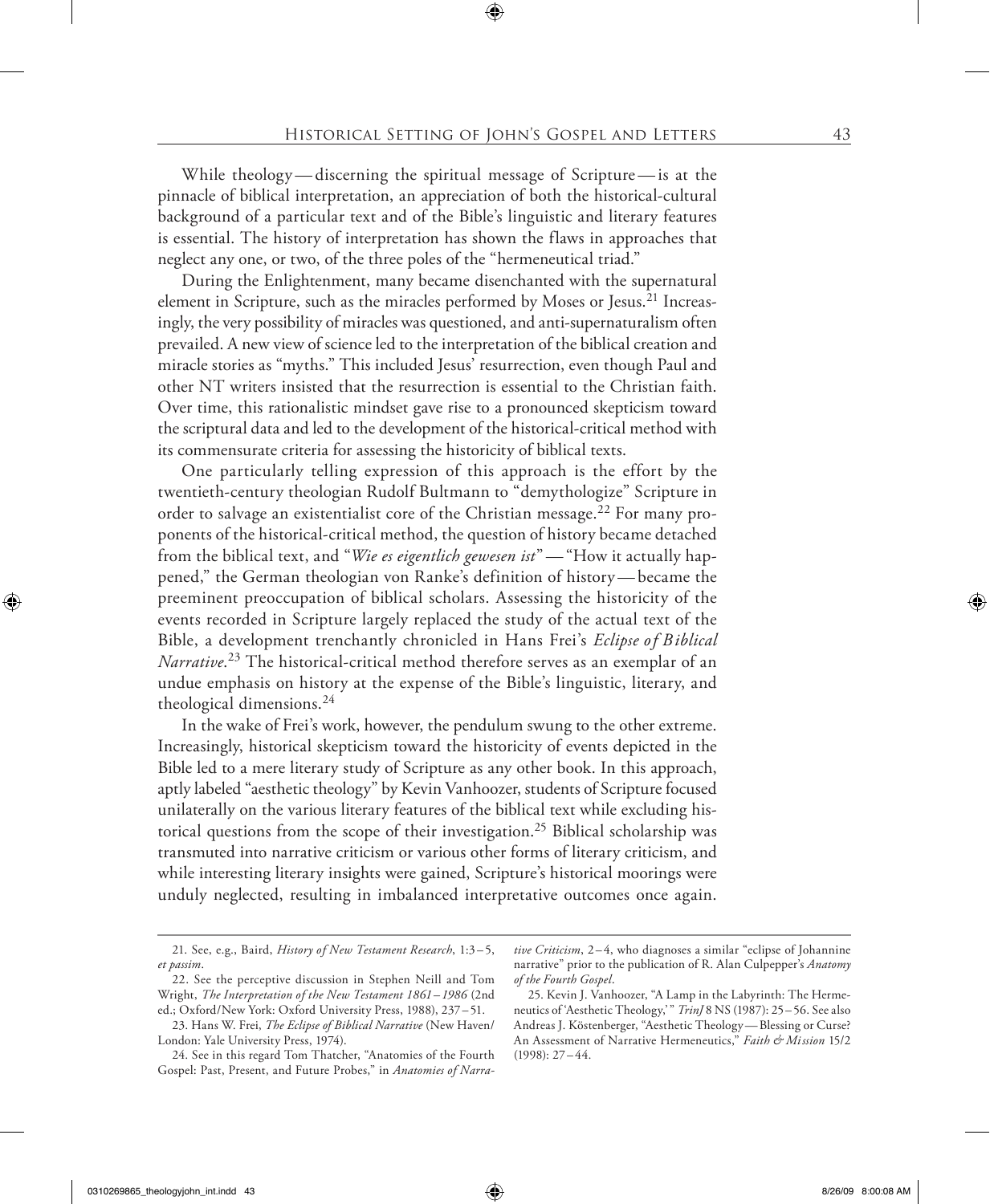While theology — discerning the spiritual message of Scripture — is at the pinnacle of biblical interpretation, an appreciation of both the historical-cultural background of a particular text and of the Bible's linguistic and literary features is essential. The history of interpretation has shown the flaws in approaches that neglect any one, or two, of the three poles of the "hermeneutical triad."

During the Enlightenment, many became disenchanted with the supernatural element in Scripture, such as the miracles performed by Moses or Jesus.[21] Increasingly, the very possibility of miracles was questioned, and anti-supernaturalism often prevailed. A new view of science led to the interpretation of the biblical creation and miracle stories as "myths." This included Jesus' resurrection, even though Paul and other NT writers insisted that the resurrection is essential to the Christian faith. Over time, this rationalistic mindset gave rise to a pronounced skepticism toward the scriptural data and led to the development of the historical-critical method with its commensurate criteria for assessing the historicity of biblical texts.

One particularly telling expression of this approach is the effort by the twentieth-century theologian Rudolf Bultmann to "demythologize" Scripture in order to salvage an existentialist core of the Christian message.[22] For many proponents of the historical-critical method, the question of history became detached from the biblical text, and "*Wie es eigentlich gewesen ist*" — "How it actually happened," the German theologian von Ranke's definition of history — became the preeminent preoccupation of biblical scholars. Assessing the historicity of the events recorded in Scripture largely replaced the study of the actual text of the Bible, a development trenchantly chronicled in Hans Frei's *Eclipse of Biblical Narrative*.[23] The historical-critical method therefore serves as an exemplar of an undue emphasis on history at the expense of the Bible's linguistic, literary, and theological dimensions.[24]

In the wake of Frei's work, however, the pendulum swung to the other extreme. Increasingly, historical skepticism toward the historicity of events depicted in the Bible led to a mere literary study of Scripture as any other book. In this approach, aptly labeled "aesthetic theology" by Kevin Vanhoozer, students of Scripture focused unilaterally on the various literary features of the biblical text while excluding historical questions from the scope of their investigation.[25] Biblical scholarship was transmuted into narrative criticism or various other forms of literary criticism, and while interesting literary insights were gained, Scripture's historical moorings were unduly neglected, resulting in imbalanced interpretative outcomes once again.

---

21. See, e.g., Baird, *History of New Testament Research*, 1:3 – 5, *et passim*.

22. See the perceptive discussion in Stephen Neill and Tom Wright, *The Interpretation of the New Testament 1861 – 1986* (2nd ed.; Oxford/New York: Oxford University Press, 1988), 237 – 51.

23. Hans W. Frei, *The Eclipse of Biblical Narrative* (New Haven/London: Yale University Press, 1974).

24. See in this regard Tom Thatcher, "Anatomies of the Fourth Gospel: Past, Present, and Future Probes," in *Anatomies of Narrative Criticism*, 2 – 4, who diagnoses a similar "eclipse of Johannine narrative" prior to the publication of R. Alan Culpepper's *Anatomy of the Fourth Gospel*.

25. Kevin J. Vanhoozer, "A Lamp in the Labyrinth: The Hermeneutics of 'Aesthetic Theology,' " *TrinJ* 8 NS (1987): 25 – 56. See also Andreas J. Köstenberger, "Aesthetic Theology — Blessing or Curse? An Assessment of Narrative Hermeneutics," *Faith & Mission* 15/2 (1998): 27 – 44.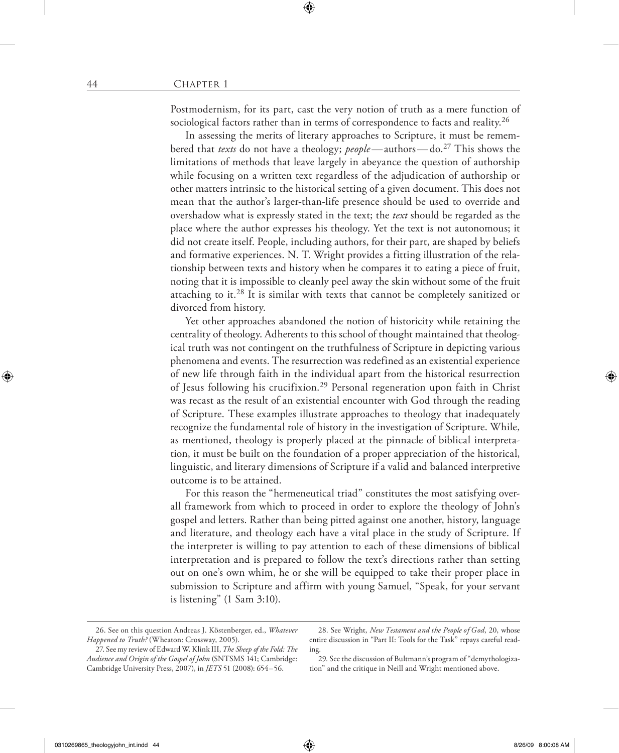Postmodernism, for its part, cast the very notion of truth as a mere function of sociological factors rather than in terms of correspondence to facts and reality.[26]

In assessing the merits of literary approaches to Scripture, it must be remembered that *texts* do not have a theology; *people*—authors—do.[27] This shows the limitations of methods that leave largely in abeyance the question of authorship while focusing on a written text regardless of the adjudication of authorship or other matters intrinsic to the historical setting of a given document. This does not mean that the author's larger-than-life presence should be used to override and overshadow what is expressly stated in the text; the *text* should be regarded as the place where the author expresses his theology. Yet the text is not autonomous; it did not create itself. People, including authors, for their part, are shaped by beliefs and formative experiences. N. T. Wright provides a fitting illustration of the relationship between texts and history when he compares it to eating a piece of fruit, noting that it is impossible to cleanly peel away the skin without some of the fruit attaching to it.[28] It is similar with texts that cannot be completely sanitized or divorced from history.

Yet other approaches abandoned the notion of historicity while retaining the centrality of theology. Adherents to this school of thought maintained that theological truth was not contingent on the truthfulness of Scripture in depicting various phenomena and events. The resurrection was redefined as an existential experience of new life through faith in the individual apart from the historical resurrection of Jesus following his crucifixion.[29] Personal regeneration upon faith in Christ was recast as the result of an existential encounter with God through the reading of Scripture. These examples illustrate approaches to theology that inadequately recognize the fundamental role of history in the investigation of Scripture. While, as mentioned, theology is properly placed at the pinnacle of biblical interpretation, it must be built on the foundation of a proper appreciation of the historical, linguistic, and literary dimensions of Scripture if a valid and balanced interpretive outcome is to be attained.

For this reason the "hermeneutical triad" constitutes the most satisfying overall framework from which to proceed in order to explore the theology of John's gospel and letters. Rather than being pitted against one another, history, language and literature, and theology each have a vital place in the study of Scripture. If the interpreter is willing to pay attention to each of these dimensions of biblical interpretation and is prepared to follow the text's directions rather than setting out on one's own whim, he or she will be equipped to take their proper place in submission to Scripture and affirm with young Samuel, "Speak, for your servant is listening" (1 Sam 3:10).

---

26. See on this question Andreas J. Köstenberger, ed., *Whatever Happened to Truth?* (Wheaton: Crossway, 2005).

27. See my review of Edward W. Klink III, *The Sheep of the Fold: The Audience and Origin of the Gospel of John* (SNTSMS 141; Cambridge: Cambridge University Press, 2007), in *JETS* 51 (2008): 654–56.

28. See Wright, *New Testament and the People of God*, 20, whose entire discussion in "Part II: Tools for the Task" repays careful reading.

29. See the discussion of Bultmann's program of "demythologization" and the critique in Neill and Wright mentioned above.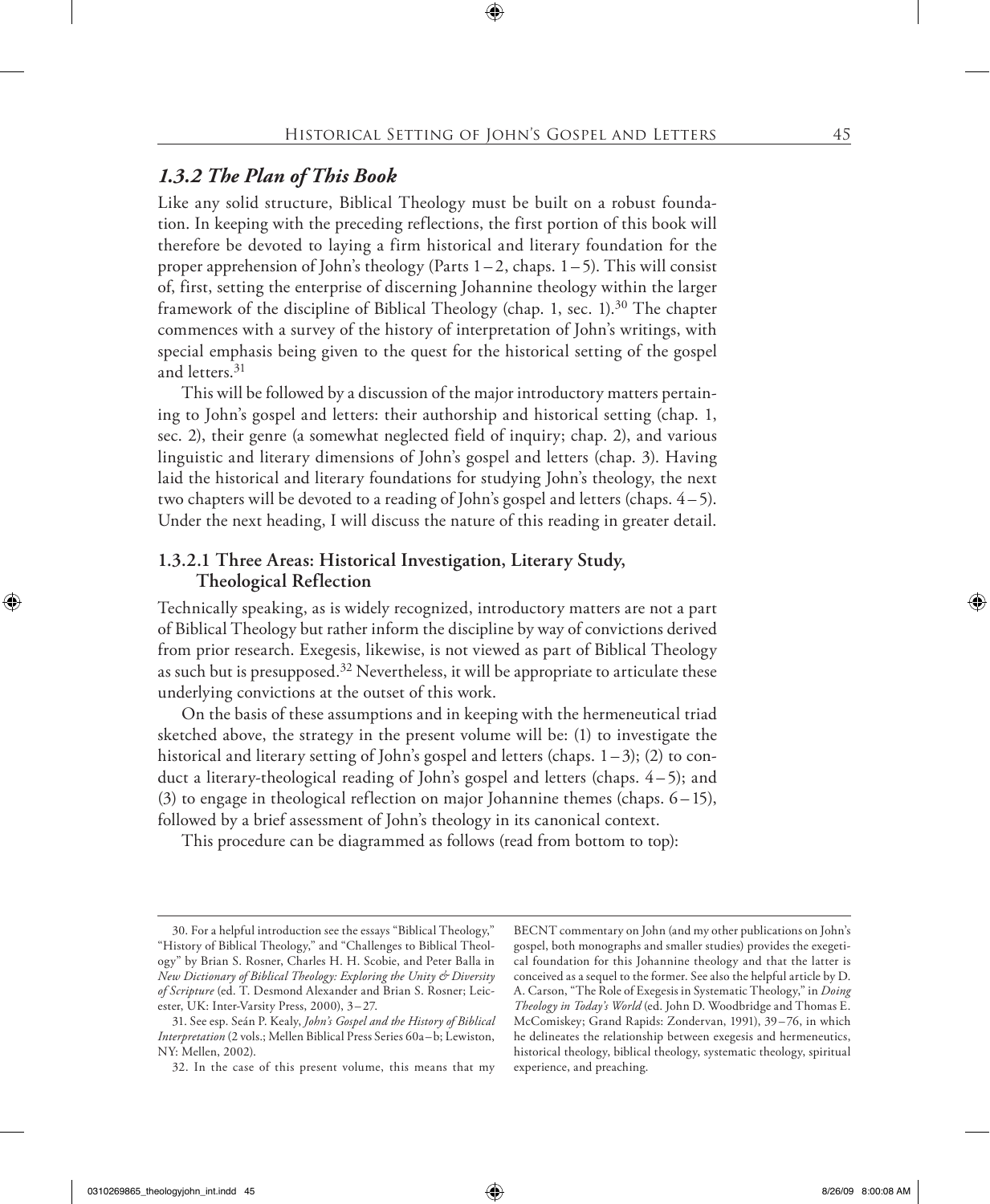## *1.3.2 The Plan of This Book*

Like any solid structure, Biblical Theology must be built on a robust foundation. In keeping with the preceding reflections, the first portion of this book will therefore be devoted to laying a firm historical and literary foundation for the proper apprehension of John's theology (Parts 1–2, chaps. 1–5). This will consist of, first, setting the enterprise of discerning Johannine theology within the larger framework of the discipline of Biblical Theology (chap. 1, sec. 1).[30] The chapter commences with a survey of the history of interpretation of John's writings, with special emphasis being given to the quest for the historical setting of the gospel and letters.[31]

This will be followed by a discussion of the major introductory matters pertaining to John's gospel and letters: their authorship and historical setting (chap. 1, sec. 2), their genre (a somewhat neglected field of inquiry; chap. 2), and various linguistic and literary dimensions of John's gospel and letters (chap. 3). Having laid the historical and literary foundations for studying John's theology, the next two chapters will be devoted to a reading of John's gospel and letters (chaps. 4–5). Under the next heading, I will discuss the nature of this reading in greater detail.

### 1.3.2.1 Three Areas: Historical Investigation, Literary Study, Theological Reflection

Technically speaking, as is widely recognized, introductory matters are not a part of Biblical Theology but rather inform the discipline by way of convictions derived from prior research. Exegesis, likewise, is not viewed as part of Biblical Theology as such but is presupposed.[32] Nevertheless, it will be appropriate to articulate these underlying convictions at the outset of this work.

On the basis of these assumptions and in keeping with the hermeneutical triad sketched above, the strategy in the present volume will be: (1) to investigate the historical and literary setting of John's gospel and letters (chaps. 1–3); (2) to conduct a literary-theological reading of John's gospel and letters (chaps. 4–5); and (3) to engage in theological reflection on major Johannine themes (chaps. 6–15), followed by a brief assessment of John's theology in its canonical context.

This procedure can be diagrammed as follows (read from bottom to top):

---

30. For a helpful introduction see the essays "Biblical Theology," "History of Biblical Theology," and "Challenges to Biblical Theology" by Brian S. Rosner, Charles H. H. Scobie, and Peter Balla in *New Dictionary of Biblical Theology: Exploring the Unity & Diversity of Scripture* (ed. T. Desmond Alexander and Brian S. Rosner; Leicester, UK: Inter-Varsity Press, 2000), 3–27.

31. See esp. Seán P. Kealy, *John's Gospel and the History of Biblical Interpretation* (2 vols.; Mellen Biblical Press Series 60a–b; Lewiston, NY: Mellen, 2002).

32. In the case of this present volume, this means that my BECNT commentary on John (and my other publications on John's gospel, both monographs and smaller studies) provides the exegetical foundation for this Johannine theology and that the latter is conceived as a sequel to the former. See also the helpful article by D. A. Carson, "The Role of Exegesis in Systematic Theology," in *Doing Theology in Today's World* (ed. John D. Woodbridge and Thomas E. McComiskey; Grand Rapids: Zondervan, 1991), 39–76, in which he delineates the relationship between exegesis and hermeneutics, historical theology, biblical theology, systematic theology, spiritual experience, and preaching.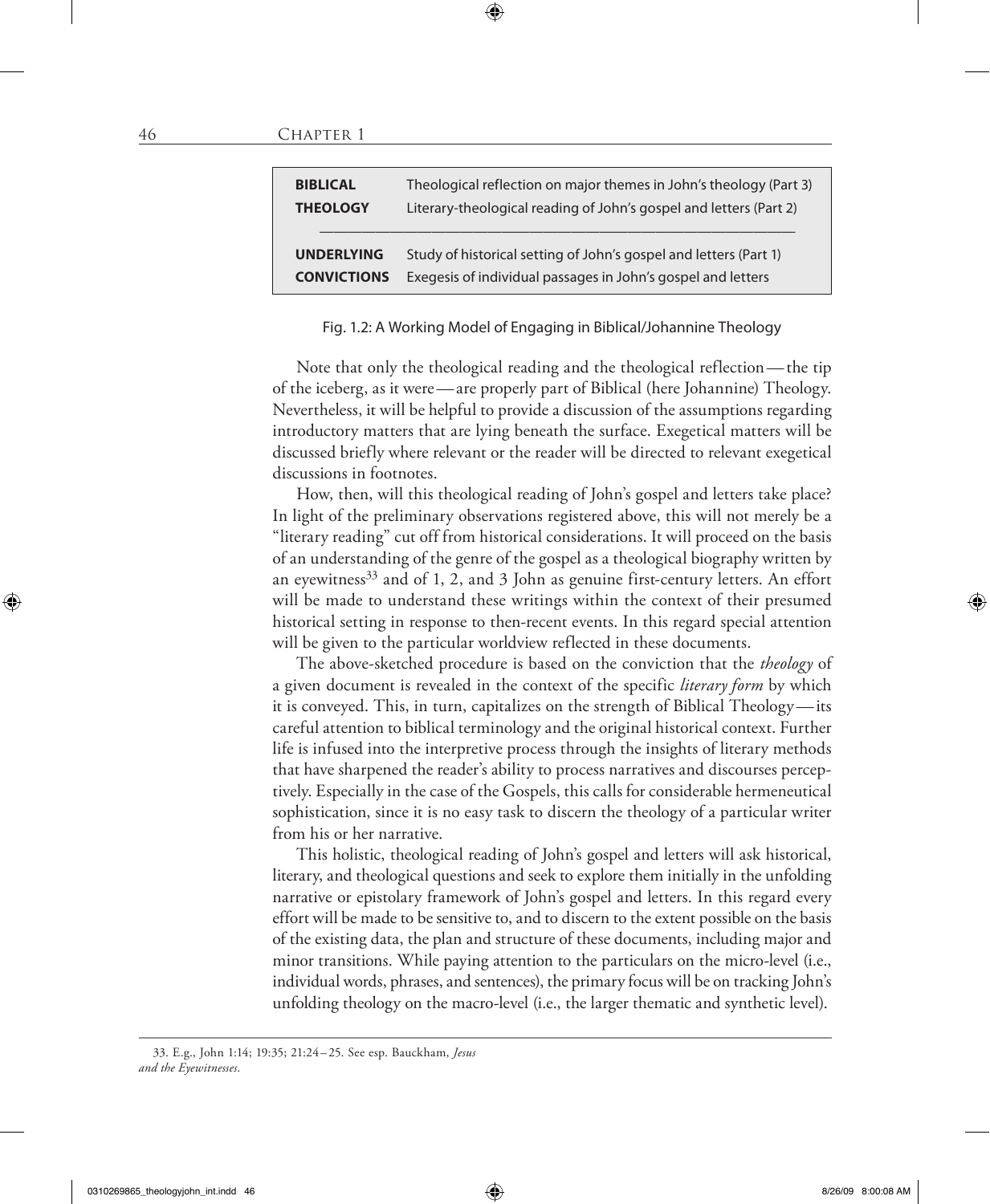| | |
|---|---|
| **BIBLICAL** | Theological reflection on major themes in John's theology (Part 3) |
| **THEOLOGY** | Literary-theological reading of John's gospel and letters (Part 2) |
| **UNDERLYING** | Study of historical setting of John's gospel and letters (Part 1) |
| **CONVICTIONS** | Exegesis of individual passages in John's gospel and letters |

Fig. 1.2: A Working Model of Engaging in Biblical/Johannine Theology

Note that only the theological reading and the theological reflection — the tip of the iceberg, as it were — are properly part of Biblical (here Johannine) Theology. Nevertheless, it will be helpful to provide a discussion of the assumptions regarding introductory matters that are lying beneath the surface. Exegetical matters will be discussed briefly where relevant or the reader will be directed to relevant exegetical discussions in footnotes.

How, then, will this theological reading of John's gospel and letters take place? In light of the preliminary observations registered above, this will not merely be a "literary reading" cut off from historical considerations. It will proceed on the basis of an understanding of the genre of the gospel as a theological biography written by an eyewitness[33] and of 1, 2, and 3 John as genuine first-century letters. An effort will be made to understand these writings within the context of their presumed historical setting in response to then-recent events. In this regard special attention will be given to the particular worldview reflected in these documents.

The above-sketched procedure is based on the conviction that the *theology* of a given document is revealed in the context of the specific *literary form* by which it is conveyed. This, in turn, capitalizes on the strength of Biblical Theology — its careful attention to biblical terminology and the original historical context. Further life is infused into the interpretive process through the insights of literary methods that have sharpened the reader's ability to process narratives and discourses perceptively. Especially in the case of the Gospels, this calls for considerable hermeneutical sophistication, since it is no easy task to discern the theology of a particular writer from his or her narrative.

This holistic, theological reading of John's gospel and letters will ask historical, literary, and theological questions and seek to explore them initially in the unfolding narrative or epistolary framework of John's gospel and letters. In this regard every effort will be made to be sensitive to, and to discern to the extent possible on the basis of the existing data, the plan and structure of these documents, including major and minor transitions. While paying attention to the particulars on the micro-level (i.e., individual words, phrases, and sentences), the primary focus will be on tracking John's unfolding theology on the macro-level (i.e., the larger thematic and synthetic level).

33. E.g., John 1:14; 19:35; 21:24 – 25. See esp. Bauckham, *Jesus and the Eyewitnesses*.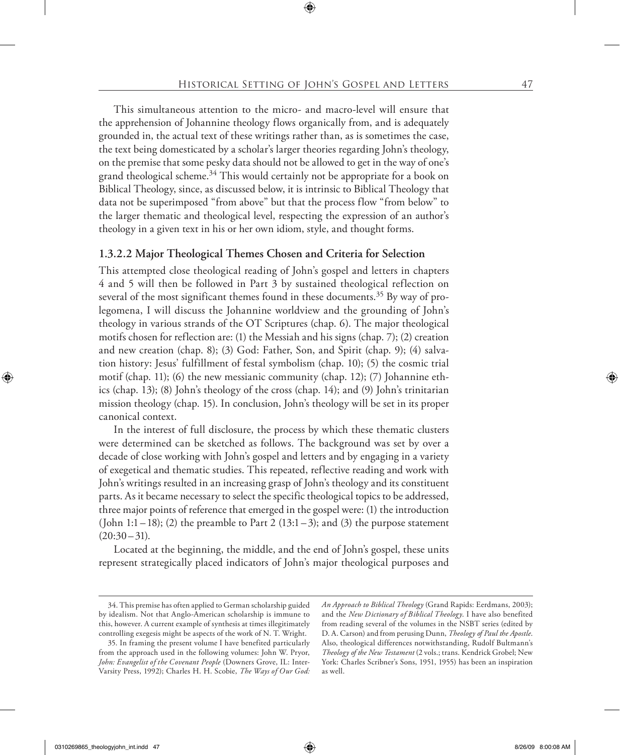This simultaneous attention to the micro- and macro-level will ensure that the apprehension of Johannine theology flows organically from, and is adequately grounded in, the actual text of these writings rather than, as is sometimes the case, the text being domesticated by a scholar's larger theories regarding John's theology, on the premise that some pesky data should not be allowed to get in the way of one's grand theological scheme.[34] This would certainly not be appropriate for a book on Biblical Theology, since, as discussed below, it is intrinsic to Biblical Theology that data not be superimposed "from above" but that the process flow "from below" to the larger thematic and theological level, respecting the expression of an author's theology in a given text in his or her own idiom, style, and thought forms.

### 1.3.2.2 Major Theological Themes Chosen and Criteria for Selection

This attempted close theological reading of John's gospel and letters in chapters 4 and 5 will then be followed in Part 3 by sustained theological reflection on several of the most significant themes found in these documents.[35] By way of prolegomena, I will discuss the Johannine worldview and the grounding of John's theology in various strands of the OT Scriptures (chap. 6). The major theological motifs chosen for reflection are: (1) the Messiah and his signs (chap. 7); (2) creation and new creation (chap. 8); (3) God: Father, Son, and Spirit (chap. 9); (4) salvation history: Jesus' fulfillment of festal symbolism (chap. 10); (5) the cosmic trial motif (chap. 11); (6) the new messianic community (chap. 12); (7) Johannine ethics (chap. 13); (8) John's theology of the cross (chap. 14); and (9) John's trinitarian mission theology (chap. 15). In conclusion, John's theology will be set in its proper canonical context.

In the interest of full disclosure, the process by which these thematic clusters were determined can be sketched as follows. The background was set by over a decade of close working with John's gospel and letters and by engaging in a variety of exegetical and thematic studies. This repeated, reflective reading and work with John's writings resulted in an increasing grasp of John's theology and its constituent parts. As it became necessary to select the specific theological topics to be addressed, three major points of reference that emerged in the gospel were: (1) the introduction (John 1:1–18); (2) the preamble to Part 2 (13:1–3); and (3) the purpose statement (20:30–31).

Located at the beginning, the middle, and the end of John's gospel, these units represent strategically placed indicators of John's major theological purposes and

34. This premise has often applied to German scholarship guided by idealism. Not that Anglo-American scholarship is immune to this, however. A current example of synthesis at times illegitimately controlling exegesis might be aspects of the work of N. T. Wright.

35. In framing the present volume I have benefited particularly from the approach used in the following volumes: John W. Pryor, *John: Evangelist of the Covenant People* (Downers Grove, IL: InterVarsity Press, 1992); Charles H. H. Scobie, *The Ways of Our God: An Approach to Biblical Theology* (Grand Rapids: Eerdmans, 2003); and the *New Dictionary of Biblical Theology*. I have also benefited from reading several of the volumes in the NSBT series (edited by D. A. Carson) and from perusing Dunn, *Theology of Paul the Apostle*. Also, theological differences notwithstanding, Rudolf Bultmann's *Theology of the New Testament* (2 vols.; trans. Kendrick Grobel; New York: Charles Scribner's Sons, 1951, 1955) has been an inspiration as well.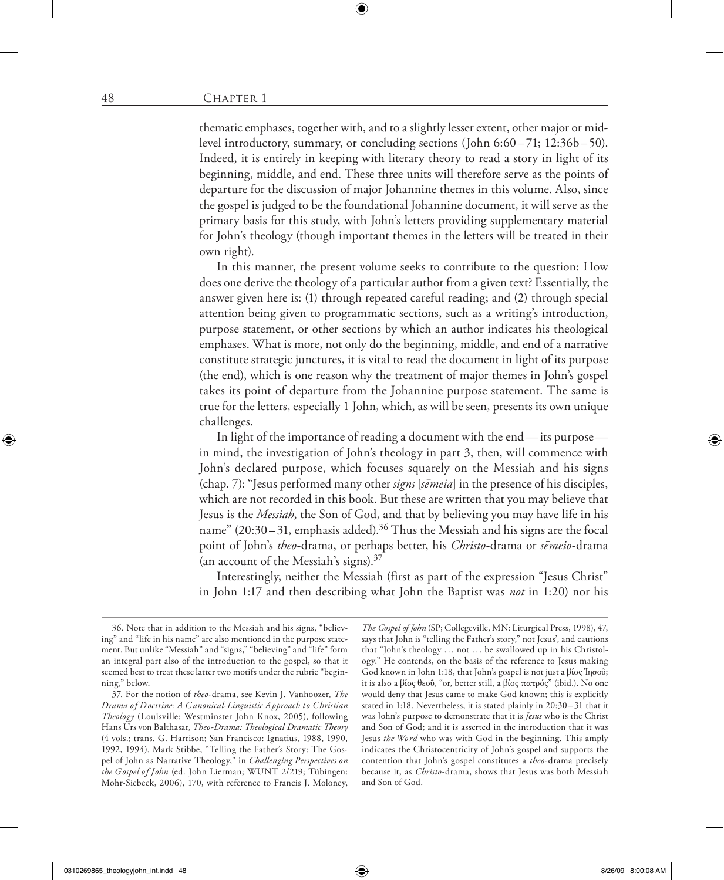thematic emphases, together with, and to a slightly lesser extent, other major or mid-level introductory, summary, or concluding sections (John 6:60 – 71; 12:36b – 50). Indeed, it is entirely in keeping with literary theory to read a story in light of its beginning, middle, and end. These three units will therefore serve as the points of departure for the discussion of major Johannine themes in this volume. Also, since the gospel is judged to be the foundational Johannine document, it will serve as the primary basis for this study, with John's letters providing supplementary material for John's theology (though important themes in the letters will be treated in their own right).

In this manner, the present volume seeks to contribute to the question: How does one derive the theology of a particular author from a given text? Essentially, the answer given here is: (1) through repeated careful reading; and (2) through special attention being given to programmatic sections, such as a writing's introduction, purpose statement, or other sections by which an author indicates his theological emphases. What is more, not only do the beginning, middle, and end of a narrative constitute strategic junctures, it is vital to read the document in light of its purpose (the end), which is one reason why the treatment of major themes in John's gospel takes its point of departure from the Johannine purpose statement. The same is true for the letters, especially 1 John, which, as will be seen, presents its own unique challenges.

In light of the importance of reading a document with the end — its purpose — in mind, the investigation of John's theology in part 3, then, will commence with John's declared purpose, which focuses squarely on the Messiah and his signs (chap. 7): "Jesus performed many other *signs* [*sēmeia*] in the presence of his disciples, which are not recorded in this book. But these are written that you may believe that Jesus is the *Messiah*, the Son of God, and that by believing you may have life in his name" (20:30 – 31, emphasis added).[36] Thus the Messiah and his signs are the focal point of John's *theo*-drama, or perhaps better, his *Christo*-drama or *sēmeio*-drama (an account of the Messiah's signs).[37]

Interestingly, neither the Messiah (first as part of the expression "Jesus Christ" in John 1:17 and then describing what John the Baptist was *not* in 1:20) nor his

---

36. Note that in addition to the Messiah and his signs, "believing" and "life in his name" are also mentioned in the purpose statement. But unlike "Messiah" and "signs," "believing" and "life" form an integral part also of the introduction to the gospel, so that it seemed best to treat these latter two motifs under the rubric "beginning," below.

37. For the notion of *theo*-drama, see Kevin J. Vanhoozer, *The Drama of Doctrine: A Canonical-Linguistic Approach to Christian Theology* (Louisville: Westminster John Knox, 2005), following Hans Urs von Balthasar, *Theo-Drama: Theological Dramatic Theory* (4 vols.; trans. G. Harrison; San Francisco: Ignatius, 1988, 1990, 1992, 1994). Mark Stibbe, "Telling the Father's Story: The Gospel of John as Narrative Theology," in *Challenging Perspectives on the Gospel of John* (ed. John Lierman; WUNT 2/219; Tübingen: Mohr-Siebeck, 2006), 170, with reference to Francis J. Moloney, *The Gospel of John* (SP; Collegeville, MN: Liturgical Press, 1998), 47, says that John is "telling the Father's story," not Jesus', and cautions that "John's theology … not … be swallowed up in his Christology." He contends, on the basis of the reference to Jesus making God known in John 1:18, that John's gospel is not just a βίος Ἰησοῦ; it is also a βίος θεοῦ, "or, better still, a βίος πατρός" (ibid.). No one would deny that Jesus came to make God known; this is explicitly stated in 1:18. Nevertheless, it is stated plainly in 20:30 – 31 that it was John's purpose to demonstrate that it is *Jesus* who is the Christ and Son of God; and it is asserted in the introduction that it was Jesus *the Word* who was with God in the beginning. This amply indicates the Christocentricity of John's gospel and supports the contention that John's gospel constitutes a *theo*-drama precisely because it, as *Christo*-drama, shows that Jesus was both Messiah and Son of God.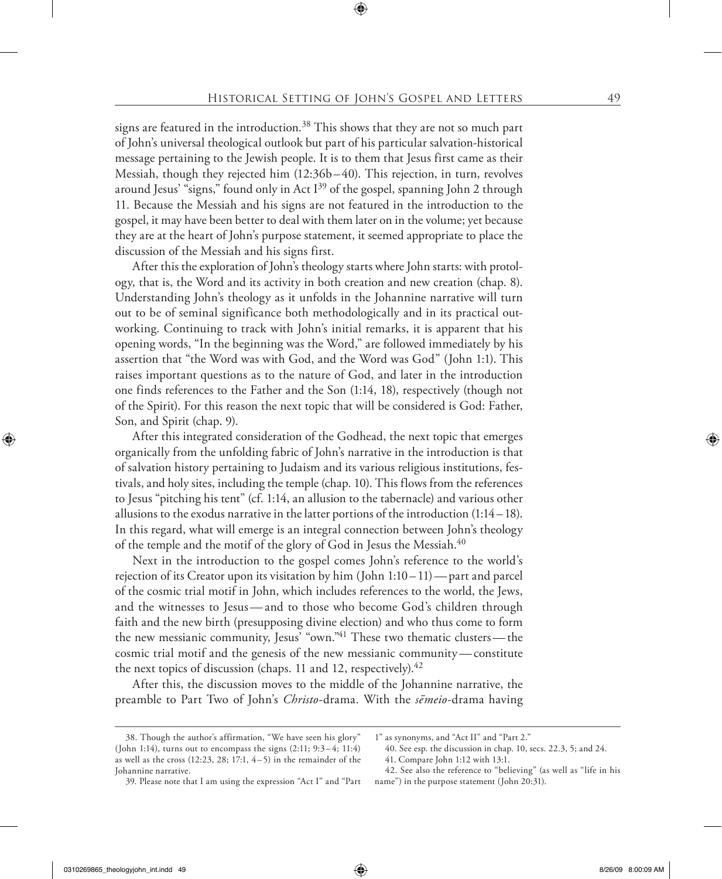signs are featured in the introduction.[38] This shows that they are not so much part of John's universal theological outlook but part of his particular salvation-historical message pertaining to the Jewish people. It is to them that Jesus first came as their Messiah, though they rejected him (12:36b–40). This rejection, in turn, revolves around Jesus' "signs," found only in Act I[39] of the gospel, spanning John 2 through 11. Because the Messiah and his signs are not featured in the introduction to the gospel, it may have been better to deal with them later on in the volume; yet because they are at the heart of John's purpose statement, it seemed appropriate to place the discussion of the Messiah and his signs first.

After this the exploration of John's theology starts where John starts: with protology, that is, the Word and its activity in both creation and new creation (chap. 8). Understanding John's theology as it unfolds in the Johannine narrative will turn out to be of seminal significance both methodologically and in its practical outworking. Continuing to track with John's initial remarks, it is apparent that his opening words, "In the beginning was the Word," are followed immediately by his assertion that "the Word was with God, and the Word was God" (John 1:1). This raises important questions as to the nature of God, and later in the introduction one finds references to the Father and the Son (1:14, 18), respectively (though not of the Spirit). For this reason the next topic that will be considered is God: Father, Son, and Spirit (chap. 9).

After this integrated consideration of the Godhead, the next topic that emerges organically from the unfolding fabric of John's narrative in the introduction is that of salvation history pertaining to Judaism and its various religious institutions, festivals, and holy sites, including the temple (chap. 10). This flows from the references to Jesus "pitching his tent" (cf. 1:14, an allusion to the tabernacle) and various other allusions to the exodus narrative in the latter portions of the introduction (1:14–18). In this regard, what will emerge is an integral connection between John's theology of the temple and the motif of the glory of God in Jesus the Messiah.[40]

Next in the introduction to the gospel comes John's reference to the world's rejection of its Creator upon its visitation by him (John 1:10–11)—part and parcel of the cosmic trial motif in John, which includes references to the world, the Jews, and the witnesses to Jesus—and to those who become God's children through faith and the new birth (presupposing divine election) and who thus come to form the new messianic community, Jesus' "own."[41] These two thematic clusters—the cosmic trial motif and the genesis of the new messianic community—constitute the next topics of discussion (chaps. 11 and 12, respectively).[42]

After this, the discussion moves to the middle of the Johannine narrative, the preamble to Part Two of John's *Christo*-drama. With the *sēmeio*-drama having

38. Though the author's affirmation, "We have seen his glory" (John 1:14), turns out to encompass the signs (2:11; 9:3–4; 11:4) as well as the cross (12:23, 28; 17:1, 4–5) in the remainder of the Johannine narrative.

39. Please note that I am using the expression "Act I" and "Part 1" as synonyms, and "Act II" and "Part 2."

40. See esp. the discussion in chap. 10, secs. 22.3, 5; and 24.

41. Compare John 1:12 with 13:1.

42. See also the reference to "believing" (as well as "life in his name") in the purpose statement (John 20:31).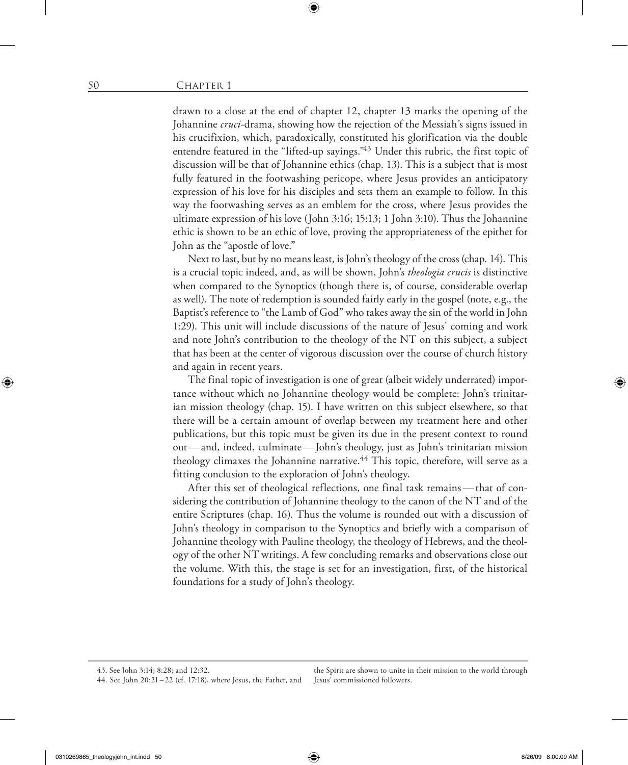drawn to a close at the end of chapter 12, chapter 13 marks the opening of the Johannine *cruci*-drama, showing how the rejection of the Messiah's signs issued in his crucifixion, which, paradoxically, constituted his glorification via the double entendre featured in the "lifted-up sayings."[43] Under this rubric, the first topic of discussion will be that of Johannine ethics (chap. 13). This is a subject that is most fully featured in the footwashing pericope, where Jesus provides an anticipatory expression of his love for his disciples and sets them an example to follow. In this way the footwashing serves as an emblem for the cross, where Jesus provides the ultimate expression of his love (John 3:16; 15:13; 1 John 3:10). Thus the Johannine ethic is shown to be an ethic of love, proving the appropriateness of the epithet for John as the "apostle of love."

Next to last, but by no means least, is John's theology of the cross (chap. 14). This is a crucial topic indeed, and, as will be shown, John's *theologia crucis* is distinctive when compared to the Synoptics (though there is, of course, considerable overlap as well). The note of redemption is sounded fairly early in the gospel (note, e.g., the Baptist's reference to "the Lamb of God" who takes away the sin of the world in John 1:29). This unit will include discussions of the nature of Jesus' coming and work and note John's contribution to the theology of the NT on this subject, a subject that has been at the center of vigorous discussion over the course of church history and again in recent years.

The final topic of investigation is one of great (albeit widely underrated) importance without which no Johannine theology would be complete: John's trinitarian mission theology (chap. 15). I have written on this subject elsewhere, so that there will be a certain amount of overlap between my treatment here and other publications, but this topic must be given its due in the present context to round out — and, indeed, culminate — John's theology, just as John's trinitarian mission theology climaxes the Johannine narrative.[44] This topic, therefore, will serve as a fitting conclusion to the exploration of John's theology.

After this set of theological reflections, one final task remains — that of considering the contribution of Johannine theology to the canon of the NT and of the entire Scriptures (chap. 16). Thus the volume is rounded out with a discussion of John's theology in comparison to the Synoptics and briefly with a comparison of Johannine theology with Pauline theology, the theology of Hebrews, and the theology of the other NT writings. A few concluding remarks and observations close out the volume. With this, the stage is set for an investigation, first, of the historical foundations for a study of John's theology.

---

43. See John 3:14; 8:28; and 12:32.

44. See John 20:21 – 22 (cf. 17:18), where Jesus, the Father, and the Spirit are shown to unite in their mission to the world through Jesus' commissioned followers.